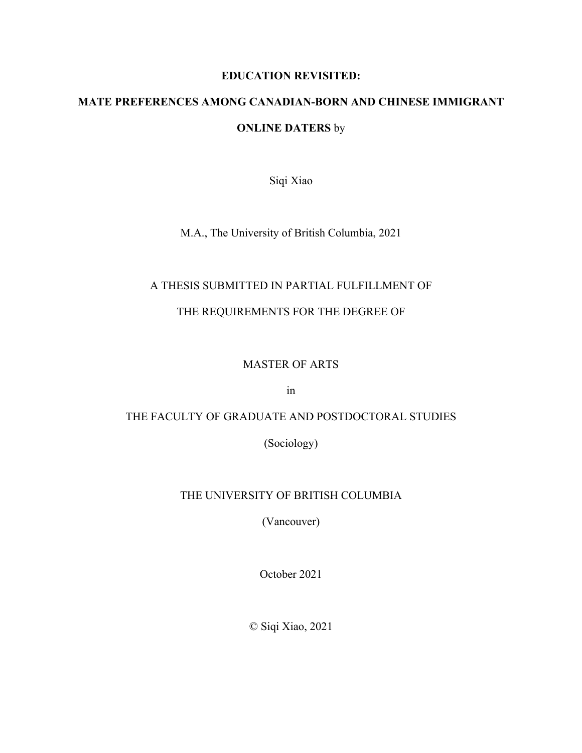**EDUCATION REVISITED:**

**MATE PREFERENCES AMONG CANADIAN-BORN AND CHINESE IMMIGRANT ONLINE DATERS** by

Siqi Xiao

M.A., The University of British Columbia, 2021

A THESIS SUBMITTED IN PARTIAL FULFILLMENT OF

THE REQUIREMENTS FOR THE DEGREE OF

MASTER OF ARTS

in

THE FACULTY OF GRADUATE AND POSTDOCTORAL STUDIES

(Sociology)

THE UNIVERSITY OF BRITISH COLUMBIA

(Vancouver)

October 2021

© Siqi Xiao, 2021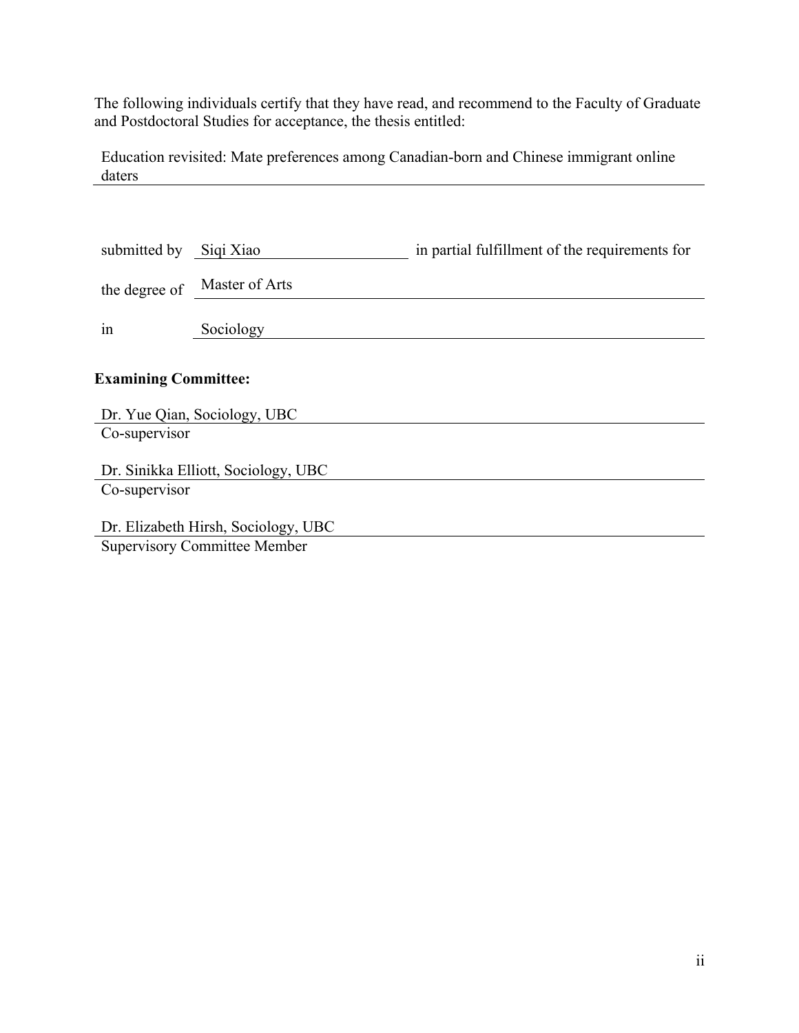The following individuals certify that they have read, and recommend to the Faculty of Graduate and Postdoctoral Studies for acceptance, the thesis entitled:

Education revisited: Mate preferences among Canadian-born and Chinese immigrant online daters

submitted by Siqi Xiao in partial fulfillment of the requirements for

the degree of Master of Arts

in Sociology

**Examining Committee:**

Dr. Yue Qian, Sociology, UBC
Co-supervisor

Dr. Sinikka Elliott, Sociology, UBC
Co-supervisor

Dr. Elizabeth Hirsh, Sociology, UBC
Supervisory Committee Member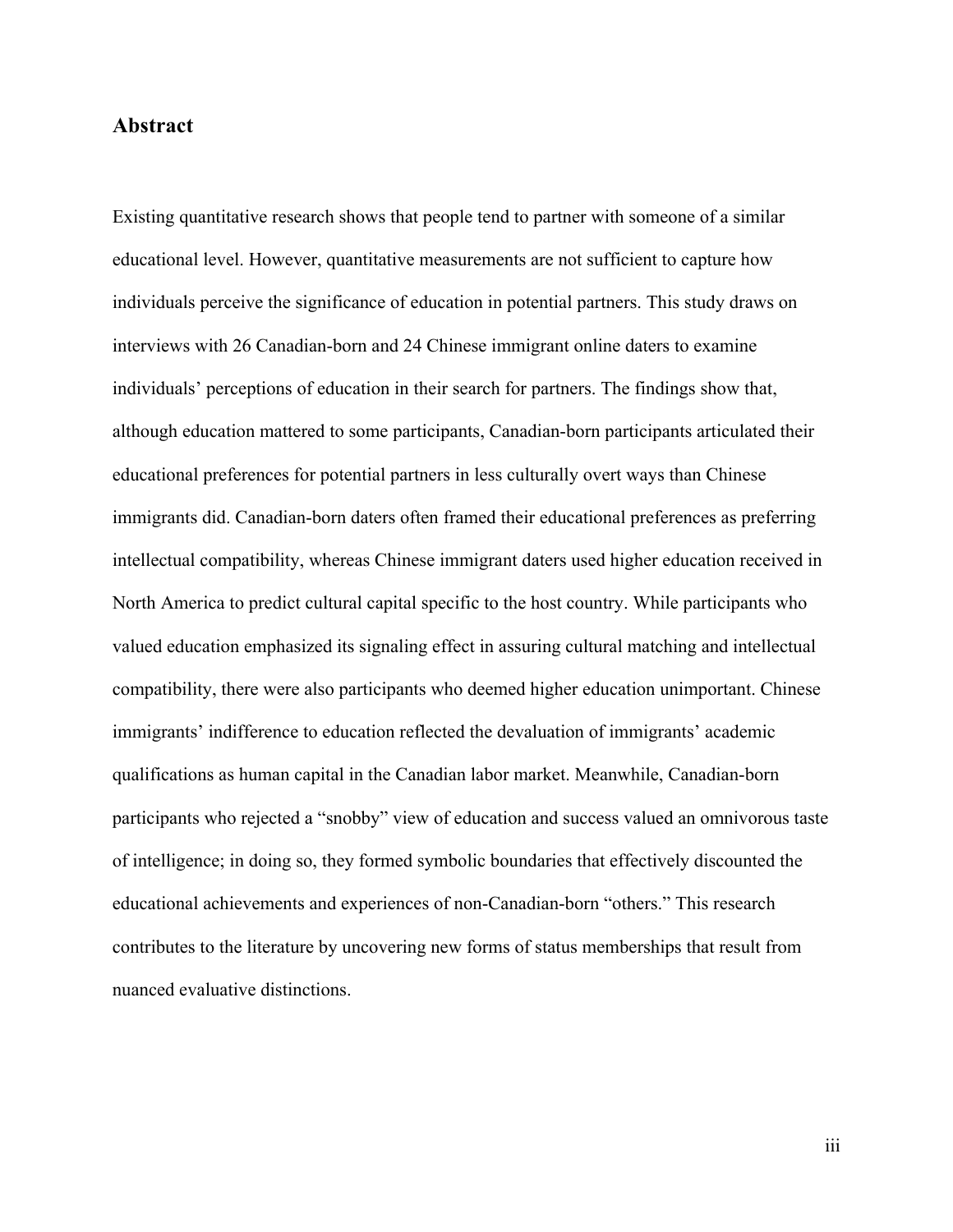## Abstract

Existing quantitative research shows that people tend to partner with someone of a similar educational level. However, quantitative measurements are not sufficient to capture how individuals perceive the significance of education in potential partners. This study draws on interviews with 26 Canadian-born and 24 Chinese immigrant online daters to examine individuals' perceptions of education in their search for partners. The findings show that, although education mattered to some participants, Canadian-born participants articulated their educational preferences for potential partners in less culturally overt ways than Chinese immigrants did. Canadian-born daters often framed their educational preferences as preferring intellectual compatibility, whereas Chinese immigrant daters used higher education received in North America to predict cultural capital specific to the host country. While participants who valued education emphasized its signaling effect in assuring cultural matching and intellectual compatibility, there were also participants who deemed higher education unimportant. Chinese immigrants' indifference to education reflected the devaluation of immigrants' academic qualifications as human capital in the Canadian labor market. Meanwhile, Canadian-born participants who rejected a "snobby" view of education and success valued an omnivorous taste of intelligence; in doing so, they formed symbolic boundaries that effectively discounted the educational achievements and experiences of non-Canadian-born "others." This research contributes to the literature by uncovering new forms of status memberships that result from nuanced evaluative distinctions.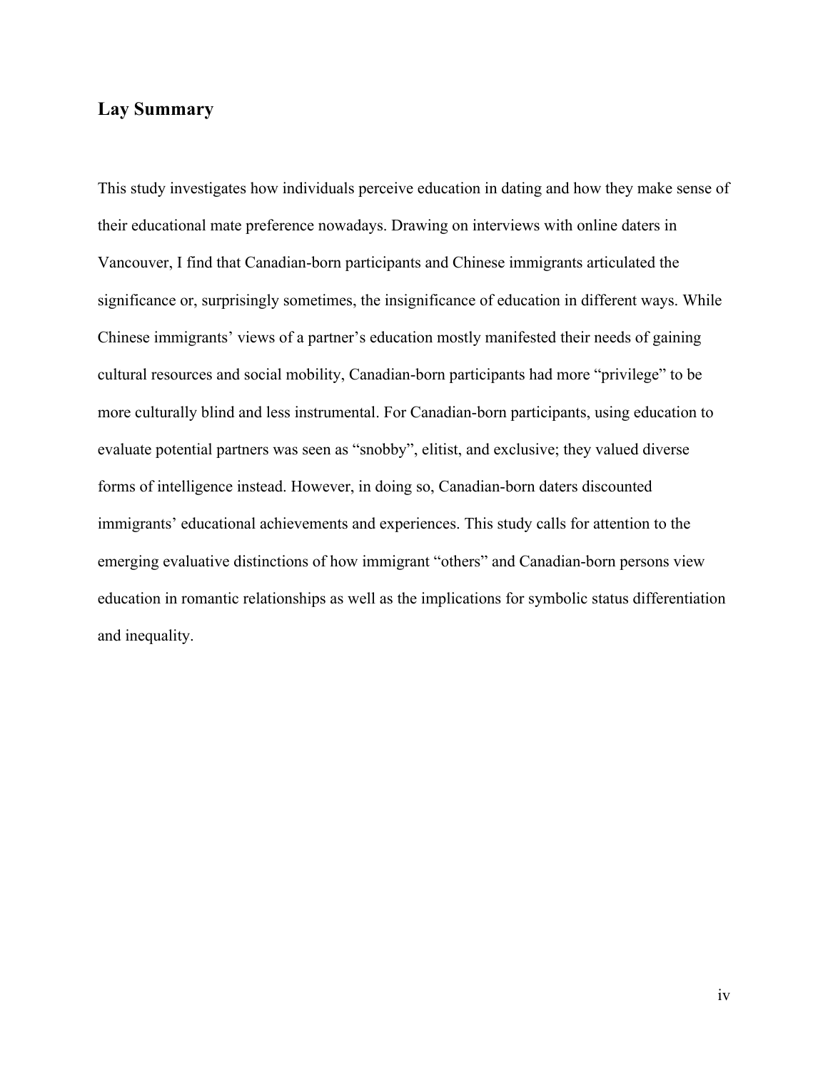## Lay Summary

This study investigates how individuals perceive education in dating and how they make sense of their educational mate preference nowadays. Drawing on interviews with online daters in Vancouver, I find that Canadian-born participants and Chinese immigrants articulated the significance or, surprisingly sometimes, the insignificance of education in different ways. While Chinese immigrants' views of a partner's education mostly manifested their needs of gaining cultural resources and social mobility, Canadian-born participants had more "privilege" to be more culturally blind and less instrumental. For Canadian-born participants, using education to evaluate potential partners was seen as "snobby", elitist, and exclusive; they valued diverse forms of intelligence instead. However, in doing so, Canadian-born daters discounted immigrants' educational achievements and experiences. This study calls for attention to the emerging evaluative distinctions of how immigrant "others" and Canadian-born persons view education in romantic relationships as well as the implications for symbolic status differentiation and inequality.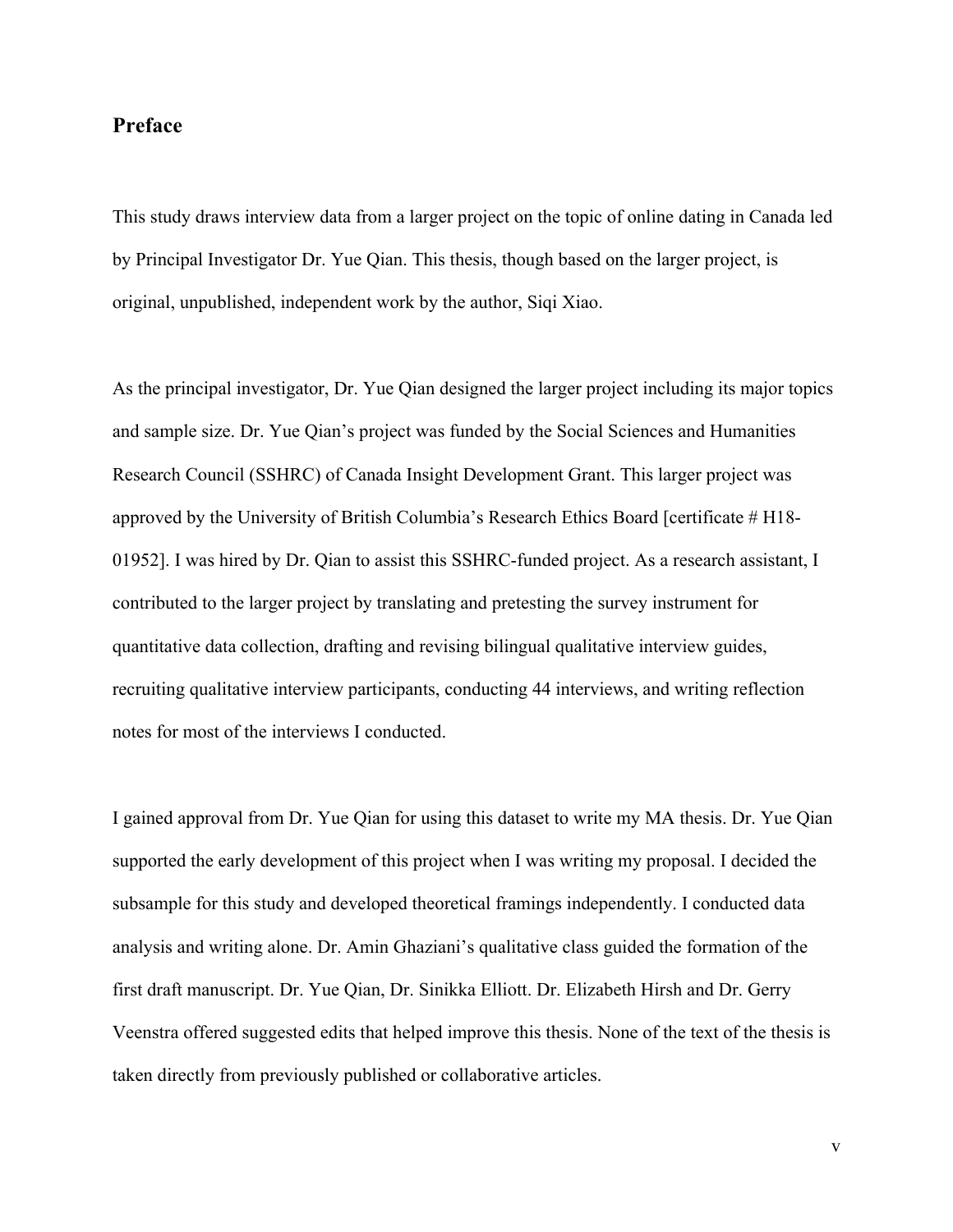## Preface

This study draws interview data from a larger project on the topic of online dating in Canada led by Principal Investigator Dr. Yue Qian. This thesis, though based on the larger project, is original, unpublished, independent work by the author, Siqi Xiao.

As the principal investigator, Dr. Yue Qian designed the larger project including its major topics and sample size. Dr. Yue Qian's project was funded by the Social Sciences and Humanities Research Council (SSHRC) of Canada Insight Development Grant. This larger project was approved by the University of British Columbia's Research Ethics Board [certificate # H18-01952]. I was hired by Dr. Qian to assist this SSHRC-funded project. As a research assistant, I contributed to the larger project by translating and pretesting the survey instrument for quantitative data collection, drafting and revising bilingual qualitative interview guides, recruiting qualitative interview participants, conducting 44 interviews, and writing reflection notes for most of the interviews I conducted.

I gained approval from Dr. Yue Qian for using this dataset to write my MA thesis. Dr. Yue Qian supported the early development of this project when I was writing my proposal. I decided the subsample for this study and developed theoretical framings independently. I conducted data analysis and writing alone. Dr. Amin Ghaziani's qualitative class guided the formation of the first draft manuscript. Dr. Yue Qian, Dr. Sinikka Elliott. Dr. Elizabeth Hirsh and Dr. Gerry Veenstra offered suggested edits that helped improve this thesis. None of the text of the thesis is taken directly from previously published or collaborative articles.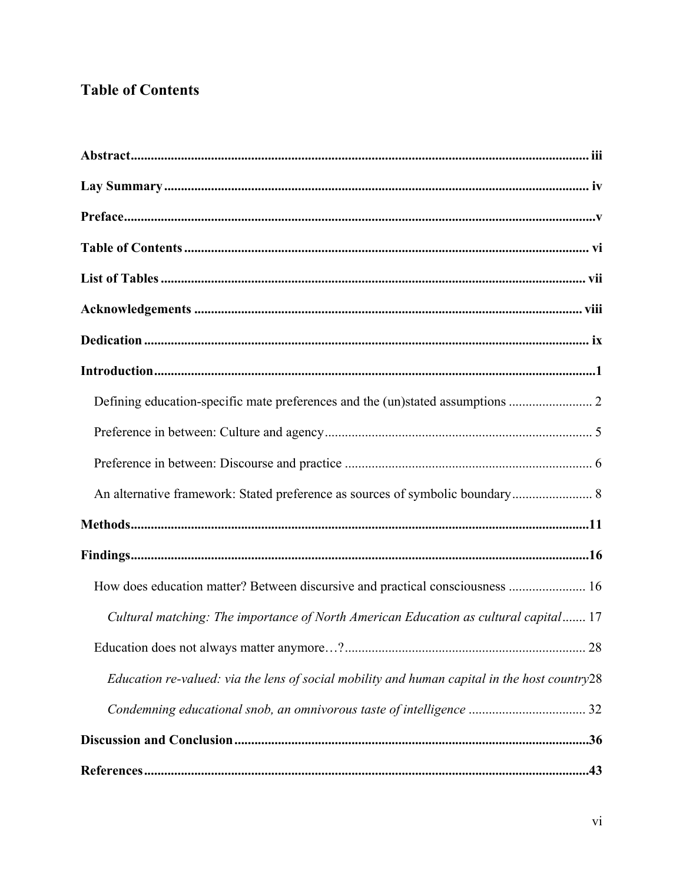## Table of Contents

**Abstract** ........................................................................................................................................ **iii**

**Lay Summary** ............................................................................................................................... **iv**

**Preface** ............................................................................................................................................ **v**

**Table of Contents** ........................................................................................................................ **vi**

**List of Tables** .............................................................................................................................. **vii**

**Acknowledgements** .................................................................................................................... **viii**

**Dedication** .................................................................................................................................... **ix**

**Introduction** .................................................................................................................................. **1**

Defining education-specific mate preferences and the (un)stated assumptions ......................... 2

Preference in between: Culture and agency ............................................................................... 5

Preference in between: Discourse and practice ......................................................................... 6

An alternative framework: Stated preference as sources of symbolic boundary ........................ 8

**Methods** ........................................................................................................................................ **11**

**Findings** ........................................................................................................................................ **16**

How does education matter? Between discursive and practical consciousness ....................... 16

*Cultural matching: The importance of North American Education as cultural capital* ....... 17

Education does not always matter anymore…? ....................................................................... 28

*Education re-valued: via the lens of social mobility and human capital in the host country* 28

*Condemning educational snob, an omnivorous taste of intelligence* .................................. 32

**Discussion and Conclusion** ......................................................................................................... **36**

**References** .................................................................................................................................... **43**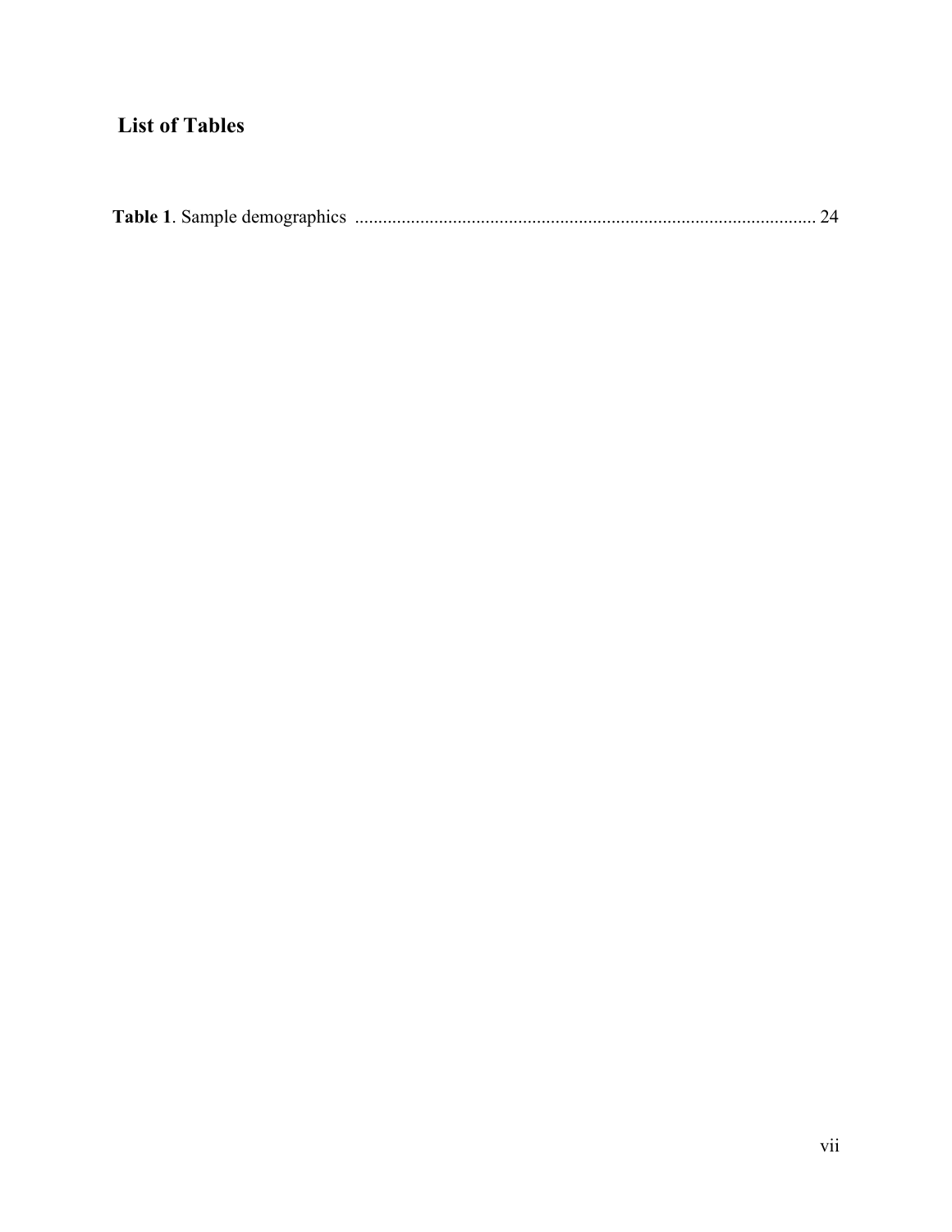## List of Tables

**Table 1**. Sample demographics .................................................................................................. 24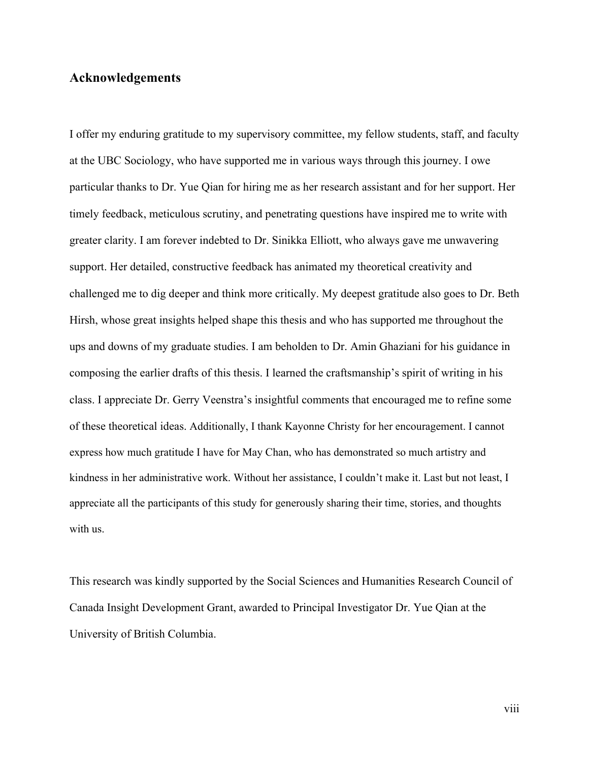## Acknowledgements

I offer my enduring gratitude to my supervisory committee, my fellow students, staff, and faculty at the UBC Sociology, who have supported me in various ways through this journey. I owe particular thanks to Dr. Yue Qian for hiring me as her research assistant and for her support. Her timely feedback, meticulous scrutiny, and penetrating questions have inspired me to write with greater clarity. I am forever indebted to Dr. Sinikka Elliott, who always gave me unwavering support. Her detailed, constructive feedback has animated my theoretical creativity and challenged me to dig deeper and think more critically. My deepest gratitude also goes to Dr. Beth Hirsh, whose great insights helped shape this thesis and who has supported me throughout the ups and downs of my graduate studies. I am beholden to Dr. Amin Ghaziani for his guidance in composing the earlier drafts of this thesis. I learned the craftsmanship's spirit of writing in his class. I appreciate Dr. Gerry Veenstra's insightful comments that encouraged me to refine some of these theoretical ideas. Additionally, I thank Kayonne Christy for her encouragement. I cannot express how much gratitude I have for May Chan, who has demonstrated so much artistry and kindness in her administrative work. Without her assistance, I couldn't make it. Last but not least, I appreciate all the participants of this study for generously sharing their time, stories, and thoughts with us.

This research was kindly supported by the Social Sciences and Humanities Research Council of Canada Insight Development Grant, awarded to Principal Investigator Dr. Yue Qian at the University of British Columbia.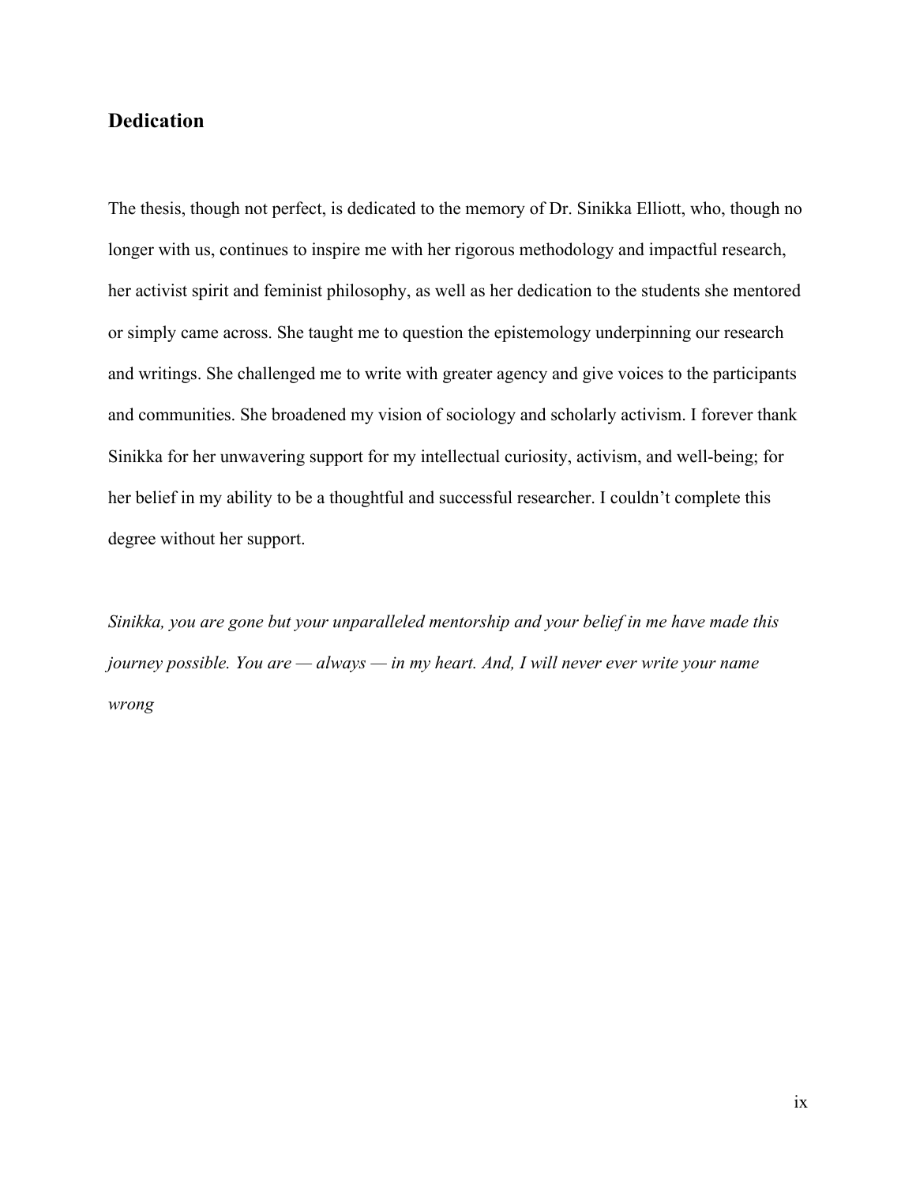## Dedication

The thesis, though not perfect, is dedicated to the memory of Dr. Sinikka Elliott, who, though no longer with us, continues to inspire me with her rigorous methodology and impactful research, her activist spirit and feminist philosophy, as well as her dedication to the students she mentored or simply came across. She taught me to question the epistemology underpinning our research and writings. She challenged me to write with greater agency and give voices to the participants and communities. She broadened my vision of sociology and scholarly activism. I forever thank Sinikka for her unwavering support for my intellectual curiosity, activism, and well-being; for her belief in my ability to be a thoughtful and successful researcher. I couldn't complete this degree without her support.

*Sinikka, you are gone but your unparalleled mentorship and your belief in me have made this journey possible. You are — always — in my heart. And, I will never ever write your name wrong*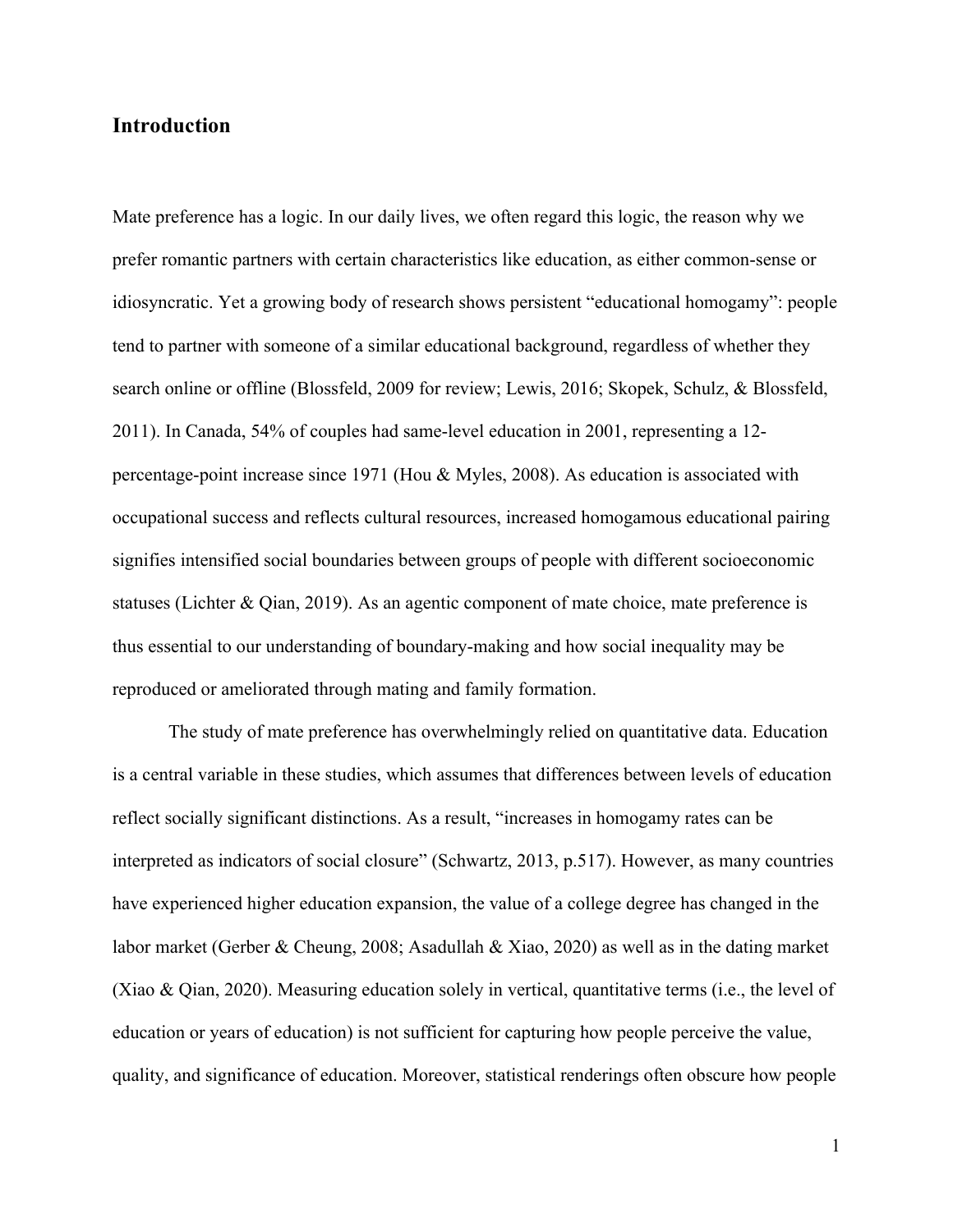## Introduction

Mate preference has a logic. In our daily lives, we often regard this logic, the reason why we prefer romantic partners with certain characteristics like education, as either common-sense or idiosyncratic. Yet a growing body of research shows persistent "educational homogamy": people tend to partner with someone of a similar educational background, regardless of whether they search online or offline (Blossfeld, 2009 for review; Lewis, 2016; Skopek, Schulz, & Blossfeld, 2011). In Canada, 54% of couples had same-level education in 2001, representing a 12-percentage-point increase since 1971 (Hou & Myles, 2008). As education is associated with occupational success and reflects cultural resources, increased homogamous educational pairing signifies intensified social boundaries between groups of people with different socioeconomic statuses (Lichter & Qian, 2019). As an agentic component of mate choice, mate preference is thus essential to our understanding of boundary-making and how social inequality may be reproduced or ameliorated through mating and family formation.

The study of mate preference has overwhelmingly relied on quantitative data. Education is a central variable in these studies, which assumes that differences between levels of education reflect socially significant distinctions. As a result, "increases in homogamy rates can be interpreted as indicators of social closure" (Schwartz, 2013, p.517). However, as many countries have experienced higher education expansion, the value of a college degree has changed in the labor market (Gerber & Cheung, 2008; Asadullah & Xiao, 2020) as well as in the dating market (Xiao & Qian, 2020). Measuring education solely in vertical, quantitative terms (i.e., the level of education or years of education) is not sufficient for capturing how people perceive the value, quality, and significance of education. Moreover, statistical renderings often obscure how people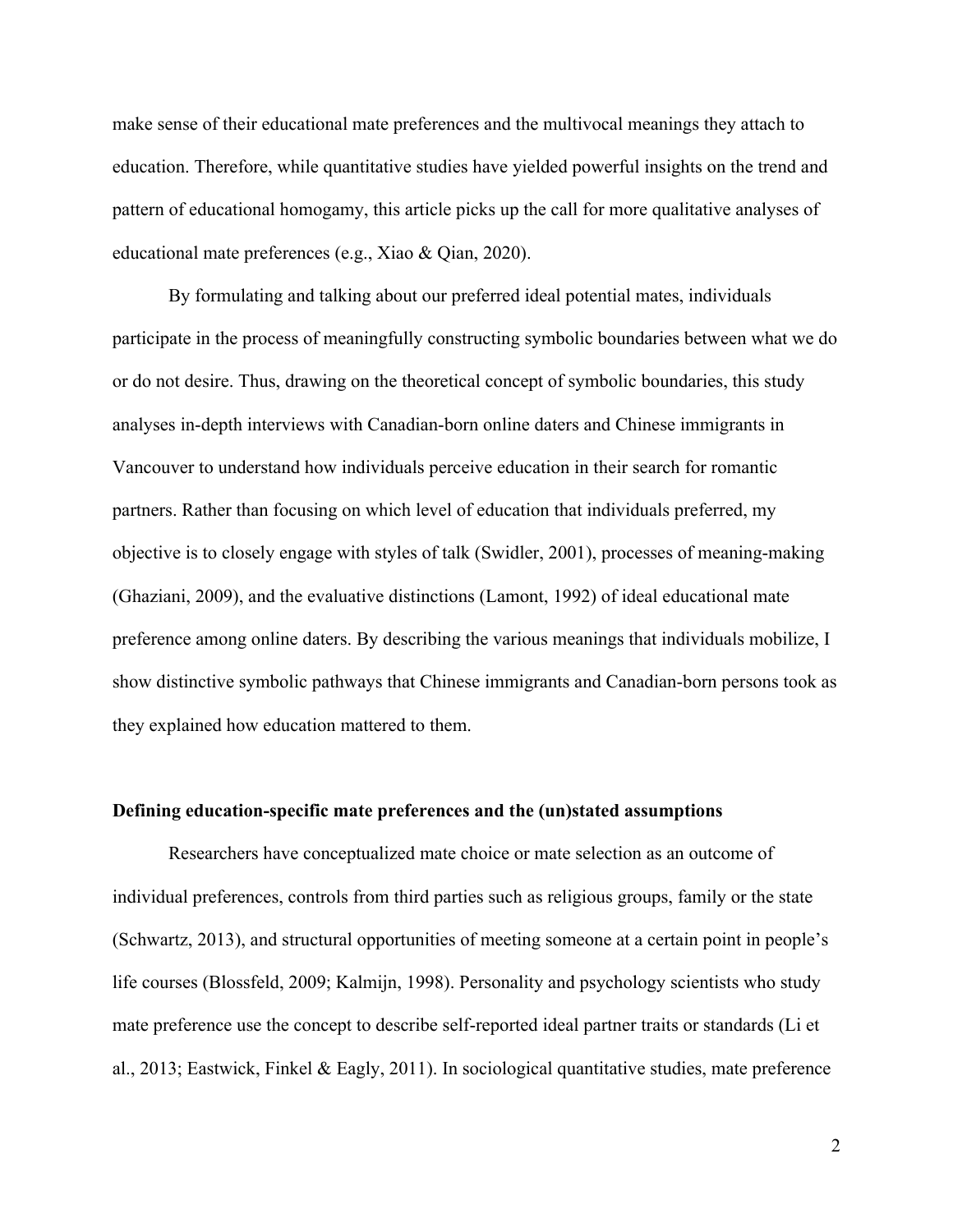make sense of their educational mate preferences and the multivocal meanings they attach to education. Therefore, while quantitative studies have yielded powerful insights on the trend and pattern of educational homogamy, this article picks up the call for more qualitative analyses of educational mate preferences (e.g., Xiao & Qian, 2020).

By formulating and talking about our preferred ideal potential mates, individuals participate in the process of meaningfully constructing symbolic boundaries between what we do or do not desire. Thus, drawing on the theoretical concept of symbolic boundaries, this study analyses in-depth interviews with Canadian-born online daters and Chinese immigrants in Vancouver to understand how individuals perceive education in their search for romantic partners. Rather than focusing on which level of education that individuals preferred, my objective is to closely engage with styles of talk (Swidler, 2001), processes of meaning-making (Ghaziani, 2009), and the evaluative distinctions (Lamont, 1992) of ideal educational mate preference among online daters. By describing the various meanings that individuals mobilize, I show distinctive symbolic pathways that Chinese immigrants and Canadian-born persons took as they explained how education mattered to them.

**Defining education-specific mate preferences and the (un)stated assumptions**

Researchers have conceptualized mate choice or mate selection as an outcome of individual preferences, controls from third parties such as religious groups, family or the state (Schwartz, 2013), and structural opportunities of meeting someone at a certain point in people's life courses (Blossfeld, 2009; Kalmijn, 1998). Personality and psychology scientists who study mate preference use the concept to describe self-reported ideal partner traits or standards (Li et al., 2013; Eastwick, Finkel & Eagly, 2011). In sociological quantitative studies, mate preference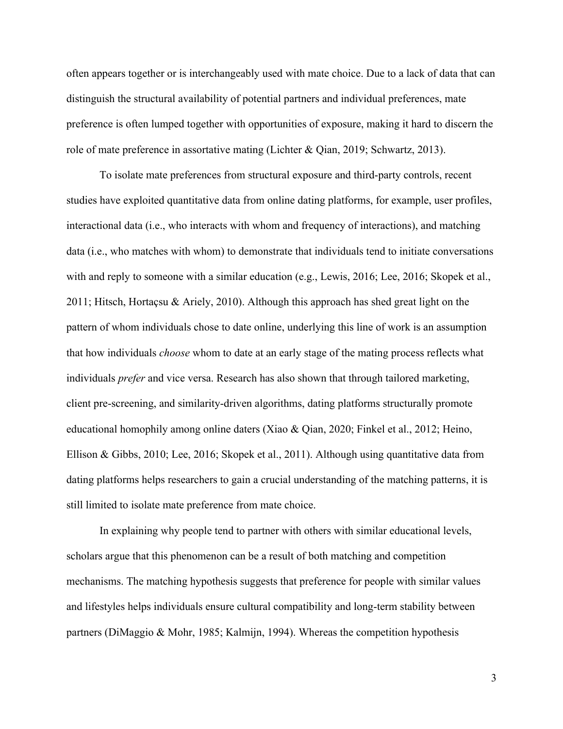often appears together or is interchangeably used with mate choice. Due to a lack of data that can distinguish the structural availability of potential partners and individual preferences, mate preference is often lumped together with opportunities of exposure, making it hard to discern the role of mate preference in assortative mating (Lichter & Qian, 2019; Schwartz, 2013).

To isolate mate preferences from structural exposure and third-party controls, recent studies have exploited quantitative data from online dating platforms, for example, user profiles, interactional data (i.e., who interacts with whom and frequency of interactions), and matching data (i.e., who matches with whom) to demonstrate that individuals tend to initiate conversations with and reply to someone with a similar education (e.g., Lewis, 2016; Lee, 2016; Skopek et al., 2011; Hitsch, Hortaçsu & Ariely, 2010). Although this approach has shed great light on the pattern of whom individuals chose to date online, underlying this line of work is an assumption that how individuals *choose* whom to date at an early stage of the mating process reflects what individuals *prefer* and vice versa. Research has also shown that through tailored marketing, client pre-screening, and similarity-driven algorithms, dating platforms structurally promote educational homophily among online daters (Xiao & Qian, 2020; Finkel et al., 2012; Heino, Ellison & Gibbs, 2010; Lee, 2016; Skopek et al., 2011). Although using quantitative data from dating platforms helps researchers to gain a crucial understanding of the matching patterns, it is still limited to isolate mate preference from mate choice.

In explaining why people tend to partner with others with similar educational levels, scholars argue that this phenomenon can be a result of both matching and competition mechanisms. The matching hypothesis suggests that preference for people with similar values and lifestyles helps individuals ensure cultural compatibility and long-term stability between partners (DiMaggio & Mohr, 1985; Kalmijn, 1994). Whereas the competition hypothesis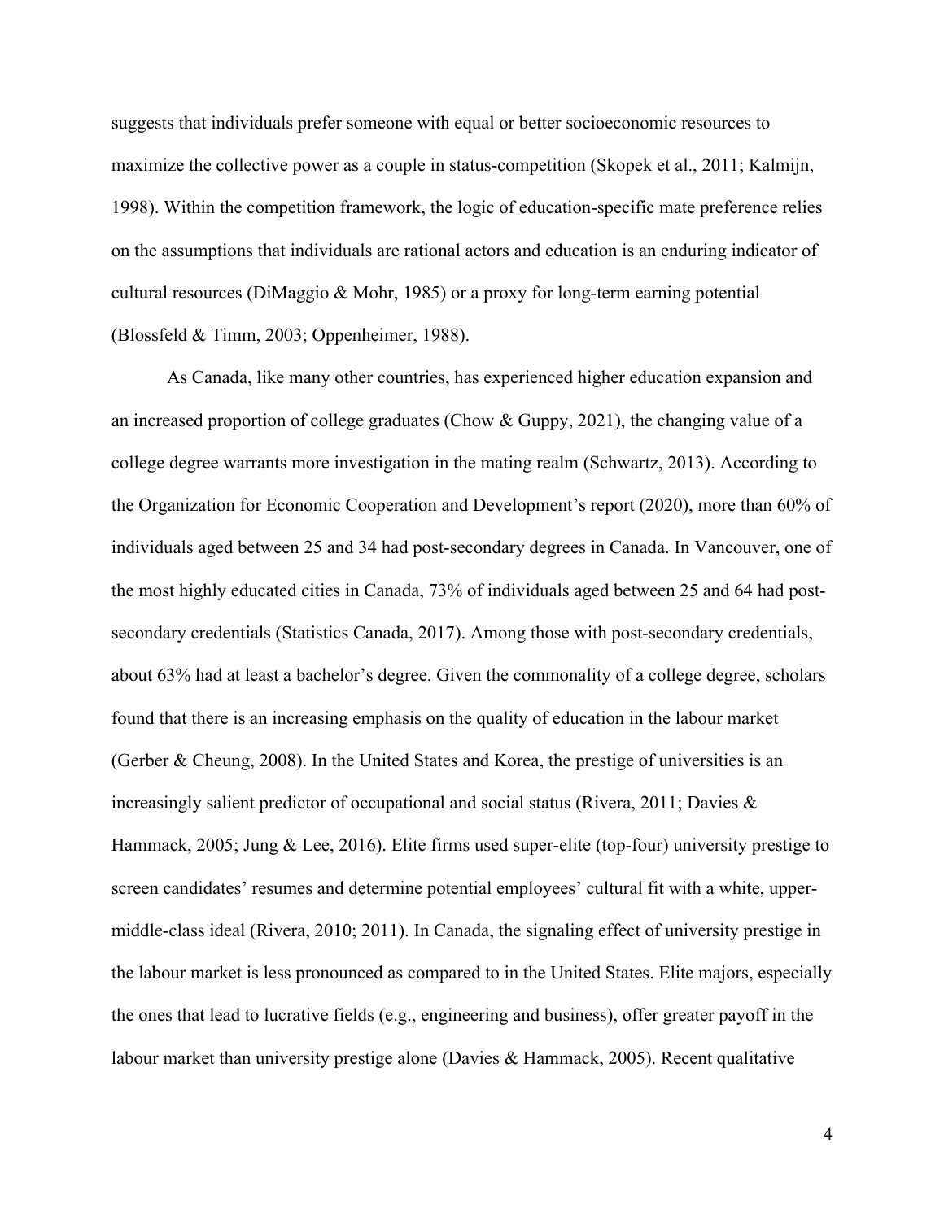suggests that individuals prefer someone with equal or better socioeconomic resources to maximize the collective power as a couple in status-competition (Skopek et al., 2011; Kalmijn, 1998). Within the competition framework, the logic of education-specific mate preference relies on the assumptions that individuals are rational actors and education is an enduring indicator of cultural resources (DiMaggio & Mohr, 1985) or a proxy for long-term earning potential (Blossfeld & Timm, 2003; Oppenheimer, 1988).

As Canada, like many other countries, has experienced higher education expansion and an increased proportion of college graduates (Chow & Guppy, 2021), the changing value of a college degree warrants more investigation in the mating realm (Schwartz, 2013). According to the Organization for Economic Cooperation and Development's report (2020), more than 60% of individuals aged between 25 and 34 had post-secondary degrees in Canada. In Vancouver, one of the most highly educated cities in Canada, 73% of individuals aged between 25 and 64 had post-secondary credentials (Statistics Canada, 2017). Among those with post-secondary credentials, about 63% had at least a bachelor's degree. Given the commonality of a college degree, scholars found that there is an increasing emphasis on the quality of education in the labour market (Gerber & Cheung, 2008). In the United States and Korea, the prestige of universities is an increasingly salient predictor of occupational and social status (Rivera, 2011; Davies & Hammack, 2005; Jung & Lee, 2016). Elite firms used super-elite (top-four) university prestige to screen candidates' resumes and determine potential employees' cultural fit with a white, upper-middle-class ideal (Rivera, 2010; 2011). In Canada, the signaling effect of university prestige in the labour market is less pronounced as compared to in the United States. Elite majors, especially the ones that lead to lucrative fields (e.g., engineering and business), offer greater payoff in the labour market than university prestige alone (Davies & Hammack, 2005). Recent qualitative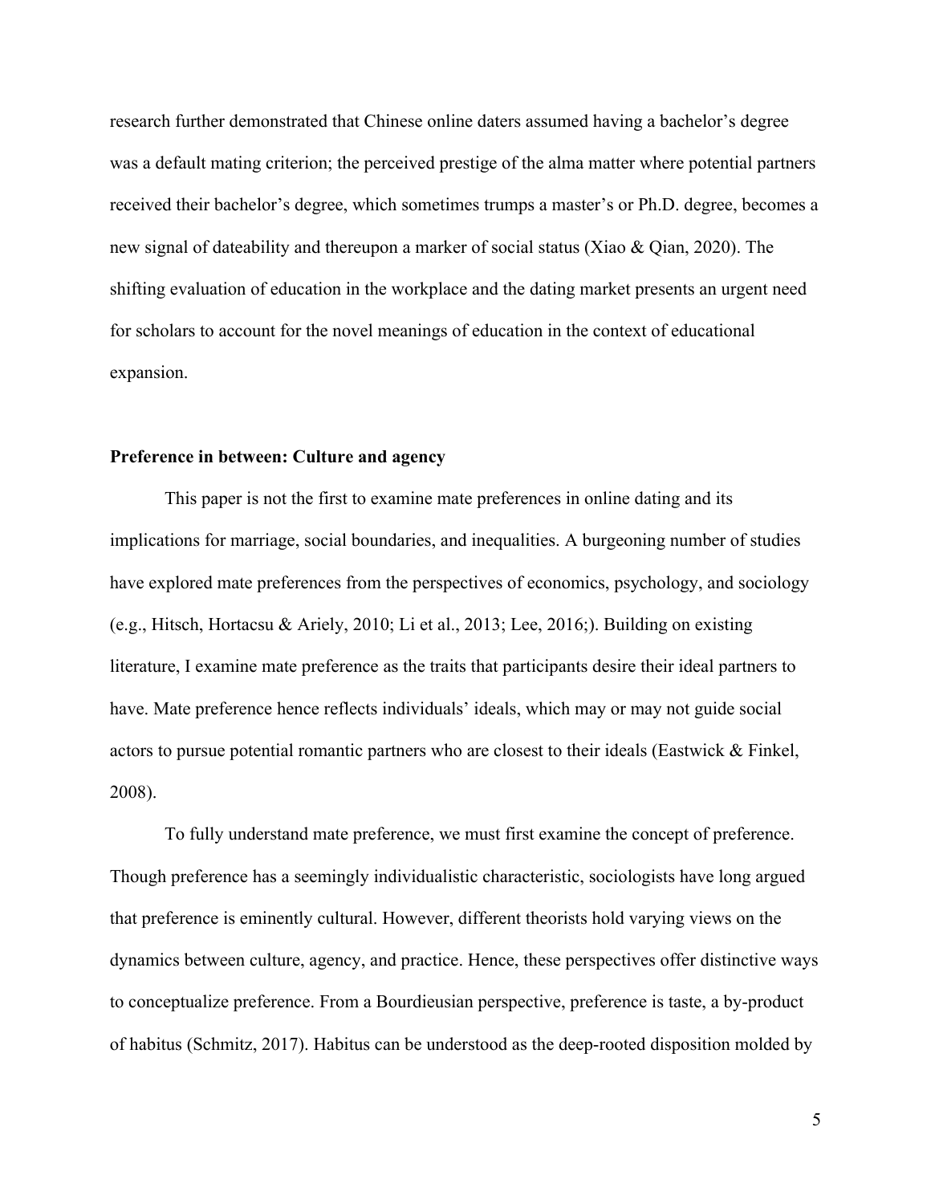research further demonstrated that Chinese online daters assumed having a bachelor's degree was a default mating criterion; the perceived prestige of the alma matter where potential partners received their bachelor's degree, which sometimes trumps a master's or Ph.D. degree, becomes a new signal of dateability and thereupon a marker of social status (Xiao & Qian, 2020). The shifting evaluation of education in the workplace and the dating market presents an urgent need for scholars to account for the novel meanings of education in the context of educational expansion.

**Preference in between: Culture and agency**

This paper is not the first to examine mate preferences in online dating and its implications for marriage, social boundaries, and inequalities. A burgeoning number of studies have explored mate preferences from the perspectives of economics, psychology, and sociology (e.g., Hitsch, Hortacsu & Ariely, 2010; Li et al., 2013; Lee, 2016;). Building on existing literature, I examine mate preference as the traits that participants desire their ideal partners to have. Mate preference hence reflects individuals' ideals, which may or may not guide social actors to pursue potential romantic partners who are closest to their ideals (Eastwick & Finkel, 2008).

To fully understand mate preference, we must first examine the concept of preference. Though preference has a seemingly individualistic characteristic, sociologists have long argued that preference is eminently cultural. However, different theorists hold varying views on the dynamics between culture, agency, and practice. Hence, these perspectives offer distinctive ways to conceptualize preference. From a Bourdieusian perspective, preference is taste, a by-product of habitus (Schmitz, 2017). Habitus can be understood as the deep-rooted disposition molded by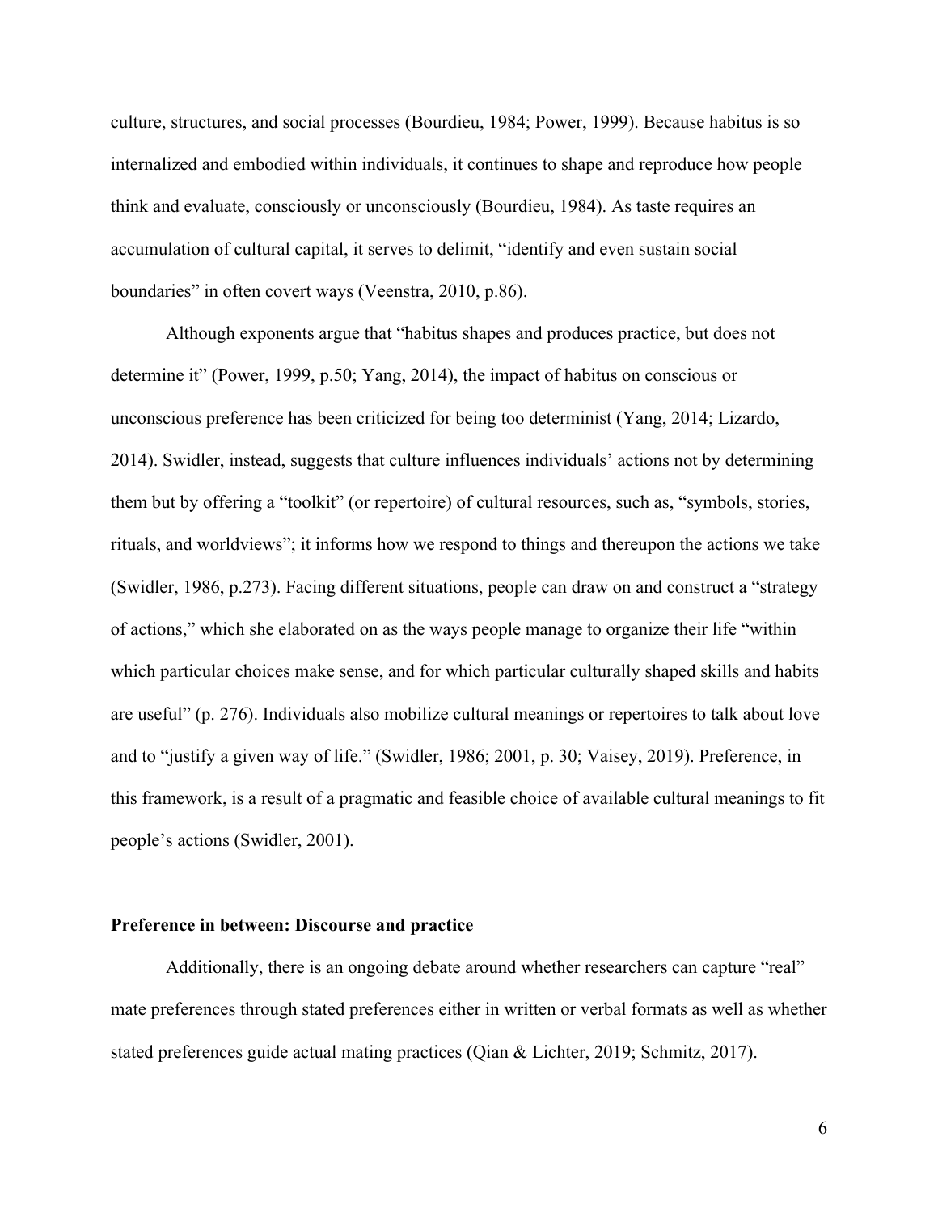culture, structures, and social processes (Bourdieu, 1984; Power, 1999). Because habitus is so internalized and embodied within individuals, it continues to shape and reproduce how people think and evaluate, consciously or unconsciously (Bourdieu, 1984). As taste requires an accumulation of cultural capital, it serves to delimit, "identify and even sustain social boundaries" in often covert ways (Veenstra, 2010, p.86).

Although exponents argue that "habitus shapes and produces practice, but does not determine it" (Power, 1999, p.50; Yang, 2014), the impact of habitus on conscious or unconscious preference has been criticized for being too determinist (Yang, 2014; Lizardo, 2014). Swidler, instead, suggests that culture influences individuals' actions not by determining them but by offering a "toolkit" (or repertoire) of cultural resources, such as, "symbols, stories, rituals, and worldviews"; it informs how we respond to things and thereupon the actions we take (Swidler, 1986, p.273). Facing different situations, people can draw on and construct a "strategy of actions," which she elaborated on as the ways people manage to organize their life "within which particular choices make sense, and for which particular culturally shaped skills and habits are useful" (p. 276). Individuals also mobilize cultural meanings or repertoires to talk about love and to "justify a given way of life." (Swidler, 1986; 2001, p. 30; Vaisey, 2019). Preference, in this framework, is a result of a pragmatic and feasible choice of available cultural meanings to fit people's actions (Swidler, 2001).

### Preference in between: Discourse and practice

Additionally, there is an ongoing debate around whether researchers can capture "real" mate preferences through stated preferences either in written or verbal formats as well as whether stated preferences guide actual mating practices (Qian & Lichter, 2019; Schmitz, 2017).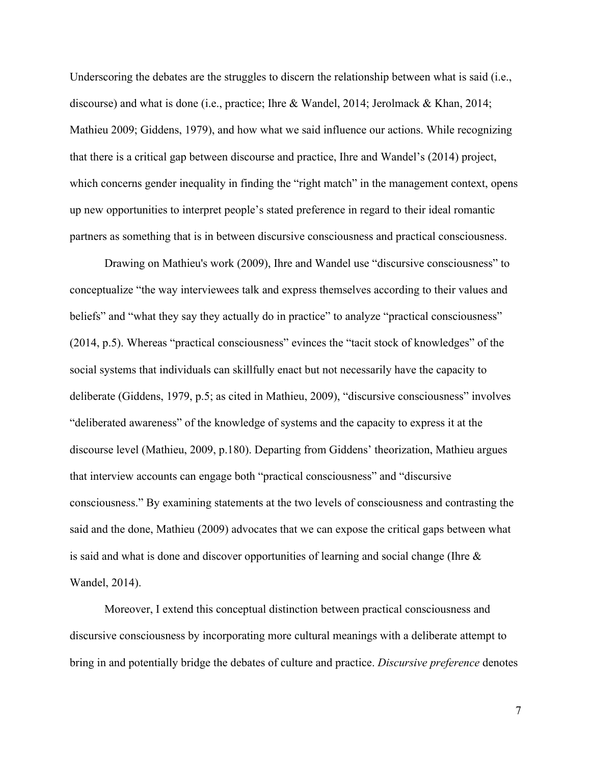Underscoring the debates are the struggles to discern the relationship between what is said (i.e., discourse) and what is done (i.e., practice; Ihre & Wandel, 2014; Jerolmack & Khan, 2014; Mathieu 2009; Giddens, 1979), and how what we said influence our actions. While recognizing that there is a critical gap between discourse and practice, Ihre and Wandel's (2014) project, which concerns gender inequality in finding the "right match" in the management context, opens up new opportunities to interpret people's stated preference in regard to their ideal romantic partners as something that is in between discursive consciousness and practical consciousness.

Drawing on Mathieu's work (2009), Ihre and Wandel use "discursive consciousness" to conceptualize "the way interviewees talk and express themselves according to their values and beliefs" and "what they say they actually do in practice" to analyze "practical consciousness" (2014, p.5). Whereas "practical consciousness" evinces the "tacit stock of knowledges" of the social systems that individuals can skillfully enact but not necessarily have the capacity to deliberate (Giddens, 1979, p.5; as cited in Mathieu, 2009), "discursive consciousness" involves "deliberated awareness" of the knowledge of systems and the capacity to express it at the discourse level (Mathieu, 2009, p.180). Departing from Giddens' theorization, Mathieu argues that interview accounts can engage both "practical consciousness" and "discursive consciousness." By examining statements at the two levels of consciousness and contrasting the said and the done, Mathieu (2009) advocates that we can expose the critical gaps between what is said and what is done and discover opportunities of learning and social change (Ihre & Wandel, 2014).

Moreover, I extend this conceptual distinction between practical consciousness and discursive consciousness by incorporating more cultural meanings with a deliberate attempt to bring in and potentially bridge the debates of culture and practice. *Discursive preference* denotes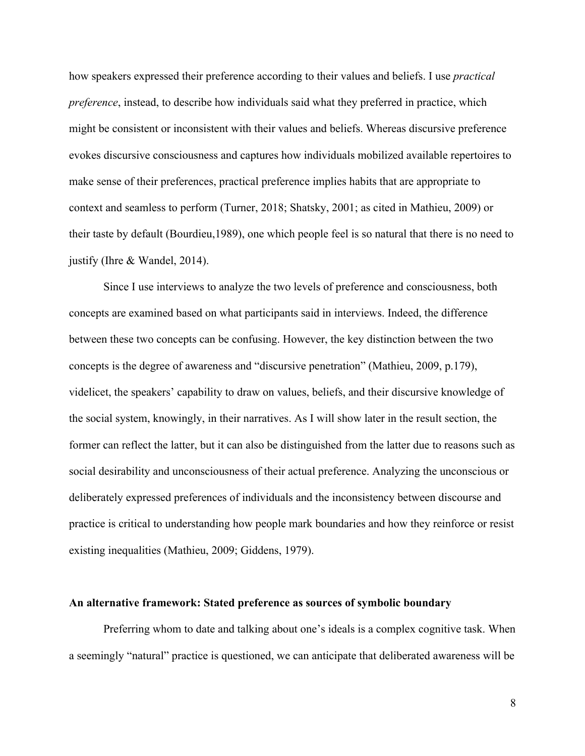how speakers expressed their preference according to their values and beliefs. I use *practical preference*, instead, to describe how individuals said what they preferred in practice, which might be consistent or inconsistent with their values and beliefs. Whereas discursive preference evokes discursive consciousness and captures how individuals mobilized available repertoires to make sense of their preferences, practical preference implies habits that are appropriate to context and seamless to perform (Turner, 2018; Shatsky, 2001; as cited in Mathieu, 2009) or their taste by default (Bourdieu,1989), one which people feel is so natural that there is no need to justify (Ihre & Wandel, 2014).

Since I use interviews to analyze the two levels of preference and consciousness, both concepts are examined based on what participants said in interviews. Indeed, the difference between these two concepts can be confusing. However, the key distinction between the two concepts is the degree of awareness and "discursive penetration" (Mathieu, 2009, p.179), videlicet, the speakers' capability to draw on values, beliefs, and their discursive knowledge of the social system, knowingly, in their narratives. As I will show later in the result section, the former can reflect the latter, but it can also be distinguished from the latter due to reasons such as social desirability and unconsciousness of their actual preference. Analyzing the unconscious or deliberately expressed preferences of individuals and the inconsistency between discourse and practice is critical to understanding how people mark boundaries and how they reinforce or resist existing inequalities (Mathieu, 2009; Giddens, 1979).

### An alternative framework: Stated preference as sources of symbolic boundary

Preferring whom to date and talking about one's ideals is a complex cognitive task. When a seemingly "natural" practice is questioned, we can anticipate that deliberated awareness will be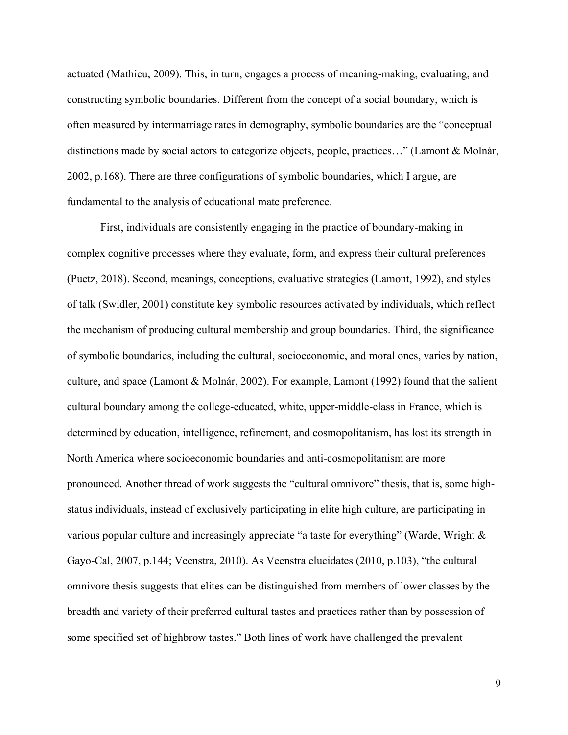actuated (Mathieu, 2009). This, in turn, engages a process of meaning-making, evaluating, and constructing symbolic boundaries. Different from the concept of a social boundary, which is often measured by intermarriage rates in demography, symbolic boundaries are the "conceptual distinctions made by social actors to categorize objects, people, practices…" (Lamont & Molnár, 2002, p.168). There are three configurations of symbolic boundaries, which I argue, are fundamental to the analysis of educational mate preference.

First, individuals are consistently engaging in the practice of boundary-making in complex cognitive processes where they evaluate, form, and express their cultural preferences (Puetz, 2018). Second, meanings, conceptions, evaluative strategies (Lamont, 1992), and styles of talk (Swidler, 2001) constitute key symbolic resources activated by individuals, which reflect the mechanism of producing cultural membership and group boundaries. Third, the significance of symbolic boundaries, including the cultural, socioeconomic, and moral ones, varies by nation, culture, and space (Lamont & Molnár, 2002). For example, Lamont (1992) found that the salient cultural boundary among the college-educated, white, upper-middle-class in France, which is determined by education, intelligence, refinement, and cosmopolitanism, has lost its strength in North America where socioeconomic boundaries and anti-cosmopolitanism are more pronounced. Another thread of work suggests the "cultural omnivore" thesis, that is, some high-status individuals, instead of exclusively participating in elite high culture, are participating in various popular culture and increasingly appreciate "a taste for everything" (Warde, Wright & Gayo-Cal, 2007, p.144; Veenstra, 2010). As Veenstra elucidates (2010, p.103), "the cultural omnivore thesis suggests that elites can be distinguished from members of lower classes by the breadth and variety of their preferred cultural tastes and practices rather than by possession of some specified set of highbrow tastes." Both lines of work have challenged the prevalent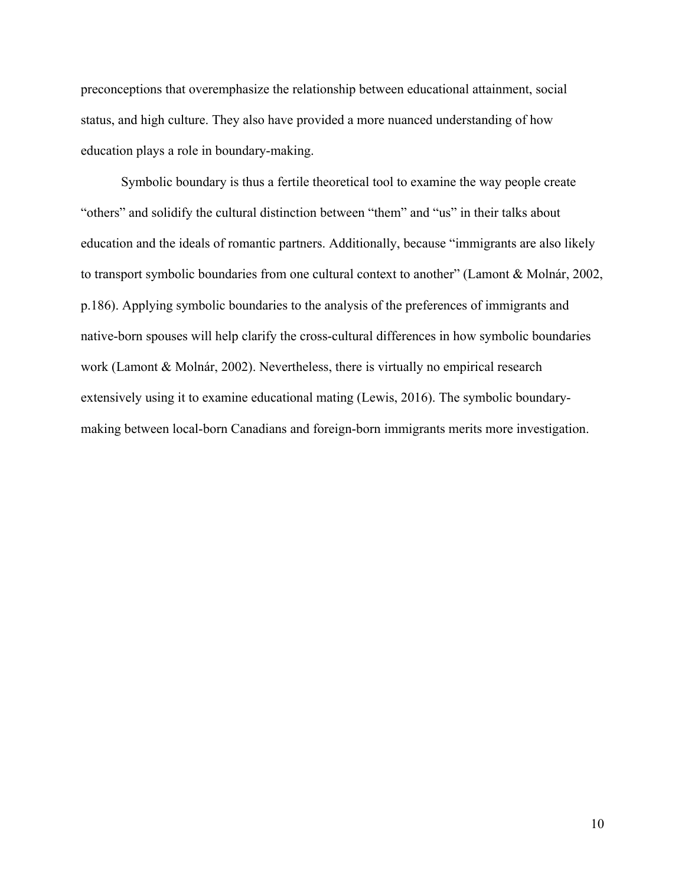preconceptions that overemphasize the relationship between educational attainment, social status, and high culture. They also have provided a more nuanced understanding of how education plays a role in boundary-making.

Symbolic boundary is thus a fertile theoretical tool to examine the way people create "others" and solidify the cultural distinction between "them" and "us" in their talks about education and the ideals of romantic partners. Additionally, because "immigrants are also likely to transport symbolic boundaries from one cultural context to another" (Lamont & Molnár, 2002, p.186). Applying symbolic boundaries to the analysis of the preferences of immigrants and native-born spouses will help clarify the cross-cultural differences in how symbolic boundaries work (Lamont & Molnár, 2002). Nevertheless, there is virtually no empirical research extensively using it to examine educational mating (Lewis, 2016). The symbolic boundary-making between local-born Canadians and foreign-born immigrants merits more investigation.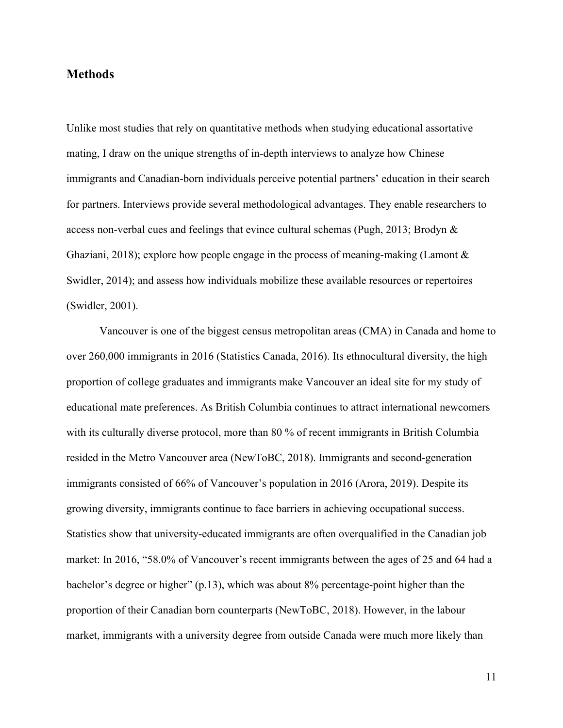## Methods

Unlike most studies that rely on quantitative methods when studying educational assortative mating, I draw on the unique strengths of in-depth interviews to analyze how Chinese immigrants and Canadian-born individuals perceive potential partners' education in their search for partners. Interviews provide several methodological advantages. They enable researchers to access non-verbal cues and feelings that evince cultural schemas (Pugh, 2013; Brodyn & Ghaziani, 2018); explore how people engage in the process of meaning-making (Lamont & Swidler, 2014); and assess how individuals mobilize these available resources or repertoires (Swidler, 2001).

Vancouver is one of the biggest census metropolitan areas (CMA) in Canada and home to over 260,000 immigrants in 2016 (Statistics Canada, 2016). Its ethnocultural diversity, the high proportion of college graduates and immigrants make Vancouver an ideal site for my study of educational mate preferences. As British Columbia continues to attract international newcomers with its culturally diverse protocol, more than 80 % of recent immigrants in British Columbia resided in the Metro Vancouver area (NewToBC, 2018). Immigrants and second-generation immigrants consisted of 66% of Vancouver's population in 2016 (Arora, 2019). Despite its growing diversity, immigrants continue to face barriers in achieving occupational success. Statistics show that university-educated immigrants are often overqualified in the Canadian job market: In 2016, "58.0% of Vancouver's recent immigrants between the ages of 25 and 64 had a bachelor's degree or higher" (p.13), which was about 8% percentage-point higher than the proportion of their Canadian born counterparts (NewToBC, 2018). However, in the labour market, immigrants with a university degree from outside Canada were much more likely than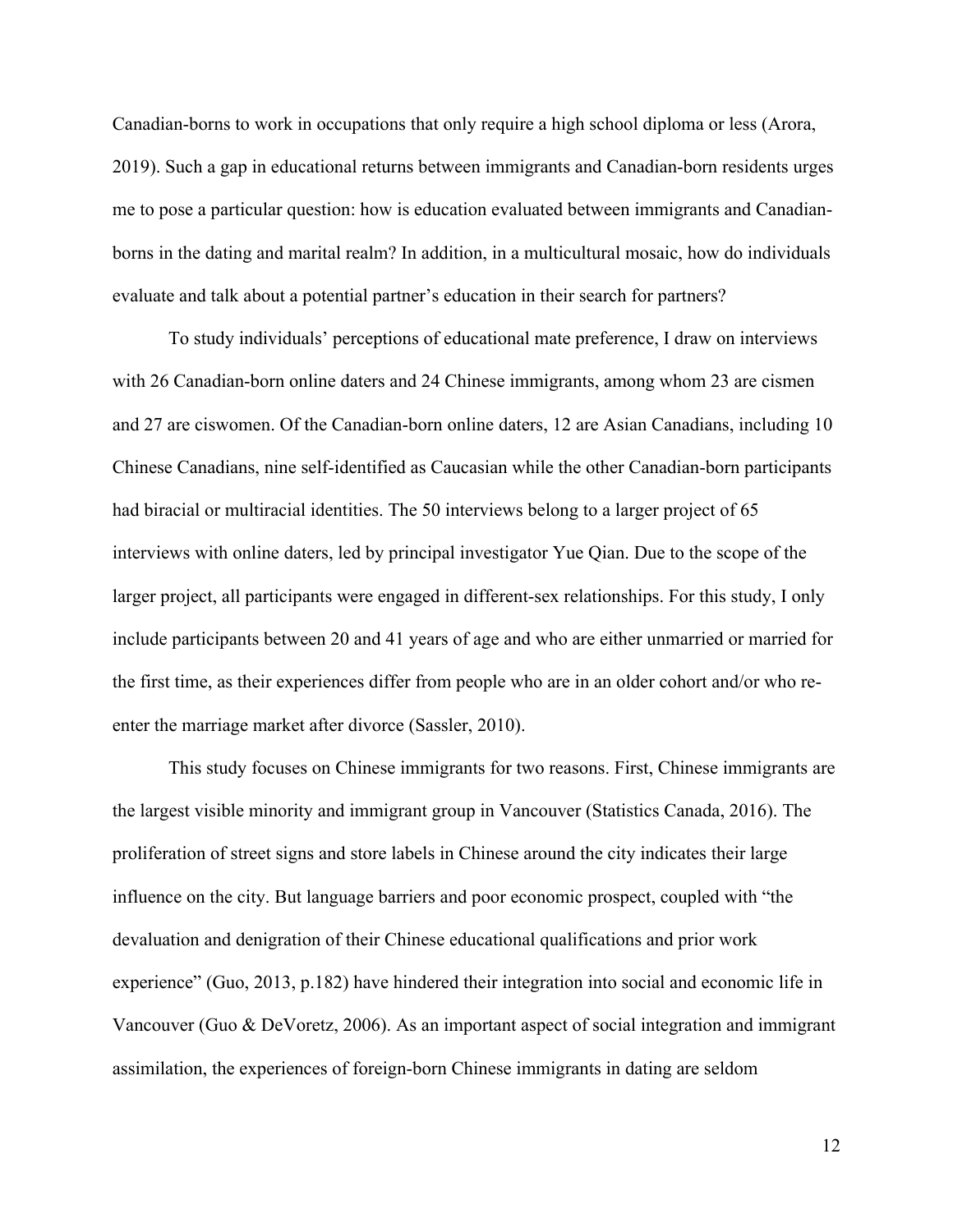Canadian-borns to work in occupations that only require a high school diploma or less (Arora, 2019). Such a gap in educational returns between immigrants and Canadian-born residents urges me to pose a particular question: how is education evaluated between immigrants and Canadian-borns in the dating and marital realm? In addition, in a multicultural mosaic, how do individuals evaluate and talk about a potential partner's education in their search for partners?

To study individuals' perceptions of educational mate preference, I draw on interviews with 26 Canadian-born online daters and 24 Chinese immigrants, among whom 23 are cismen and 27 are ciswomen. Of the Canadian-born online daters, 12 are Asian Canadians, including 10 Chinese Canadians, nine self-identified as Caucasian while the other Canadian-born participants had biracial or multiracial identities. The 50 interviews belong to a larger project of 65 interviews with online daters, led by principal investigator Yue Qian. Due to the scope of the larger project, all participants were engaged in different-sex relationships. For this study, I only include participants between 20 and 41 years of age and who are either unmarried or married for the first time, as their experiences differ from people who are in an older cohort and/or who re-enter the marriage market after divorce (Sassler, 2010).

This study focuses on Chinese immigrants for two reasons. First, Chinese immigrants are the largest visible minority and immigrant group in Vancouver (Statistics Canada, 2016). The proliferation of street signs and store labels in Chinese around the city indicates their large influence on the city. But language barriers and poor economic prospect, coupled with "the devaluation and denigration of their Chinese educational qualifications and prior work experience" (Guo, 2013, p.182) have hindered their integration into social and economic life in Vancouver (Guo & DeVoretz, 2006). As an important aspect of social integration and immigrant assimilation, the experiences of foreign-born Chinese immigrants in dating are seldom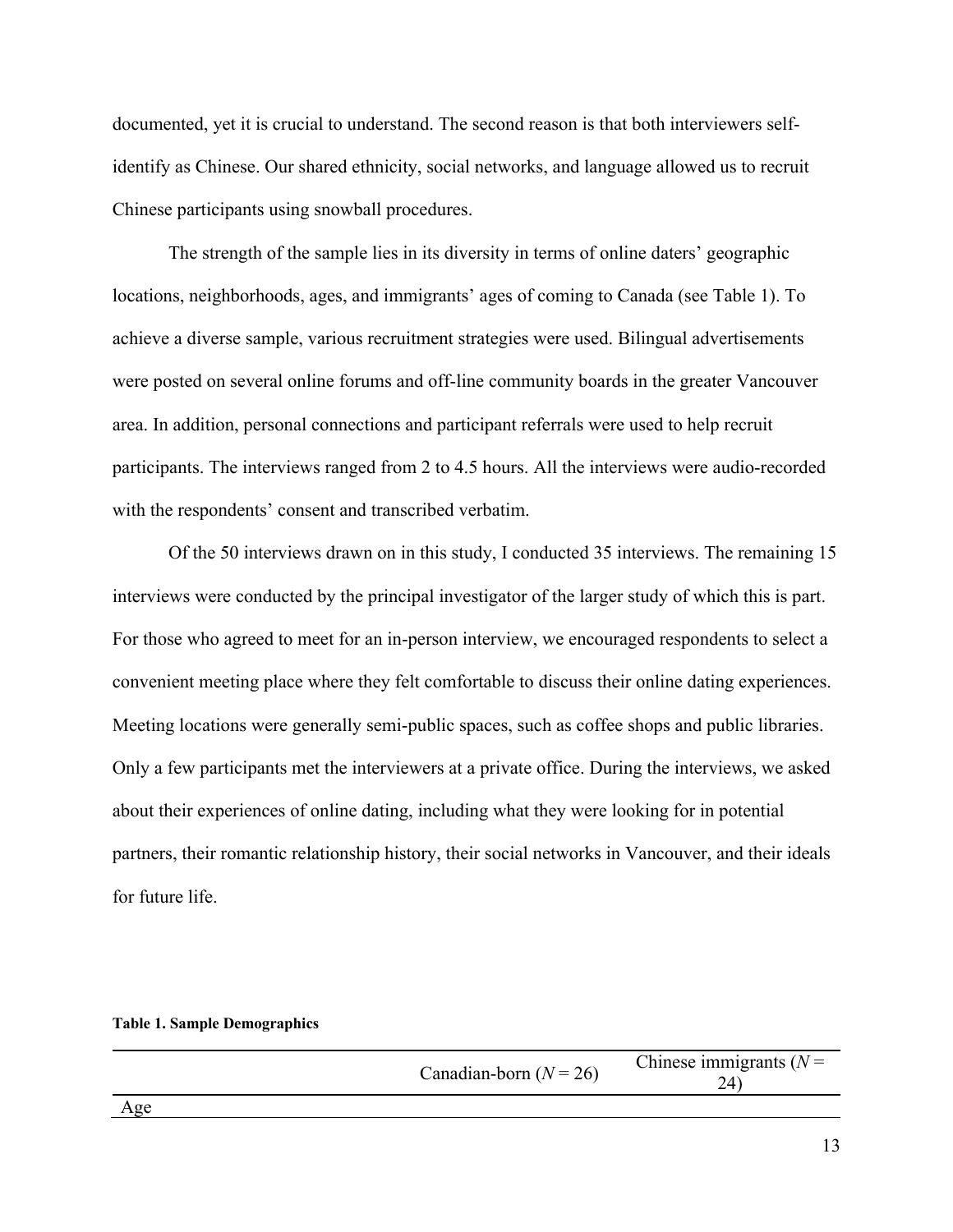documented, yet it is crucial to understand. The second reason is that both interviewers self-identify as Chinese. Our shared ethnicity, social networks, and language allowed us to recruit Chinese participants using snowball procedures.

The strength of the sample lies in its diversity in terms of online daters' geographic locations, neighborhoods, ages, and immigrants' ages of coming to Canada (see Table 1). To achieve a diverse sample, various recruitment strategies were used. Bilingual advertisements were posted on several online forums and off-line community boards in the greater Vancouver area. In addition, personal connections and participant referrals were used to help recruit participants. The interviews ranged from 2 to 4.5 hours. All the interviews were audio-recorded with the respondents' consent and transcribed verbatim.

Of the 50 interviews drawn on in this study, I conducted 35 interviews. The remaining 15 interviews were conducted by the principal investigator of the larger study of which this is part. For those who agreed to meet for an in-person interview, we encouraged respondents to select a convenient meeting place where they felt comfortable to discuss their online dating experiences. Meeting locations were generally semi-public spaces, such as coffee shops and public libraries. Only a few participants met the interviewers at a private office. During the interviews, we asked about their experiences of online dating, including what they were looking for in potential partners, their romantic relationship history, their social networks in Vancouver, and their ideals for future life.

**Table 1. Sample Demographics**

| | Canadian-born (*N* = 26) | Chinese immigrants (*N* = 24) |
|---|---|---|
| Age | | |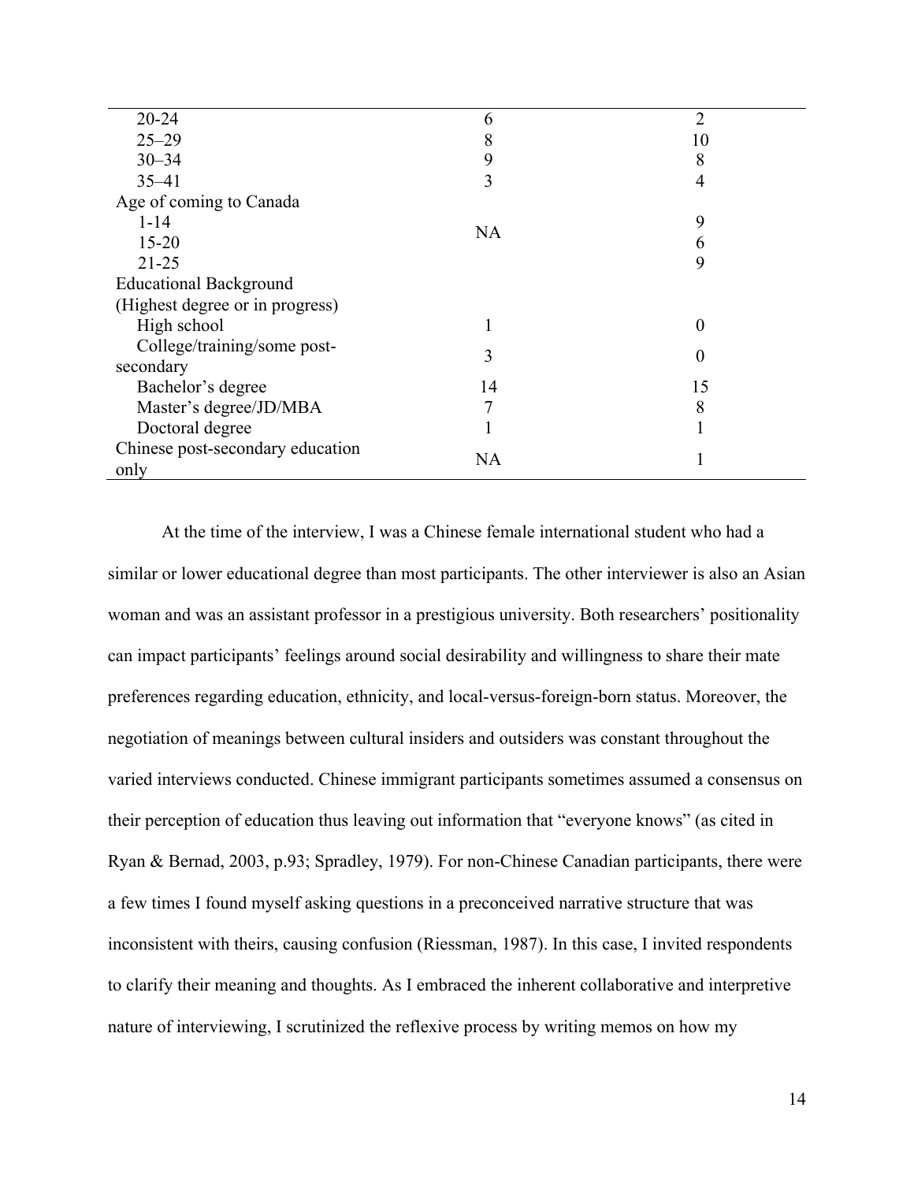| | | |
|---|---|---|
| 20-24 | 6 | 2 |
| 25–29 | 8 | 10 |
| 30–34 | 9 | 8 |
| 35–41 | 3 | 4 |
| Age of coming to Canada | | |
| 1-14 | NA | 9 |
| 15-20 | | 6 |
| 21-25 | | 9 |
| Educational Background (Highest degree or in progress) | | |
| High school | 1 | 0 |
| College/training/some post-secondary | 3 | 0 |
| Bachelor's degree | 14 | 15 |
| Master's degree/JD/MBA | 7 | 8 |
| Doctoral degree | 1 | 1 |
| Chinese post-secondary education only | NA | 1 |

At the time of the interview, I was a Chinese female international student who had a similar or lower educational degree than most participants. The other interviewer is also an Asian woman and was an assistant professor in a prestigious university. Both researchers' positionality can impact participants' feelings around social desirability and willingness to share their mate preferences regarding education, ethnicity, and local-versus-foreign-born status. Moreover, the negotiation of meanings between cultural insiders and outsiders was constant throughout the varied interviews conducted. Chinese immigrant participants sometimes assumed a consensus on their perception of education thus leaving out information that "everyone knows" (as cited in Ryan & Bernad, 2003, p.93; Spradley, 1979). For non-Chinese Canadian participants, there were a few times I found myself asking questions in a preconceived narrative structure that was inconsistent with theirs, causing confusion (Riessman, 1987). In this case, I invited respondents to clarify their meaning and thoughts. As I embraced the inherent collaborative and interpretive nature of interviewing, I scrutinized the reflexive process by writing memos on how my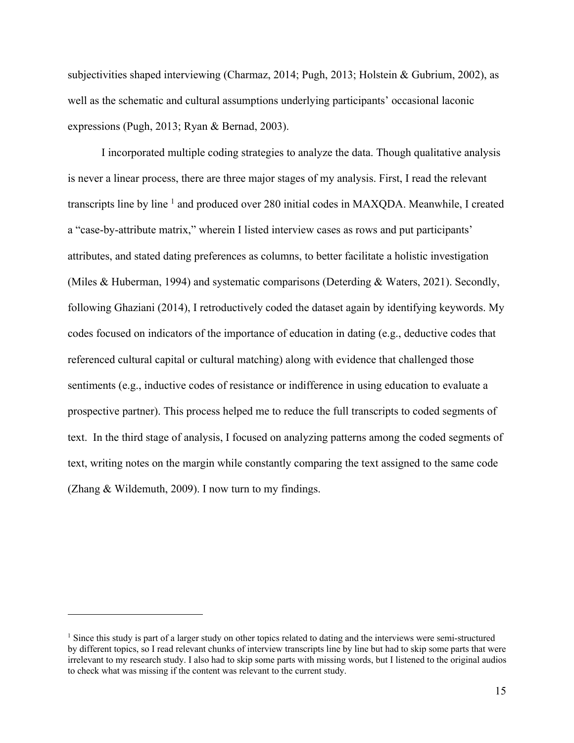subjectivities shaped interviewing (Charmaz, 2014; Pugh, 2013; Holstein & Gubrium, 2002), as well as the schematic and cultural assumptions underlying participants' occasional laconic expressions (Pugh, 2013; Ryan & Bernad, 2003).

I incorporated multiple coding strategies to analyze the data. Though qualitative analysis is never a linear process, there are three major stages of my analysis. First, I read the relevant transcripts line by line [1] and produced over 280 initial codes in MAXQDA. Meanwhile, I created a "case-by-attribute matrix," wherein I listed interview cases as rows and put participants' attributes, and stated dating preferences as columns, to better facilitate a holistic investigation (Miles & Huberman, 1994) and systematic comparisons (Deterding & Waters, 2021). Secondly, following Ghaziani (2014), I retroductively coded the dataset again by identifying keywords. My codes focused on indicators of the importance of education in dating (e.g., deductive codes that referenced cultural capital or cultural matching) along with evidence that challenged those sentiments (e.g., inductive codes of resistance or indifference in using education to evaluate a prospective partner). This process helped me to reduce the full transcripts to coded segments of text. In the third stage of analysis, I focused on analyzing patterns among the coded segments of text, writing notes on the margin while constantly comparing the text assigned to the same code (Zhang & Wildemuth, 2009). I now turn to my findings.

---

[1] Since this study is part of a larger study on other topics related to dating and the interviews were semi-structured by different topics, so I read relevant chunks of interview transcripts line by line but had to skip some parts that were irrelevant to my research study. I also had to skip some parts with missing words, but I listened to the original audios to check what was missing if the content was relevant to the current study.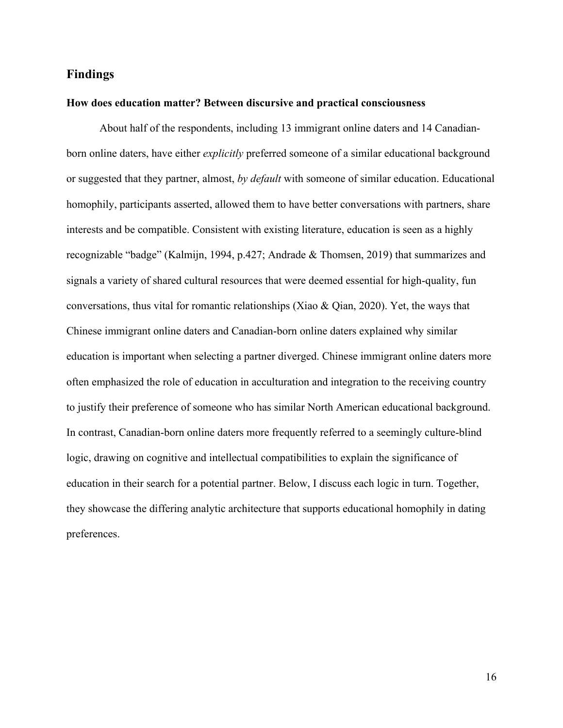## Findings

### How does education matter? Between discursive and practical consciousness

About half of the respondents, including 13 immigrant online daters and 14 Canadian-born online daters, have either *explicitly* preferred someone of a similar educational background or suggested that they partner, almost, *by default* with someone of similar education. Educational homophily, participants asserted, allowed them to have better conversations with partners, share interests and be compatible. Consistent with existing literature, education is seen as a highly recognizable "badge" (Kalmijn, 1994, p.427; Andrade & Thomsen, 2019) that summarizes and signals a variety of shared cultural resources that were deemed essential for high-quality, fun conversations, thus vital for romantic relationships (Xiao & Qian, 2020). Yet, the ways that Chinese immigrant online daters and Canadian-born online daters explained why similar education is important when selecting a partner diverged. Chinese immigrant online daters more often emphasized the role of education in acculturation and integration to the receiving country to justify their preference of someone who has similar North American educational background. In contrast, Canadian-born online daters more frequently referred to a seemingly culture-blind logic, drawing on cognitive and intellectual compatibilities to explain the significance of education in their search for a potential partner. Below, I discuss each logic in turn. Together, they showcase the differing analytic architecture that supports educational homophily in dating preferences.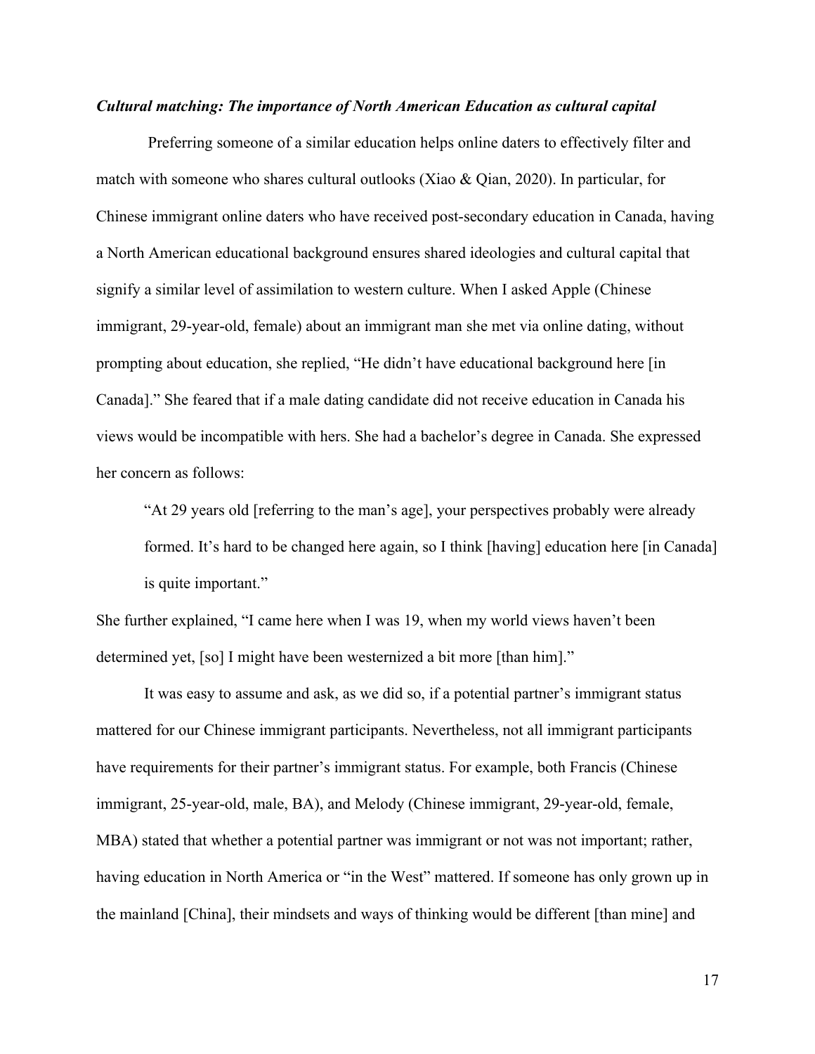### *Cultural matching: The importance of North American Education as cultural capital*

Preferring someone of a similar education helps online daters to effectively filter and match with someone who shares cultural outlooks (Xiao & Qian, 2020). In particular, for Chinese immigrant online daters who have received post-secondary education in Canada, having a North American educational background ensures shared ideologies and cultural capital that signify a similar level of assimilation to western culture. When I asked Apple (Chinese immigrant, 29-year-old, female) about an immigrant man she met via online dating, without prompting about education, she replied, "He didn't have educational background here [in Canada]." She feared that if a male dating candidate did not receive education in Canada his views would be incompatible with hers. She had a bachelor's degree in Canada. She expressed her concern as follows:

> "At 29 years old [referring to the man's age], your perspectives probably were already formed. It's hard to be changed here again, so I think [having] education here [in Canada] is quite important."

She further explained, "I came here when I was 19, when my world views haven't been determined yet, [so] I might have been westernized a bit more [than him]."

It was easy to assume and ask, as we did so, if a potential partner's immigrant status mattered for our Chinese immigrant participants. Nevertheless, not all immigrant participants have requirements for their partner's immigrant status. For example, both Francis (Chinese immigrant, 25-year-old, male, BA), and Melody (Chinese immigrant, 29-year-old, female, MBA) stated that whether a potential partner was immigrant or not was not important; rather, having education in North America or "in the West" mattered. If someone has only grown up in the mainland [China], their mindsets and ways of thinking would be different [than mine] and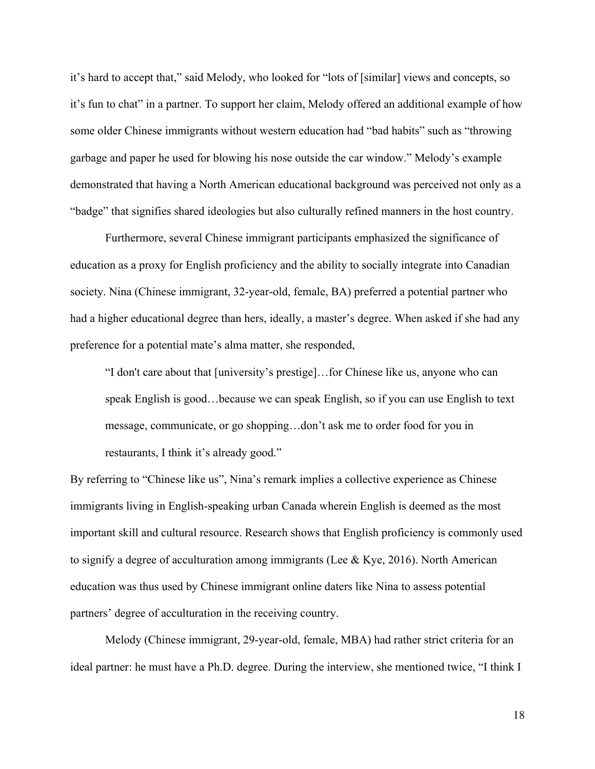it's hard to accept that," said Melody, who looked for "lots of [similar] views and concepts, so it's fun to chat" in a partner. To support her claim, Melody offered an additional example of how some older Chinese immigrants without western education had "bad habits" such as "throwing garbage and paper he used for blowing his nose outside the car window." Melody's example demonstrated that having a North American educational background was perceived not only as a "badge" that signifies shared ideologies but also culturally refined manners in the host country.

Furthermore, several Chinese immigrant participants emphasized the significance of education as a proxy for English proficiency and the ability to socially integrate into Canadian society. Nina (Chinese immigrant, 32-year-old, female, BA) preferred a potential partner who had a higher educational degree than hers, ideally, a master's degree. When asked if she had any preference for a potential mate's alma matter, she responded,

> "I don't care about that [university's prestige]…for Chinese like us, anyone who can speak English is good…because we can speak English, so if you can use English to text message, communicate, or go shopping…don't ask me to order food for you in restaurants, I think it's already good."

By referring to "Chinese like us", Nina's remark implies a collective experience as Chinese immigrants living in English-speaking urban Canada wherein English is deemed as the most important skill and cultural resource. Research shows that English proficiency is commonly used to signify a degree of acculturation among immigrants (Lee & Kye, 2016). North American education was thus used by Chinese immigrant online daters like Nina to assess potential partners' degree of acculturation in the receiving country.

Melody (Chinese immigrant, 29-year-old, female, MBA) had rather strict criteria for an ideal partner: he must have a Ph.D. degree. During the interview, she mentioned twice, "I think I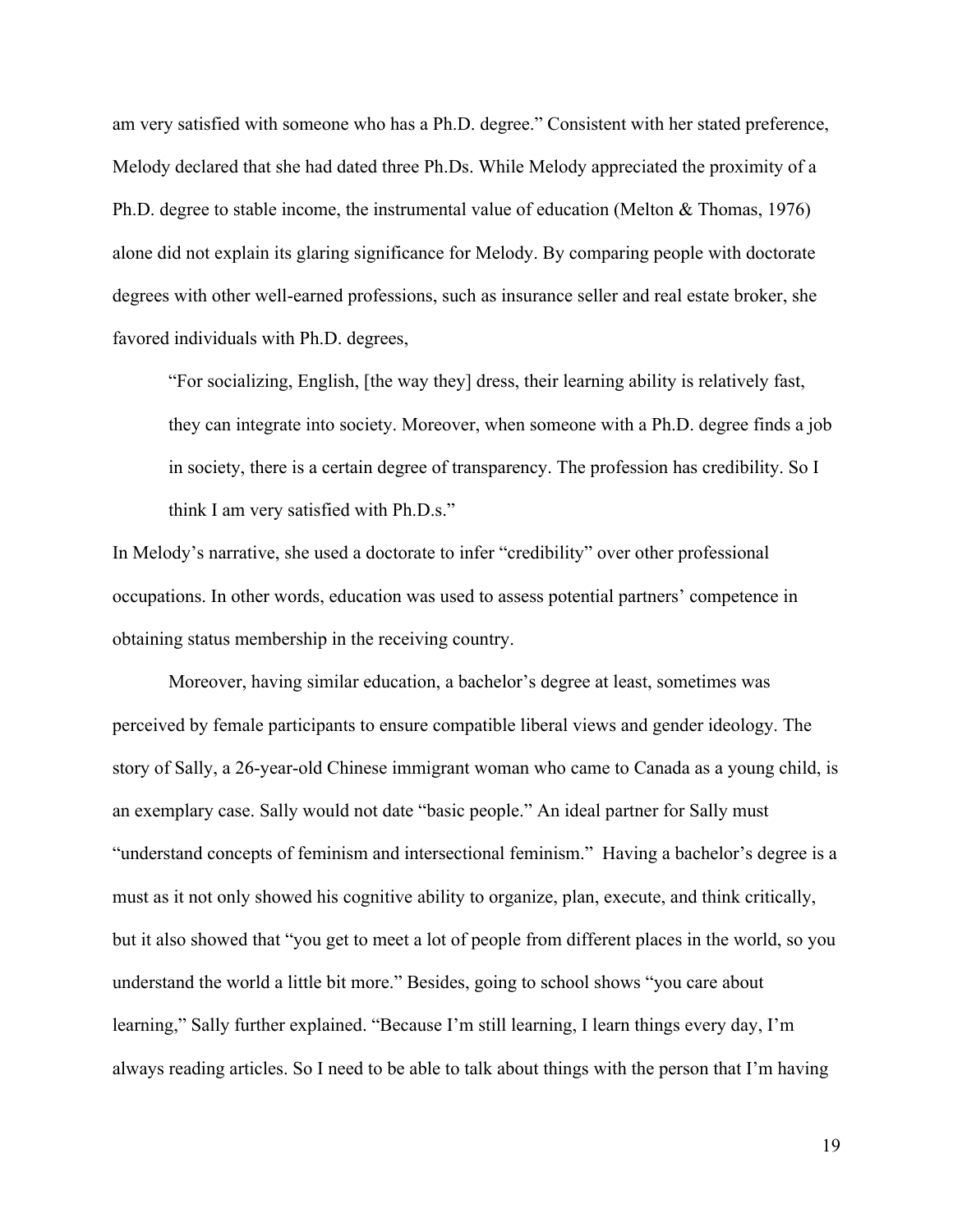am very satisfied with someone who has a Ph.D. degree." Consistent with her stated preference, Melody declared that she had dated three Ph.Ds. While Melody appreciated the proximity of a Ph.D. degree to stable income, the instrumental value of education (Melton & Thomas, 1976) alone did not explain its glaring significance for Melody. By comparing people with doctorate degrees with other well-earned professions, such as insurance seller and real estate broker, she favored individuals with Ph.D. degrees,

> "For socializing, English, [the way they] dress, their learning ability is relatively fast, they can integrate into society. Moreover, when someone with a Ph.D. degree finds a job in society, there is a certain degree of transparency. The profession has credibility. So I think I am very satisfied with Ph.D.s."

In Melody's narrative, she used a doctorate to infer "credibility" over other professional occupations. In other words, education was used to assess potential partners' competence in obtaining status membership in the receiving country.

Moreover, having similar education, a bachelor's degree at least, sometimes was perceived by female participants to ensure compatible liberal views and gender ideology. The story of Sally, a 26-year-old Chinese immigrant woman who came to Canada as a young child, is an exemplary case. Sally would not date "basic people." An ideal partner for Sally must "understand concepts of feminism and intersectional feminism." Having a bachelor's degree is a must as it not only showed his cognitive ability to organize, plan, execute, and think critically, but it also showed that "you get to meet a lot of people from different places in the world, so you understand the world a little bit more." Besides, going to school shows "you care about learning," Sally further explained. "Because I'm still learning, I learn things every day, I'm always reading articles. So I need to be able to talk about things with the person that I'm having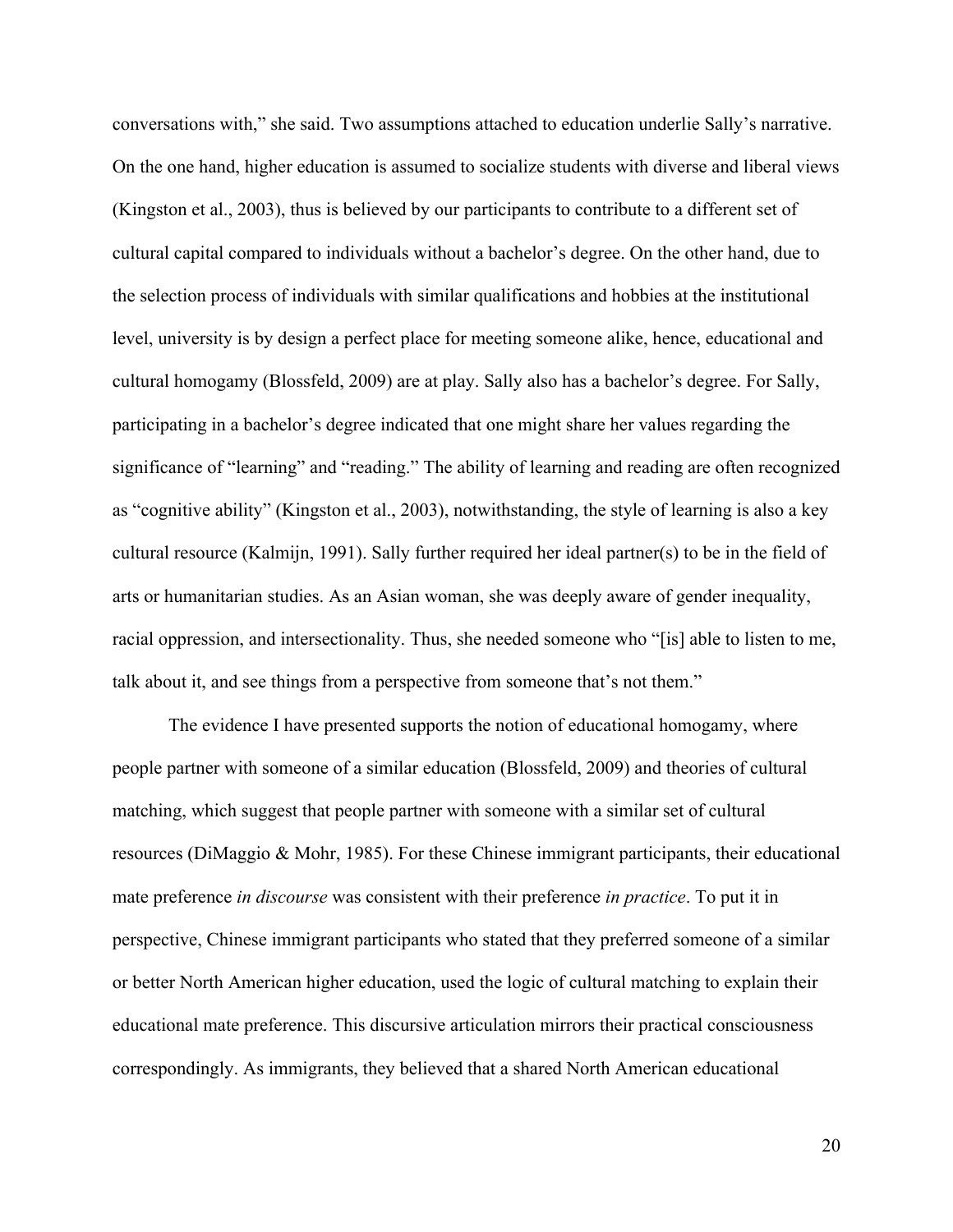conversations with," she said. Two assumptions attached to education underlie Sally's narrative. On the one hand, higher education is assumed to socialize students with diverse and liberal views (Kingston et al., 2003), thus is believed by our participants to contribute to a different set of cultural capital compared to individuals without a bachelor's degree. On the other hand, due to the selection process of individuals with similar qualifications and hobbies at the institutional level, university is by design a perfect place for meeting someone alike, hence, educational and cultural homogamy (Blossfeld, 2009) are at play. Sally also has a bachelor's degree. For Sally, participating in a bachelor's degree indicated that one might share her values regarding the significance of "learning" and "reading." The ability of learning and reading are often recognized as "cognitive ability" (Kingston et al., 2003), notwithstanding, the style of learning is also a key cultural resource (Kalmijn, 1991). Sally further required her ideal partner(s) to be in the field of arts or humanitarian studies. As an Asian woman, she was deeply aware of gender inequality, racial oppression, and intersectionality. Thus, she needed someone who "[is] able to listen to me, talk about it, and see things from a perspective from someone that's not them."

The evidence I have presented supports the notion of educational homogamy, where people partner with someone of a similar education (Blossfeld, 2009) and theories of cultural matching, which suggest that people partner with someone with a similar set of cultural resources (DiMaggio & Mohr, 1985). For these Chinese immigrant participants, their educational mate preference *in discourse* was consistent with their preference *in practice*. To put it in perspective, Chinese immigrant participants who stated that they preferred someone of a similar or better North American higher education, used the logic of cultural matching to explain their educational mate preference. This discursive articulation mirrors their practical consciousness correspondingly. As immigrants, they believed that a shared North American educational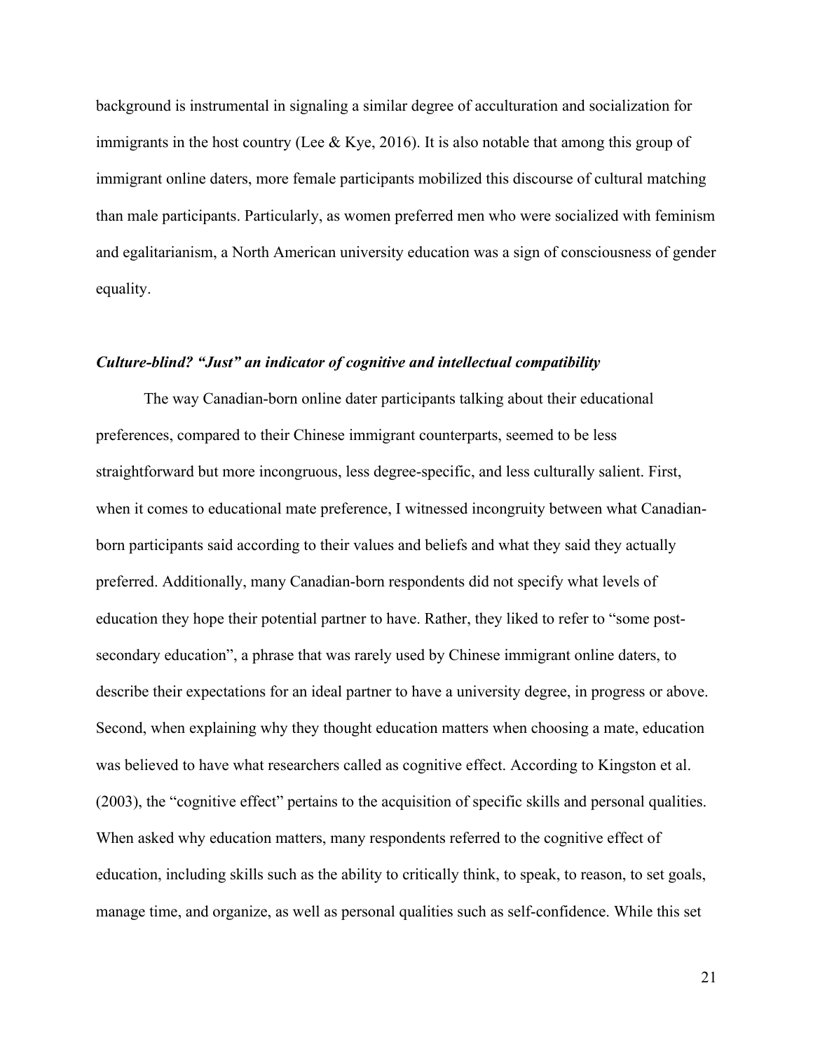background is instrumental in signaling a similar degree of acculturation and socialization for immigrants in the host country (Lee & Kye, 2016). It is also notable that among this group of immigrant online daters, more female participants mobilized this discourse of cultural matching than male participants. Particularly, as women preferred men who were socialized with feminism and egalitarianism, a North American university education was a sign of consciousness of gender equality.

### *Culture-blind? "Just" an indicator of cognitive and intellectual compatibility*

The way Canadian-born online dater participants talking about their educational preferences, compared to their Chinese immigrant counterparts, seemed to be less straightforward but more incongruous, less degree-specific, and less culturally salient. First, when it comes to educational mate preference, I witnessed incongruity between what Canadian-born participants said according to their values and beliefs and what they said they actually preferred. Additionally, many Canadian-born respondents did not specify what levels of education they hope their potential partner to have. Rather, they liked to refer to "some post-secondary education", a phrase that was rarely used by Chinese immigrant online daters, to describe their expectations for an ideal partner to have a university degree, in progress or above. Second, when explaining why they thought education matters when choosing a mate, education was believed to have what researchers called as cognitive effect. According to Kingston et al. (2003), the "cognitive effect" pertains to the acquisition of specific skills and personal qualities. When asked why education matters, many respondents referred to the cognitive effect of education, including skills such as the ability to critically think, to speak, to reason, to set goals, manage time, and organize, as well as personal qualities such as self-confidence. While this set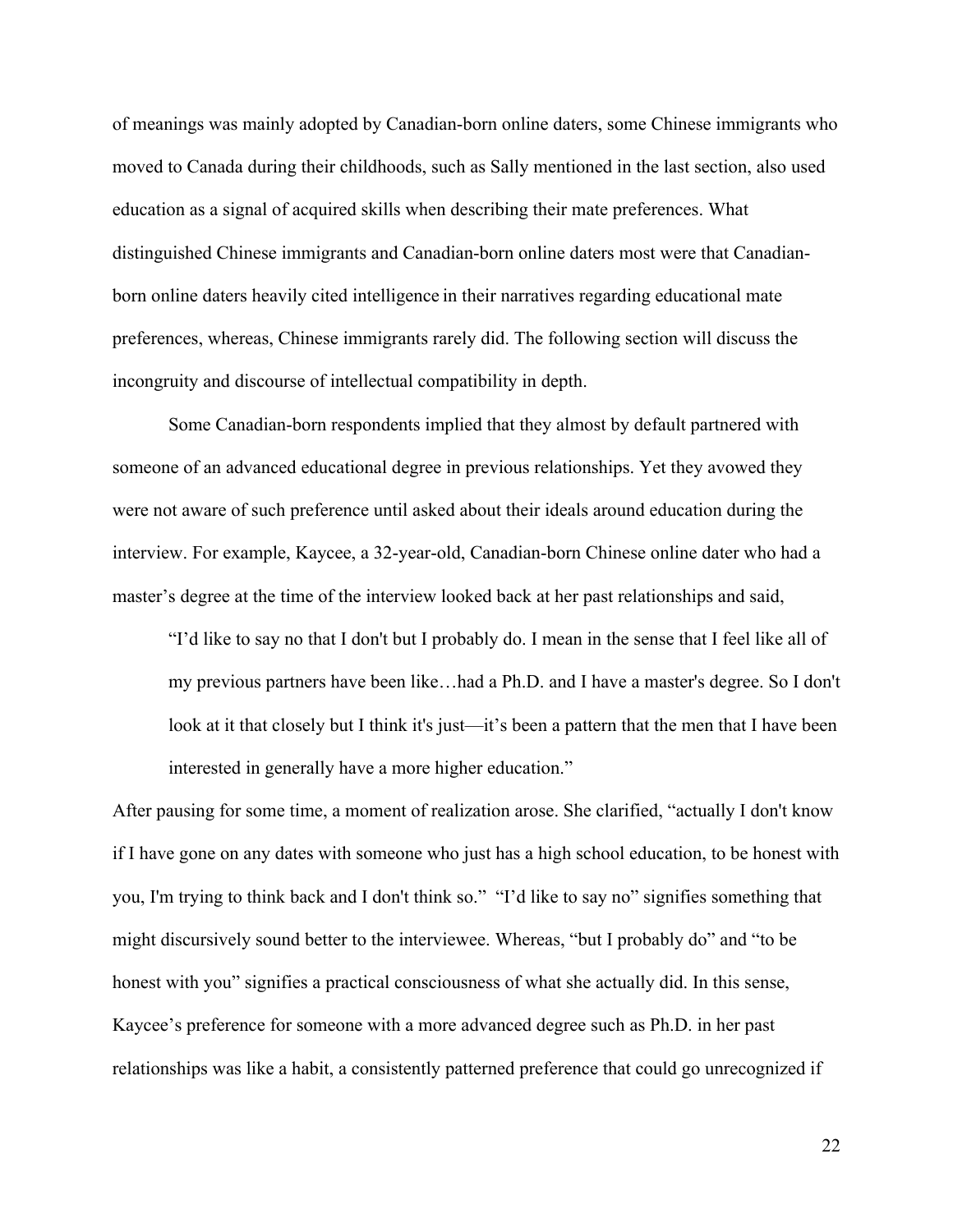of meanings was mainly adopted by Canadian-born online daters, some Chinese immigrants who moved to Canada during their childhoods, such as Sally mentioned in the last section, also used education as a signal of acquired skills when describing their mate preferences. What distinguished Chinese immigrants and Canadian-born online daters most were that Canadian-born online daters heavily cited intelligence in their narratives regarding educational mate preferences, whereas, Chinese immigrants rarely did. The following section will discuss the incongruity and discourse of intellectual compatibility in depth.

Some Canadian-born respondents implied that they almost by default partnered with someone of an advanced educational degree in previous relationships. Yet they avowed they were not aware of such preference until asked about their ideals around education during the interview. For example, Kaycee, a 32-year-old, Canadian-born Chinese online dater who had a master's degree at the time of the interview looked back at her past relationships and said,

> "I'd like to say no that I don't but I probably do. I mean in the sense that I feel like all of my previous partners have been like…had a Ph.D. and I have a master's degree. So I don't look at it that closely but I think it's just—it's been a pattern that the men that I have been interested in generally have a more higher education."

After pausing for some time, a moment of realization arose. She clarified, "actually I don't know if I have gone on any dates with someone who just has a high school education, to be honest with you, I'm trying to think back and I don't think so." "I'd like to say no" signifies something that might discursively sound better to the interviewee. Whereas, "but I probably do" and "to be honest with you" signifies a practical consciousness of what she actually did. In this sense, Kaycee's preference for someone with a more advanced degree such as Ph.D. in her past relationships was like a habit, a consistently patterned preference that could go unrecognized if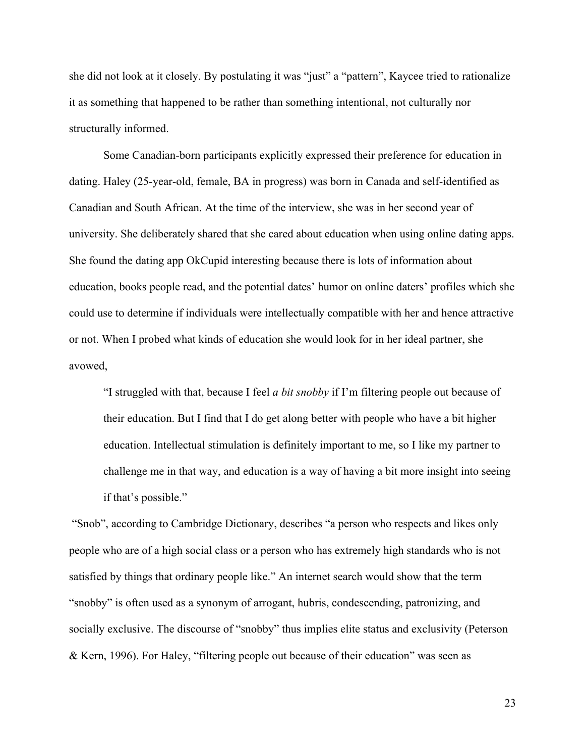she did not look at it closely. By postulating it was "just" a "pattern", Kaycee tried to rationalize it as something that happened to be rather than something intentional, not culturally nor structurally informed.

Some Canadian-born participants explicitly expressed their preference for education in dating. Haley (25-year-old, female, BA in progress) was born in Canada and self-identified as Canadian and South African. At the time of the interview, she was in her second year of university. She deliberately shared that she cared about education when using online dating apps. She found the dating app OkCupid interesting because there is lots of information about education, books people read, and the potential dates' humor on online daters' profiles which she could use to determine if individuals were intellectually compatible with her and hence attractive or not. When I probed what kinds of education she would look for in her ideal partner, she avowed,

> "I struggled with that, because I feel *a bit snobby* if I'm filtering people out because of their education. But I find that I do get along better with people who have a bit higher education. Intellectual stimulation is definitely important to me, so I like my partner to challenge me in that way, and education is a way of having a bit more insight into seeing if that's possible."

"Snob", according to Cambridge Dictionary, describes "a person who respects and likes only people who are of a high social class or a person who has extremely high standards who is not satisfied by things that ordinary people like." An internet search would show that the term "snobby" is often used as a synonym of arrogant, hubris, condescending, patronizing, and socially exclusive. The discourse of "snobby" thus implies elite status and exclusivity (Peterson & Kern, 1996). For Haley, "filtering people out because of their education" was seen as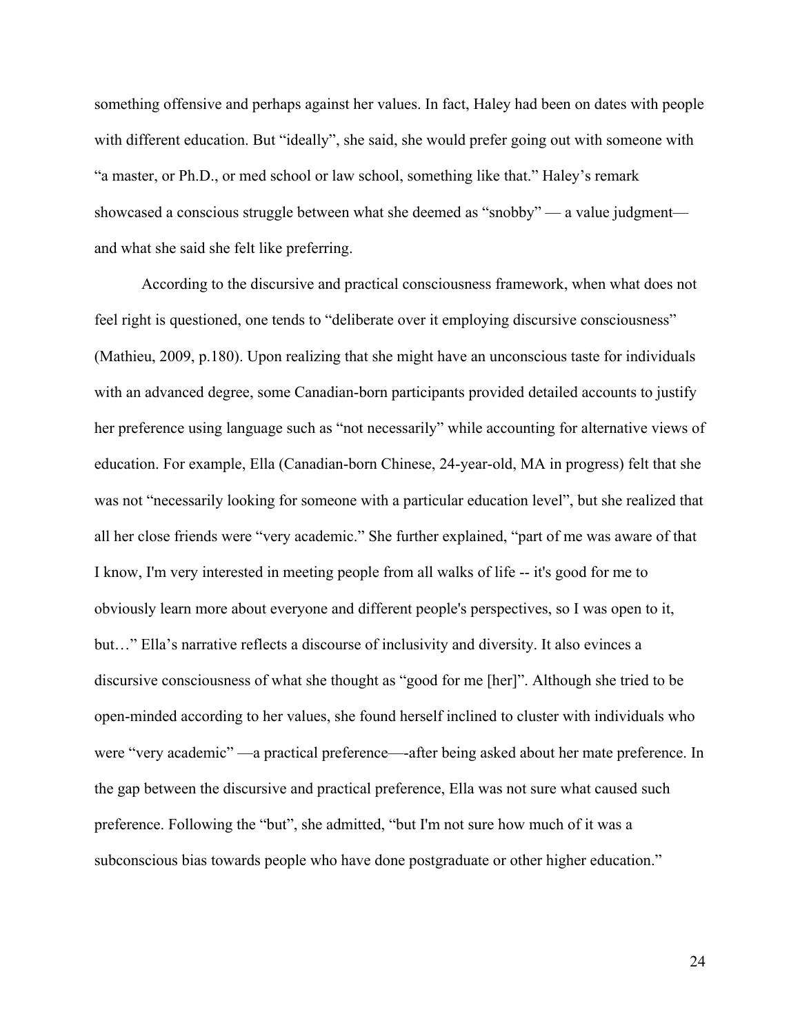something offensive and perhaps against her values. In fact, Haley had been on dates with people with different education. But "ideally", she said, she would prefer going out with someone with "a master, or Ph.D., or med school or law school, something like that." Haley's remark showcased a conscious struggle between what she deemed as "snobby" — a value judgment— and what she said she felt like preferring.

According to the discursive and practical consciousness framework, when what does not feel right is questioned, one tends to "deliberate over it employing discursive consciousness" (Mathieu, 2009, p.180). Upon realizing that she might have an unconscious taste for individuals with an advanced degree, some Canadian-born participants provided detailed accounts to justify her preference using language such as "not necessarily" while accounting for alternative views of education. For example, Ella (Canadian-born Chinese, 24-year-old, MA in progress) felt that she was not "necessarily looking for someone with a particular education level", but she realized that all her close friends were "very academic." She further explained, "part of me was aware of that I know, I'm very interested in meeting people from all walks of life -- it's good for me to obviously learn more about everyone and different people's perspectives, so I was open to it, but…" Ella's narrative reflects a discourse of inclusivity and diversity. It also evinces a discursive consciousness of what she thought as "good for me [her]". Although she tried to be open-minded according to her values, she found herself inclined to cluster with individuals who were "very academic" —a practical preference—-after being asked about her mate preference. In the gap between the discursive and practical preference, Ella was not sure what caused such preference. Following the "but", she admitted, "but I'm not sure how much of it was a subconscious bias towards people who have done postgraduate or other higher education."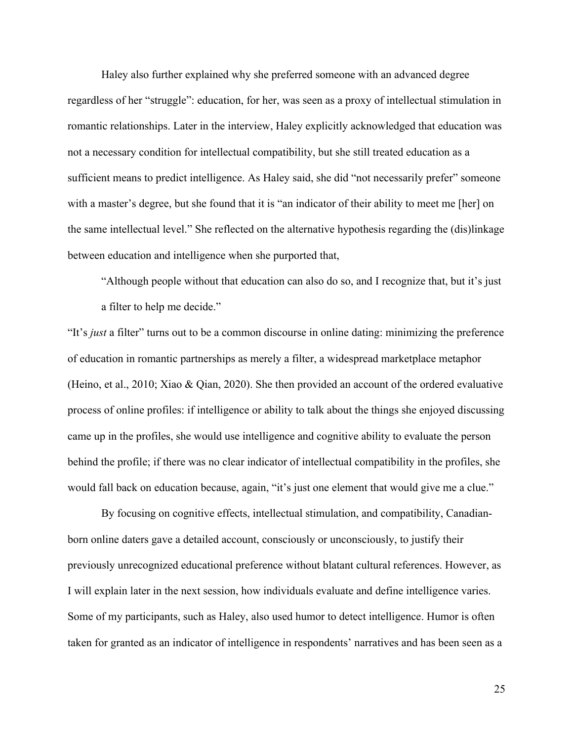Haley also further explained why she preferred someone with an advanced degree regardless of her "struggle": education, for her, was seen as a proxy of intellectual stimulation in romantic relationships. Later in the interview, Haley explicitly acknowledged that education was not a necessary condition for intellectual compatibility, but she still treated education as a sufficient means to predict intelligence. As Haley said, she did "not necessarily prefer" someone with a master's degree, but she found that it is "an indicator of their ability to meet me [her] on the same intellectual level." She reflected on the alternative hypothesis regarding the (dis)linkage between education and intelligence when she purported that,

> "Although people without that education can also do so, and I recognize that, but it's just a filter to help me decide."

"It's *just* a filter" turns out to be a common discourse in online dating: minimizing the preference of education in romantic partnerships as merely a filter, a widespread marketplace metaphor (Heino, et al., 2010; Xiao & Qian, 2020). She then provided an account of the ordered evaluative process of online profiles: if intelligence or ability to talk about the things she enjoyed discussing came up in the profiles, she would use intelligence and cognitive ability to evaluate the person behind the profile; if there was no clear indicator of intellectual compatibility in the profiles, she would fall back on education because, again, "it's just one element that would give me a clue."

By focusing on cognitive effects, intellectual stimulation, and compatibility, Canadian-born online daters gave a detailed account, consciously or unconsciously, to justify their previously unrecognized educational preference without blatant cultural references. However, as I will explain later in the next session, how individuals evaluate and define intelligence varies. Some of my participants, such as Haley, also used humor to detect intelligence. Humor is often taken for granted as an indicator of intelligence in respondents' narratives and has been seen as a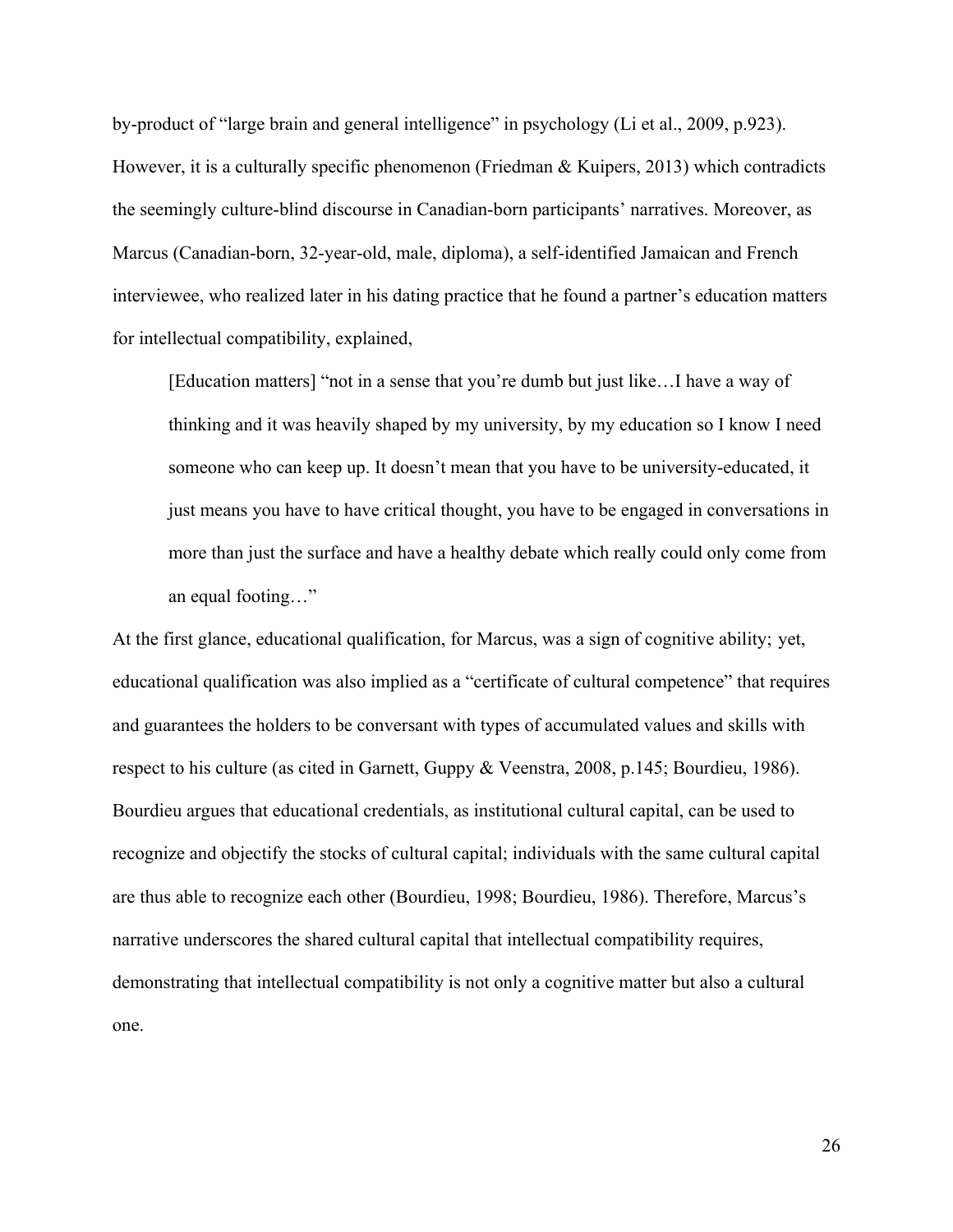by-product of "large brain and general intelligence" in psychology (Li et al., 2009, p.923). However, it is a culturally specific phenomenon (Friedman & Kuipers, 2013) which contradicts the seemingly culture-blind discourse in Canadian-born participants' narratives. Moreover, as Marcus (Canadian-born, 32-year-old, male, diploma), a self-identified Jamaican and French interviewee, who realized later in his dating practice that he found a partner's education matters for intellectual compatibility, explained,

> [Education matters] "not in a sense that you're dumb but just like…I have a way of thinking and it was heavily shaped by my university, by my education so I know I need someone who can keep up. It doesn't mean that you have to be university-educated, it just means you have to have critical thought, you have to be engaged in conversations in more than just the surface and have a healthy debate which really could only come from an equal footing…"

At the first glance, educational qualification, for Marcus, was a sign of cognitive ability; yet, educational qualification was also implied as a "certificate of cultural competence" that requires and guarantees the holders to be conversant with types of accumulated values and skills with respect to his culture (as cited in Garnett, Guppy & Veenstra, 2008, p.145; Bourdieu, 1986). Bourdieu argues that educational credentials, as institutional cultural capital, can be used to recognize and objectify the stocks of cultural capital; individuals with the same cultural capital are thus able to recognize each other (Bourdieu, 1998; Bourdieu, 1986). Therefore, Marcus's narrative underscores the shared cultural capital that intellectual compatibility requires, demonstrating that intellectual compatibility is not only a cognitive matter but also a cultural one.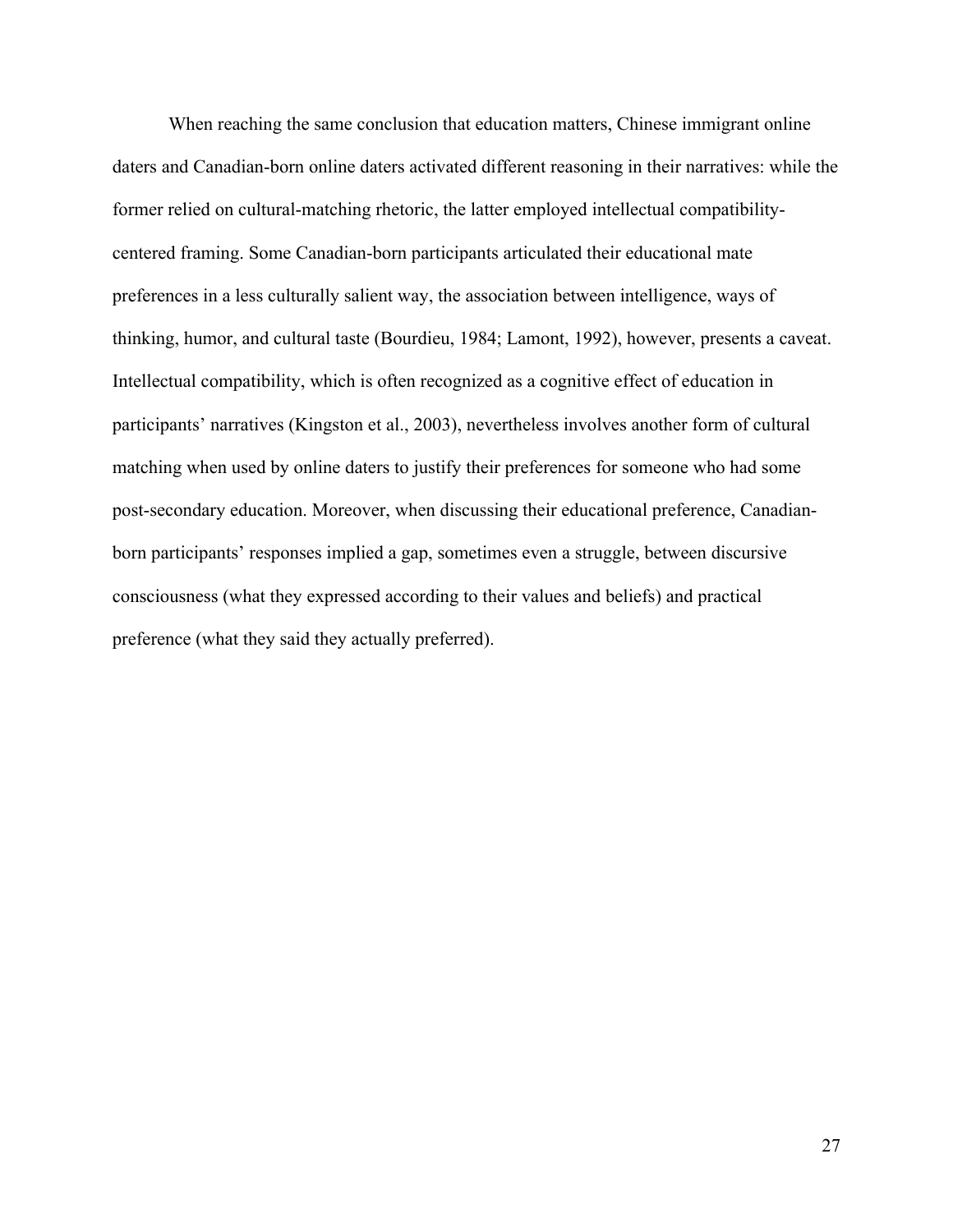When reaching the same conclusion that education matters, Chinese immigrant online daters and Canadian-born online daters activated different reasoning in their narratives: while the former relied on cultural-matching rhetoric, the latter employed intellectual compatibility-centered framing. Some Canadian-born participants articulated their educational mate preferences in a less culturally salient way, the association between intelligence, ways of thinking, humor, and cultural taste (Bourdieu, 1984; Lamont, 1992), however, presents a caveat. Intellectual compatibility, which is often recognized as a cognitive effect of education in participants' narratives (Kingston et al., 2003), nevertheless involves another form of cultural matching when used by online daters to justify their preferences for someone who had some post-secondary education. Moreover, when discussing their educational preference, Canadian-born participants' responses implied a gap, sometimes even a struggle, between discursive consciousness (what they expressed according to their values and beliefs) and practical preference (what they said they actually preferred).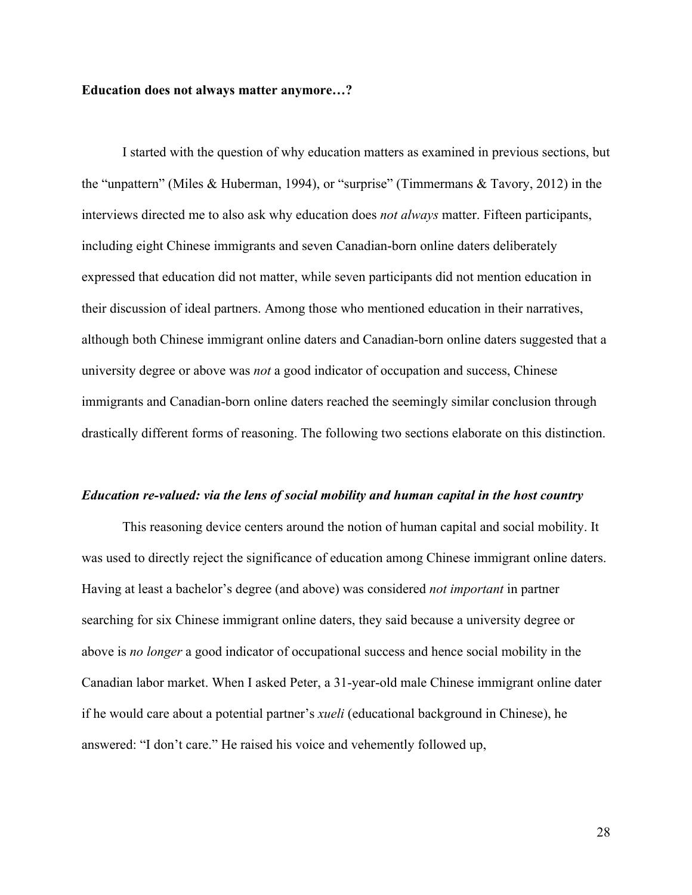**Education does not always matter anymore…?**

I started with the question of why education matters as examined in previous sections, but the "unpattern" (Miles & Huberman, 1994), or "surprise" (Timmermans & Tavory, 2012) in the interviews directed me to also ask why education does *not always* matter. Fifteen participants, including eight Chinese immigrants and seven Canadian-born online daters deliberately expressed that education did not matter, while seven participants did not mention education in their discussion of ideal partners. Among those who mentioned education in their narratives, although both Chinese immigrant online daters and Canadian-born online daters suggested that a university degree or above was *not* a good indicator of occupation and success, Chinese immigrants and Canadian-born online daters reached the seemingly similar conclusion through drastically different forms of reasoning. The following two sections elaborate on this distinction.

***Education re-valued: via the lens of social mobility and human capital in the host country***

This reasoning device centers around the notion of human capital and social mobility. It was used to directly reject the significance of education among Chinese immigrant online daters. Having at least a bachelor's degree (and above) was considered *not important* in partner searching for six Chinese immigrant online daters, they said because a university degree or above is *no longer* a good indicator of occupational success and hence social mobility in the Canadian labor market. When I asked Peter, a 31-year-old male Chinese immigrant online dater if he would care about a potential partner's *xueli* (educational background in Chinese), he answered: "I don't care." He raised his voice and vehemently followed up,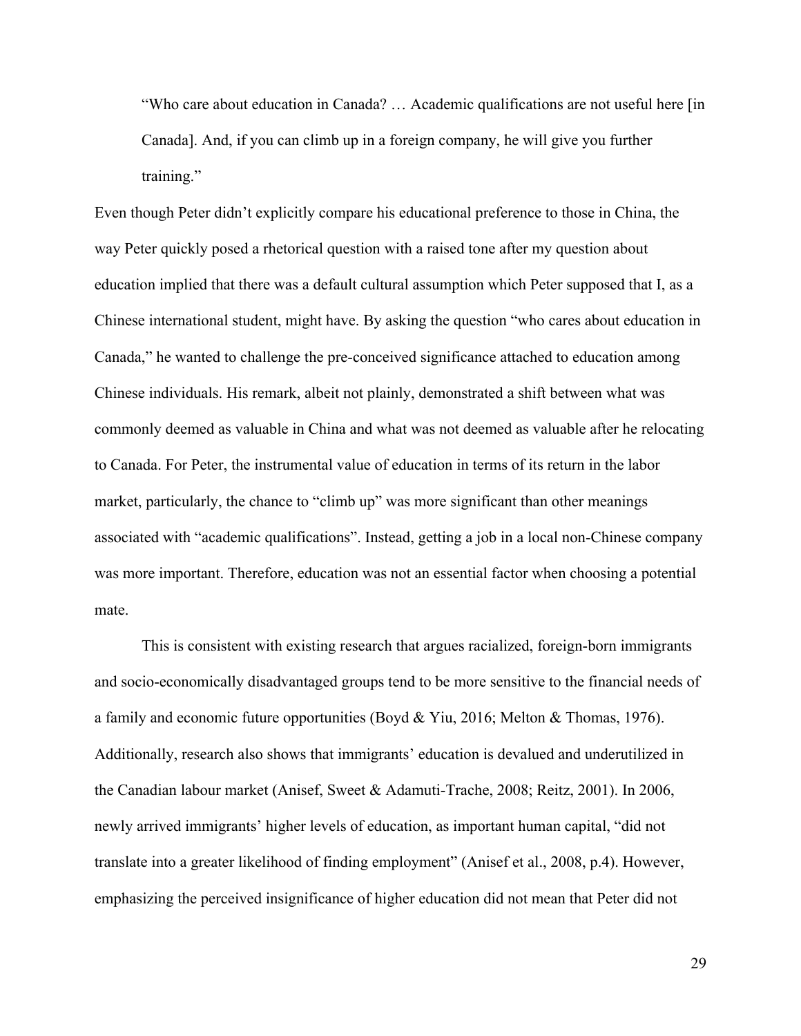> "Who care about education in Canada? … Academic qualifications are not useful here [in Canada]. And, if you can climb up in a foreign company, he will give you further training."

Even though Peter didn't explicitly compare his educational preference to those in China, the way Peter quickly posed a rhetorical question with a raised tone after my question about education implied that there was a default cultural assumption which Peter supposed that I, as a Chinese international student, might have. By asking the question "who cares about education in Canada," he wanted to challenge the pre-conceived significance attached to education among Chinese individuals. His remark, albeit not plainly, demonstrated a shift between what was commonly deemed as valuable in China and what was not deemed as valuable after he relocating to Canada. For Peter, the instrumental value of education in terms of its return in the labor market, particularly, the chance to "climb up" was more significant than other meanings associated with "academic qualifications". Instead, getting a job in a local non-Chinese company was more important. Therefore, education was not an essential factor when choosing a potential mate.

This is consistent with existing research that argues racialized, foreign-born immigrants and socio-economically disadvantaged groups tend to be more sensitive to the financial needs of a family and economic future opportunities (Boyd & Yiu, 2016; Melton & Thomas, 1976). Additionally, research also shows that immigrants' education is devalued and underutilized in the Canadian labour market (Anisef, Sweet & Adamuti-Trache, 2008; Reitz, 2001). In 2006, newly arrived immigrants' higher levels of education, as important human capital, "did not translate into a greater likelihood of finding employment" (Anisef et al., 2008, p.4). However, emphasizing the perceived insignificance of higher education did not mean that Peter did not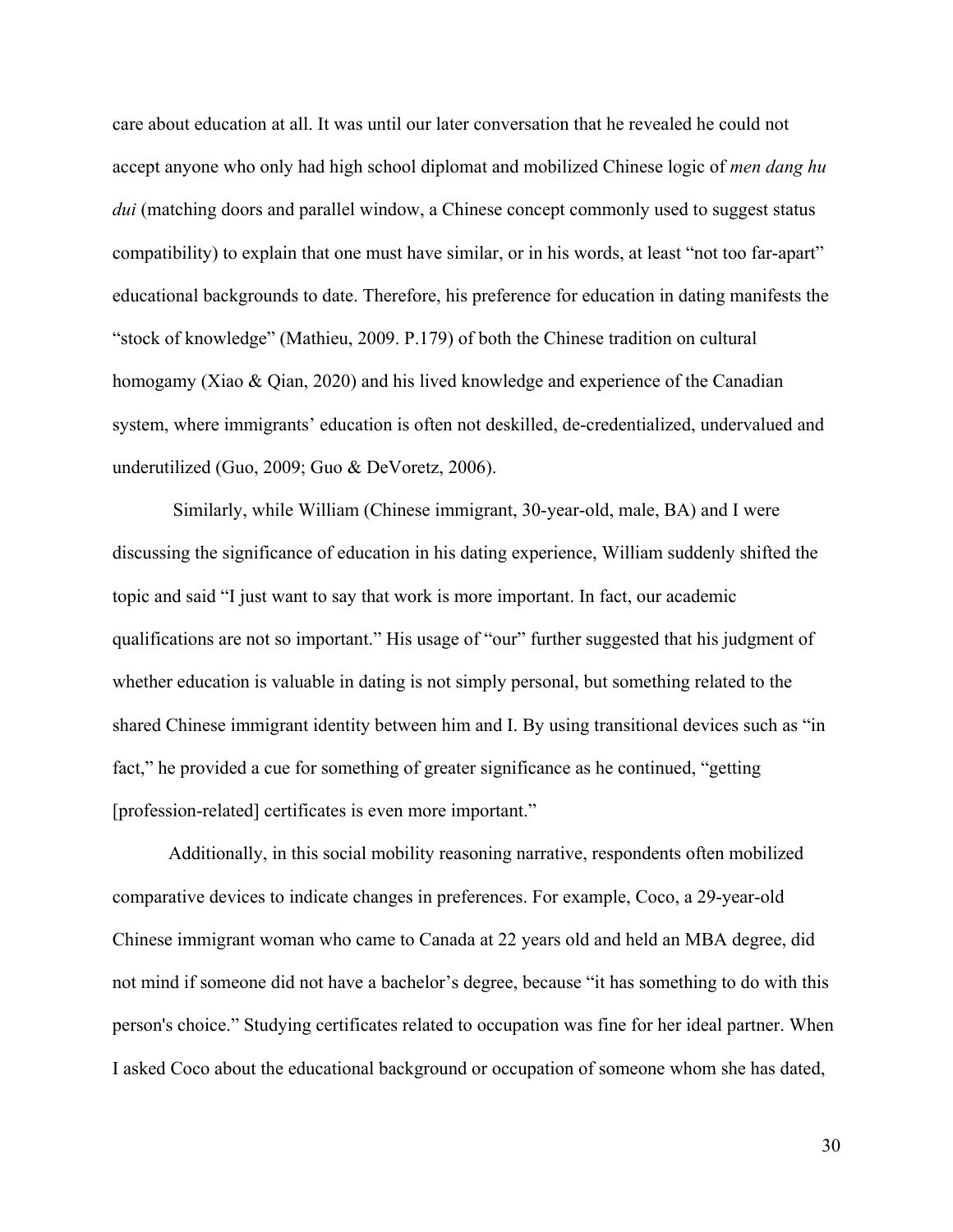care about education at all. It was until our later conversation that he revealed he could not accept anyone who only had high school diplomat and mobilized Chinese logic of *men dang hu dui* (matching doors and parallel window, a Chinese concept commonly used to suggest status compatibility) to explain that one must have similar, or in his words, at least "not too far-apart" educational backgrounds to date. Therefore, his preference for education in dating manifests the "stock of knowledge" (Mathieu, 2009. P.179) of both the Chinese tradition on cultural homogamy (Xiao & Qian, 2020) and his lived knowledge and experience of the Canadian system, where immigrants' education is often not deskilled, de-credentialized, undervalued and underutilized (Guo, 2009; Guo & DeVoretz, 2006).

Similarly, while William (Chinese immigrant, 30-year-old, male, BA) and I were discussing the significance of education in his dating experience, William suddenly shifted the topic and said "I just want to say that work is more important. In fact, our academic qualifications are not so important." His usage of "our" further suggested that his judgment of whether education is valuable in dating is not simply personal, but something related to the shared Chinese immigrant identity between him and I. By using transitional devices such as "in fact," he provided a cue for something of greater significance as he continued, "getting [profession-related] certificates is even more important."

Additionally, in this social mobility reasoning narrative, respondents often mobilized comparative devices to indicate changes in preferences. For example, Coco, a 29-year-old Chinese immigrant woman who came to Canada at 22 years old and held an MBA degree, did not mind if someone did not have a bachelor's degree, because "it has something to do with this person's choice." Studying certificates related to occupation was fine for her ideal partner. When I asked Coco about the educational background or occupation of someone whom she has dated,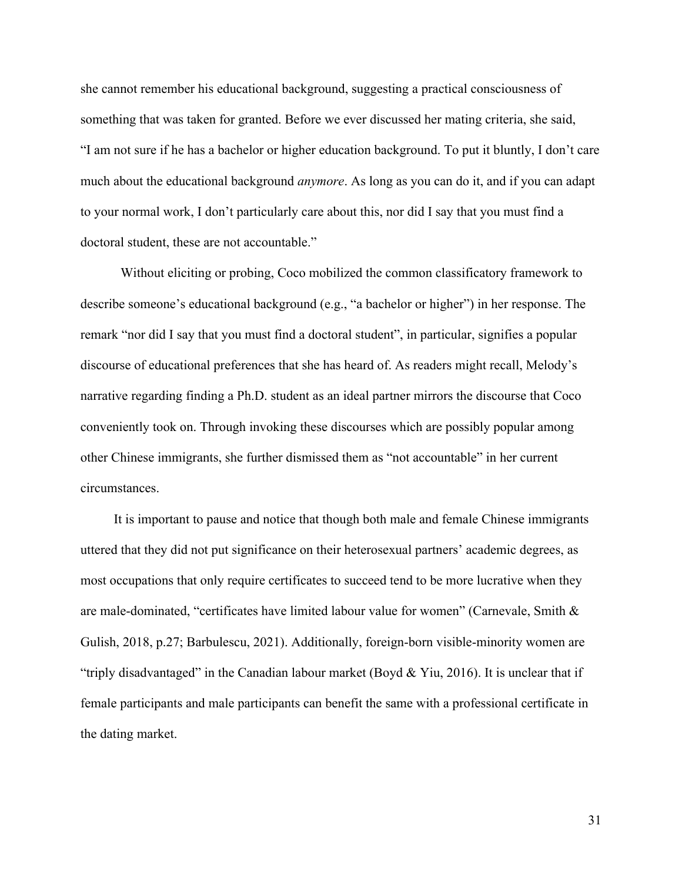she cannot remember his educational background, suggesting a practical consciousness of something that was taken for granted. Before we ever discussed her mating criteria, she said, "I am not sure if he has a bachelor or higher education background. To put it bluntly, I don't care much about the educational background *anymore*. As long as you can do it, and if you can adapt to your normal work, I don't particularly care about this, nor did I say that you must find a doctoral student, these are not accountable."

Without eliciting or probing, Coco mobilized the common classificatory framework to describe someone's educational background (e.g., "a bachelor or higher") in her response. The remark "nor did I say that you must find a doctoral student", in particular, signifies a popular discourse of educational preferences that she has heard of. As readers might recall, Melody's narrative regarding finding a Ph.D. student as an ideal partner mirrors the discourse that Coco conveniently took on. Through invoking these discourses which are possibly popular among other Chinese immigrants, she further dismissed them as "not accountable" in her current circumstances.

It is important to pause and notice that though both male and female Chinese immigrants uttered that they did not put significance on their heterosexual partners' academic degrees, as most occupations that only require certificates to succeed tend to be more lucrative when they are male-dominated, "certificates have limited labour value for women" (Carnevale, Smith & Gulish, 2018, p.27; Barbulescu, 2021). Additionally, foreign-born visible-minority women are "triply disadvantaged" in the Canadian labour market (Boyd & Yiu, 2016). It is unclear that if female participants and male participants can benefit the same with a professional certificate in the dating market.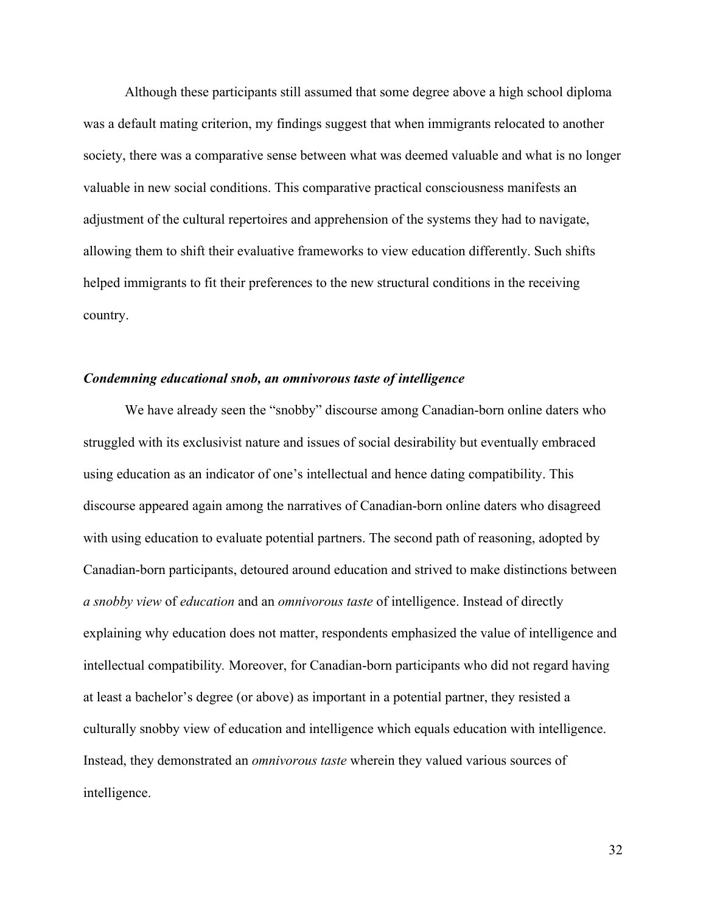Although these participants still assumed that some degree above a high school diploma was a default mating criterion, my findings suggest that when immigrants relocated to another society, there was a comparative sense between what was deemed valuable and what is no longer valuable in new social conditions. This comparative practical consciousness manifests an adjustment of the cultural repertoires and apprehension of the systems they had to navigate, allowing them to shift their evaluative frameworks to view education differently. Such shifts helped immigrants to fit their preferences to the new structural conditions in the receiving country.

### *Condemning educational snob, an omnivorous taste of intelligence*

We have already seen the "snobby" discourse among Canadian-born online daters who struggled with its exclusivist nature and issues of social desirability but eventually embraced using education as an indicator of one's intellectual and hence dating compatibility. This discourse appeared again among the narratives of Canadian-born online daters who disagreed with using education to evaluate potential partners. The second path of reasoning, adopted by Canadian-born participants, detoured around education and strived to make distinctions between *a snobby view* of *education* and an *omnivorous taste* of intelligence. Instead of directly explaining why education does not matter, respondents emphasized the value of intelligence and intellectual compatibility. Moreover, for Canadian-born participants who did not regard having at least a bachelor's degree (or above) as important in a potential partner, they resisted a culturally snobby view of education and intelligence which equals education with intelligence. Instead, they demonstrated an *omnivorous taste* wherein they valued various sources of intelligence.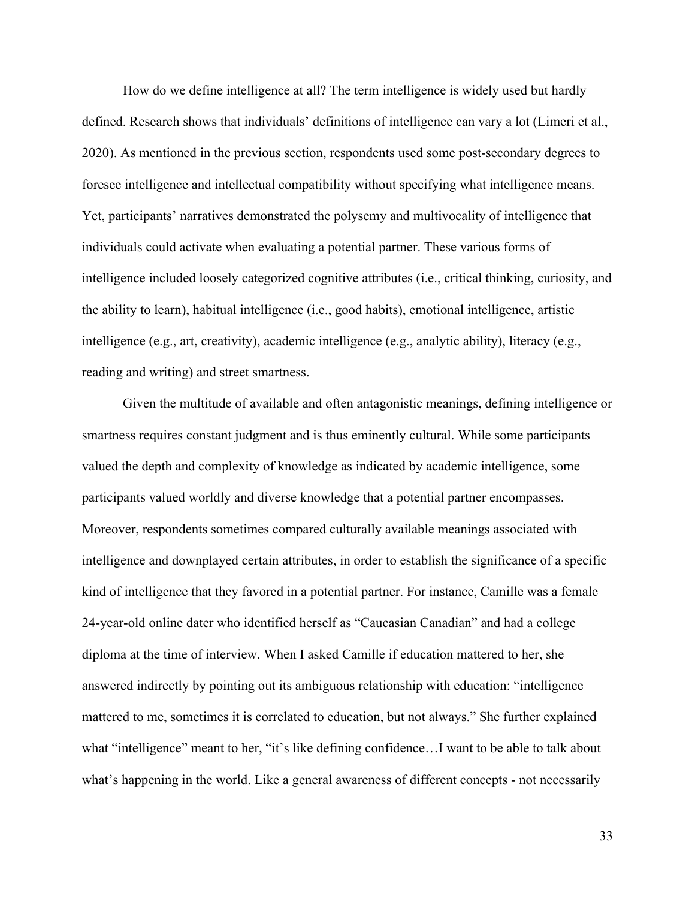How do we define intelligence at all? The term intelligence is widely used but hardly defined. Research shows that individuals' definitions of intelligence can vary a lot (Limeri et al., 2020). As mentioned in the previous section, respondents used some post-secondary degrees to foresee intelligence and intellectual compatibility without specifying what intelligence means. Yet, participants' narratives demonstrated the polysemy and multivocality of intelligence that individuals could activate when evaluating a potential partner. These various forms of intelligence included loosely categorized cognitive attributes (i.e., critical thinking, curiosity, and the ability to learn), habitual intelligence (i.e., good habits), emotional intelligence, artistic intelligence (e.g., art, creativity), academic intelligence (e.g., analytic ability), literacy (e.g., reading and writing) and street smartness.

Given the multitude of available and often antagonistic meanings, defining intelligence or smartness requires constant judgment and is thus eminently cultural. While some participants valued the depth and complexity of knowledge as indicated by academic intelligence, some participants valued worldly and diverse knowledge that a potential partner encompasses. Moreover, respondents sometimes compared culturally available meanings associated with intelligence and downplayed certain attributes, in order to establish the significance of a specific kind of intelligence that they favored in a potential partner. For instance, Camille was a female 24-year-old online dater who identified herself as "Caucasian Canadian" and had a college diploma at the time of interview. When I asked Camille if education mattered to her, she answered indirectly by pointing out its ambiguous relationship with education: "intelligence mattered to me, sometimes it is correlated to education, but not always." She further explained what "intelligence" meant to her, "it's like defining confidence…I want to be able to talk about what's happening in the world. Like a general awareness of different concepts - not necessarily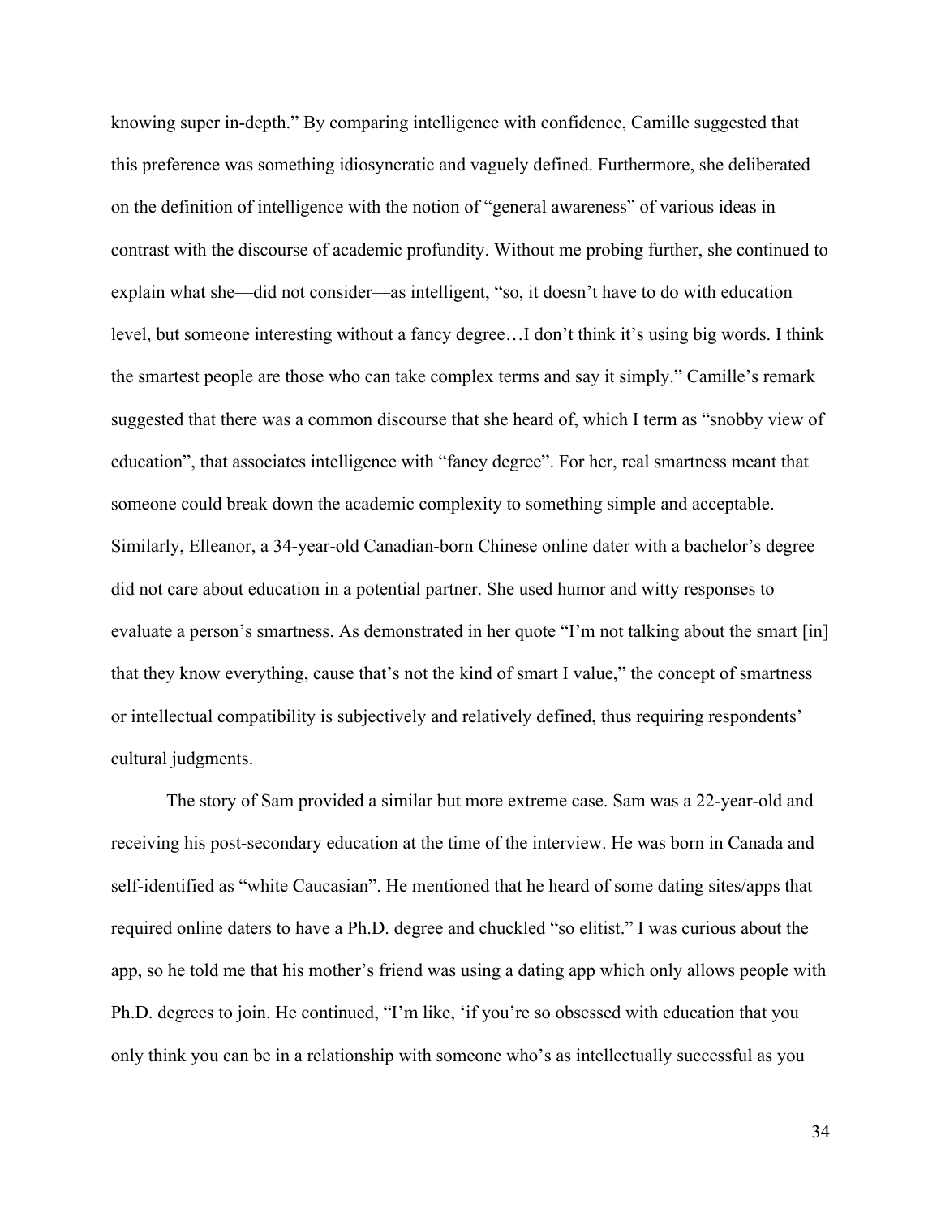knowing super in-depth." By comparing intelligence with confidence, Camille suggested that this preference was something idiosyncratic and vaguely defined. Furthermore, she deliberated on the definition of intelligence with the notion of "general awareness" of various ideas in contrast with the discourse of academic profundity. Without me probing further, she continued to explain what she—did not consider—as intelligent, "so, it doesn't have to do with education level, but someone interesting without a fancy degree…I don't think it's using big words. I think the smartest people are those who can take complex terms and say it simply." Camille's remark suggested that there was a common discourse that she heard of, which I term as "snobby view of education", that associates intelligence with "fancy degree". For her, real smartness meant that someone could break down the academic complexity to something simple and acceptable. Similarly, Elleanor, a 34-year-old Canadian-born Chinese online dater with a bachelor's degree did not care about education in a potential partner. She used humor and witty responses to evaluate a person's smartness. As demonstrated in her quote "I'm not talking about the smart [in] that they know everything, cause that's not the kind of smart I value," the concept of smartness or intellectual compatibility is subjectively and relatively defined, thus requiring respondents' cultural judgments.

The story of Sam provided a similar but more extreme case. Sam was a 22-year-old and receiving his post-secondary education at the time of the interview. He was born in Canada and self-identified as "white Caucasian". He mentioned that he heard of some dating sites/apps that required online daters to have a Ph.D. degree and chuckled "so elitist." I was curious about the app, so he told me that his mother's friend was using a dating app which only allows people with Ph.D. degrees to join. He continued, "I'm like, 'if you're so obsessed with education that you only think you can be in a relationship with someone who's as intellectually successful as you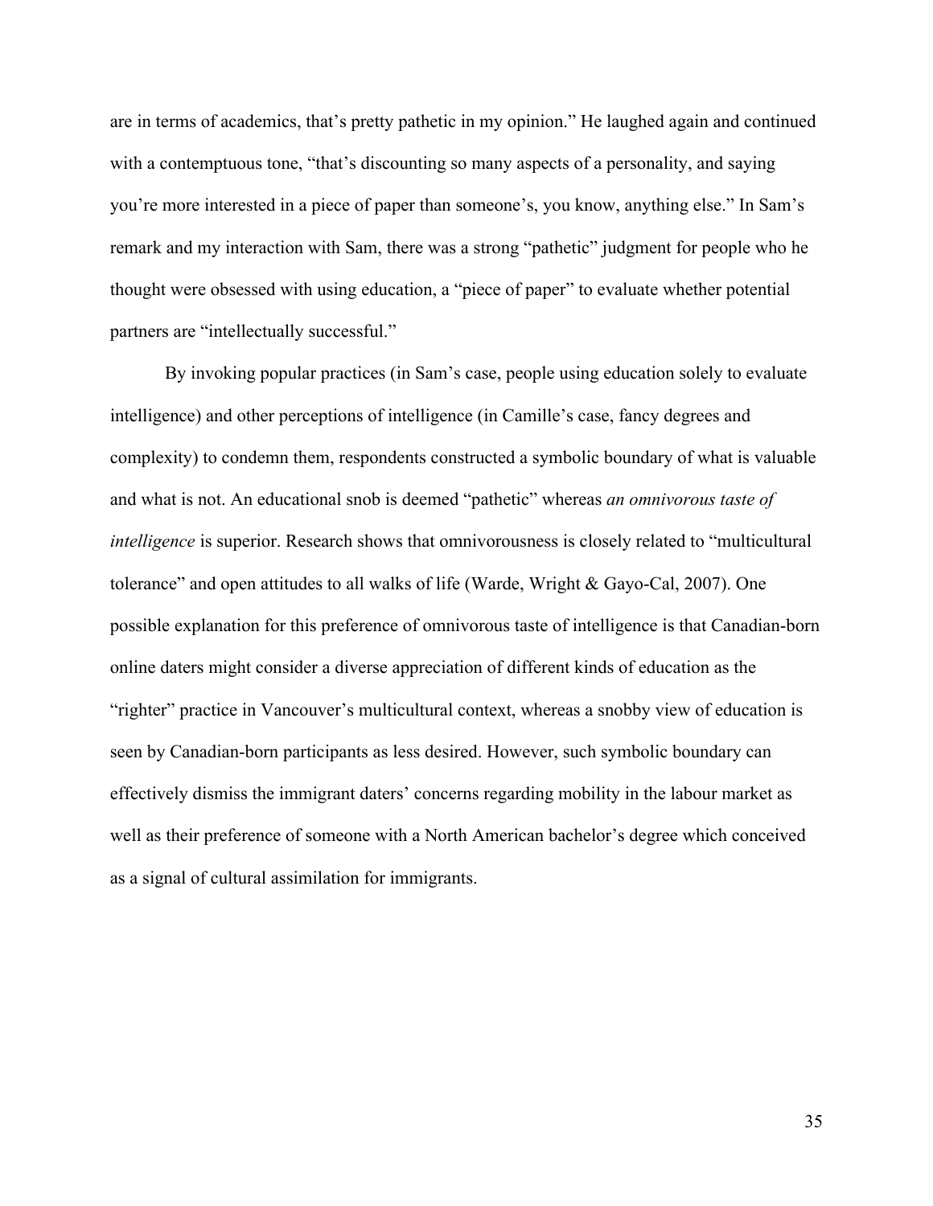are in terms of academics, that's pretty pathetic in my opinion." He laughed again and continued with a contemptuous tone, "that's discounting so many aspects of a personality, and saying you're more interested in a piece of paper than someone's, you know, anything else." In Sam's remark and my interaction with Sam, there was a strong "pathetic" judgment for people who he thought were obsessed with using education, a "piece of paper" to evaluate whether potential partners are "intellectually successful."

By invoking popular practices (in Sam's case, people using education solely to evaluate intelligence) and other perceptions of intelligence (in Camille's case, fancy degrees and complexity) to condemn them, respondents constructed a symbolic boundary of what is valuable and what is not. An educational snob is deemed "pathetic" whereas *an omnivorous taste of intelligence* is superior. Research shows that omnivorousness is closely related to "multicultural tolerance" and open attitudes to all walks of life (Warde, Wright & Gayo-Cal, 2007). One possible explanation for this preference of omnivorous taste of intelligence is that Canadian-born online daters might consider a diverse appreciation of different kinds of education as the "righter" practice in Vancouver's multicultural context, whereas a snobby view of education is seen by Canadian-born participants as less desired. However, such symbolic boundary can effectively dismiss the immigrant daters' concerns regarding mobility in the labour market as well as their preference of someone with a North American bachelor's degree which conceived as a signal of cultural assimilation for immigrants.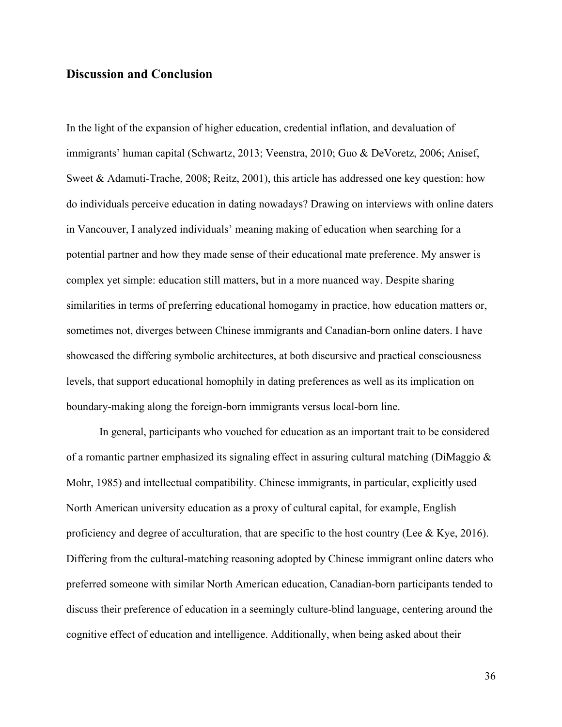## Discussion and Conclusion

In the light of the expansion of higher education, credential inflation, and devaluation of immigrants' human capital (Schwartz, 2013; Veenstra, 2010; Guo & DeVoretz, 2006; Anisef, Sweet & Adamuti-Trache, 2008; Reitz, 2001), this article has addressed one key question: how do individuals perceive education in dating nowadays? Drawing on interviews with online daters in Vancouver, I analyzed individuals' meaning making of education when searching for a potential partner and how they made sense of their educational mate preference. My answer is complex yet simple: education still matters, but in a more nuanced way. Despite sharing similarities in terms of preferring educational homogamy in practice, how education matters or, sometimes not, diverges between Chinese immigrants and Canadian-born online daters. I have showcased the differing symbolic architectures, at both discursive and practical consciousness levels, that support educational homophily in dating preferences as well as its implication on boundary-making along the foreign-born immigrants versus local-born line.

In general, participants who vouched for education as an important trait to be considered of a romantic partner emphasized its signaling effect in assuring cultural matching (DiMaggio & Mohr, 1985) and intellectual compatibility. Chinese immigrants, in particular, explicitly used North American university education as a proxy of cultural capital, for example, English proficiency and degree of acculturation, that are specific to the host country (Lee & Kye, 2016). Differing from the cultural-matching reasoning adopted by Chinese immigrant online daters who preferred someone with similar North American education, Canadian-born participants tended to discuss their preference of education in a seemingly culture-blind language, centering around the cognitive effect of education and intelligence. Additionally, when being asked about their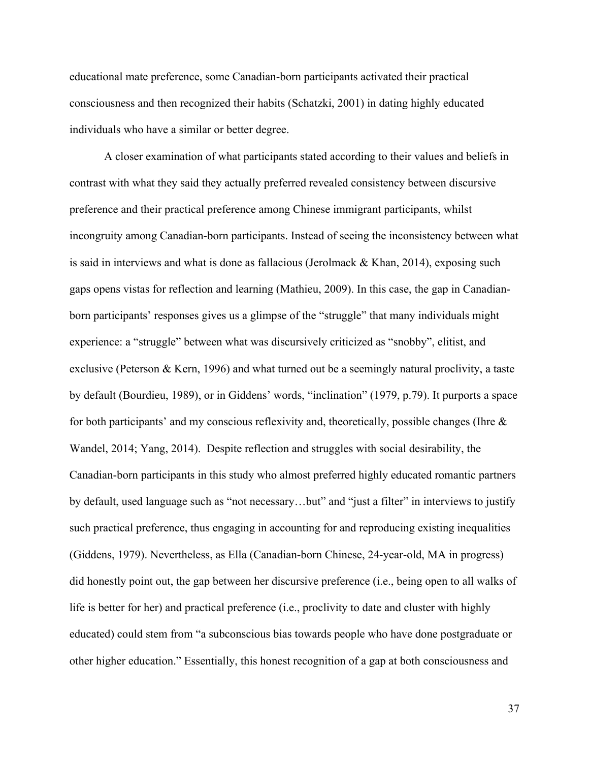educational mate preference, some Canadian-born participants activated their practical consciousness and then recognized their habits (Schatzki, 2001) in dating highly educated individuals who have a similar or better degree.

A closer examination of what participants stated according to their values and beliefs in contrast with what they said they actually preferred revealed consistency between discursive preference and their practical preference among Chinese immigrant participants, whilst incongruity among Canadian-born participants. Instead of seeing the inconsistency between what is said in interviews and what is done as fallacious (Jerolmack & Khan, 2014), exposing such gaps opens vistas for reflection and learning (Mathieu, 2009). In this case, the gap in Canadian-born participants' responses gives us a glimpse of the "struggle" that many individuals might experience: a "struggle" between what was discursively criticized as "snobby", elitist, and exclusive (Peterson & Kern, 1996) and what turned out be a seemingly natural proclivity, a taste by default (Bourdieu, 1989), or in Giddens' words, "inclination" (1979, p.79). It purports a space for both participants' and my conscious reflexivity and, theoretically, possible changes (Ihre & Wandel, 2014; Yang, 2014). Despite reflection and struggles with social desirability, the Canadian-born participants in this study who almost preferred highly educated romantic partners by default, used language such as "not necessary…but" and "just a filter" in interviews to justify such practical preference, thus engaging in accounting for and reproducing existing inequalities (Giddens, 1979). Nevertheless, as Ella (Canadian-born Chinese, 24-year-old, MA in progress) did honestly point out, the gap between her discursive preference (i.e., being open to all walks of life is better for her) and practical preference (i.e., proclivity to date and cluster with highly educated) could stem from "a subconscious bias towards people who have done postgraduate or other higher education." Essentially, this honest recognition of a gap at both consciousness and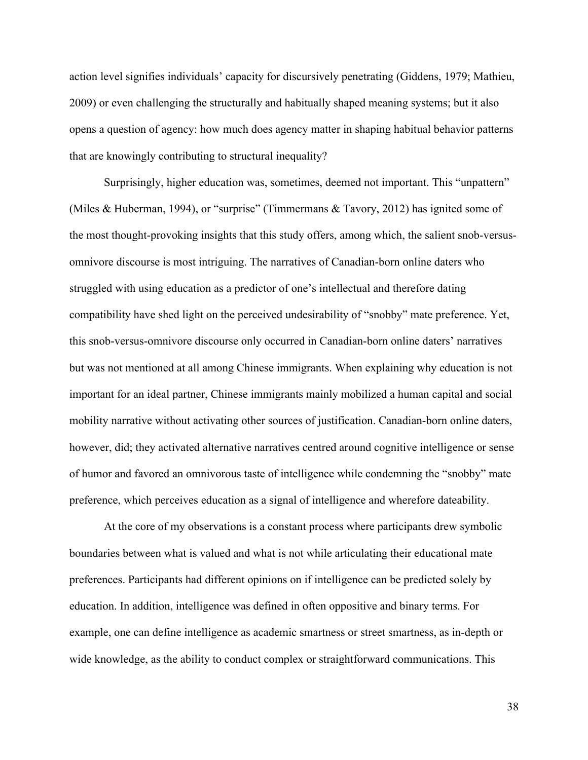action level signifies individuals' capacity for discursively penetrating (Giddens, 1979; Mathieu, 2009) or even challenging the structurally and habitually shaped meaning systems; but it also opens a question of agency: how much does agency matter in shaping habitual behavior patterns that are knowingly contributing to structural inequality?

Surprisingly, higher education was, sometimes, deemed not important. This "unpattern" (Miles & Huberman, 1994), or "surprise" (Timmermans & Tavory, 2012) has ignited some of the most thought-provoking insights that this study offers, among which, the salient snob-versus-omnivore discourse is most intriguing. The narratives of Canadian-born online daters who struggled with using education as a predictor of one's intellectual and therefore dating compatibility have shed light on the perceived undesirability of "snobby" mate preference. Yet, this snob-versus-omnivore discourse only occurred in Canadian-born online daters' narratives but was not mentioned at all among Chinese immigrants. When explaining why education is not important for an ideal partner, Chinese immigrants mainly mobilized a human capital and social mobility narrative without activating other sources of justification. Canadian-born online daters, however, did; they activated alternative narratives centred around cognitive intelligence or sense of humor and favored an omnivorous taste of intelligence while condemning the "snobby" mate preference, which perceives education as a signal of intelligence and wherefore dateability.

At the core of my observations is a constant process where participants drew symbolic boundaries between what is valued and what is not while articulating their educational mate preferences. Participants had different opinions on if intelligence can be predicted solely by education. In addition, intelligence was defined in often oppositive and binary terms. For example, one can define intelligence as academic smartness or street smartness, as in-depth or wide knowledge, as the ability to conduct complex or straightforward communications. This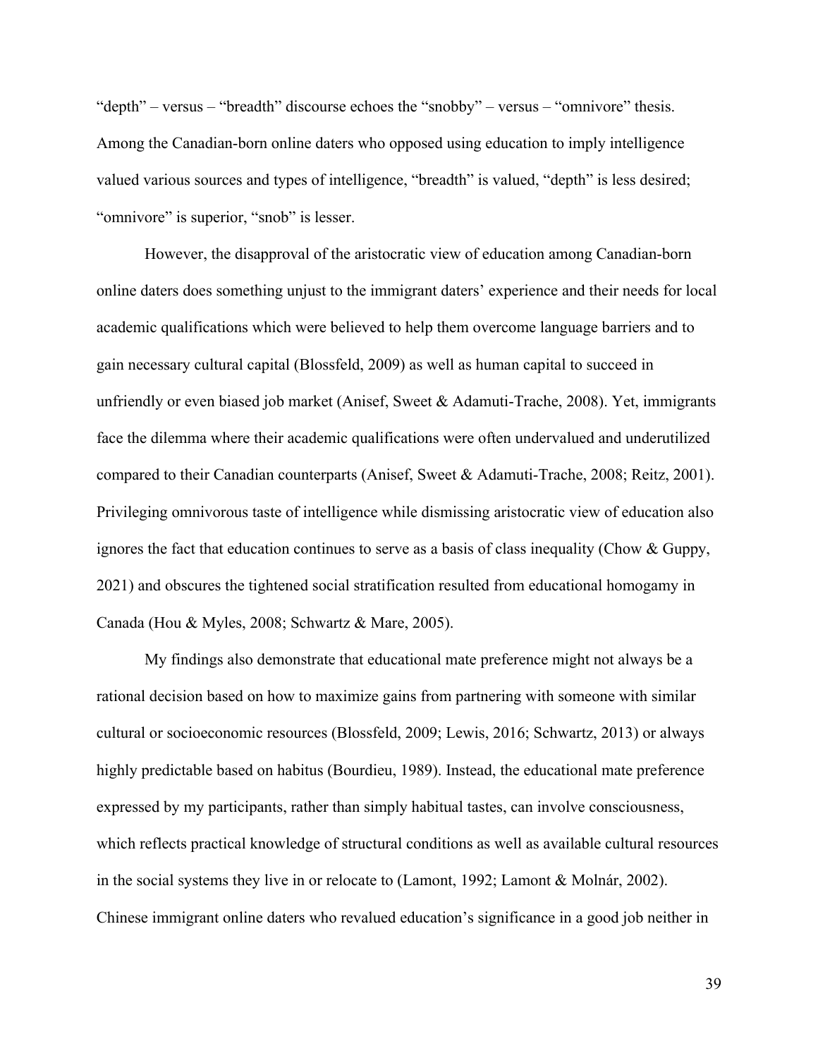"depth" – versus – "breadth" discourse echoes the "snobby" – versus – "omnivore" thesis. Among the Canadian-born online daters who opposed using education to imply intelligence valued various sources and types of intelligence, "breadth" is valued, "depth" is less desired; "omnivore" is superior, "snob" is lesser.

However, the disapproval of the aristocratic view of education among Canadian-born online daters does something unjust to the immigrant daters' experience and their needs for local academic qualifications which were believed to help them overcome language barriers and to gain necessary cultural capital (Blossfeld, 2009) as well as human capital to succeed in unfriendly or even biased job market (Anisef, Sweet & Adamuti-Trache, 2008). Yet, immigrants face the dilemma where their academic qualifications were often undervalued and underutilized compared to their Canadian counterparts (Anisef, Sweet & Adamuti-Trache, 2008; Reitz, 2001). Privileging omnivorous taste of intelligence while dismissing aristocratic view of education also ignores the fact that education continues to serve as a basis of class inequality (Chow & Guppy, 2021) and obscures the tightened social stratification resulted from educational homogamy in Canada (Hou & Myles, 2008; Schwartz & Mare, 2005).

My findings also demonstrate that educational mate preference might not always be a rational decision based on how to maximize gains from partnering with someone with similar cultural or socioeconomic resources (Blossfeld, 2009; Lewis, 2016; Schwartz, 2013) or always highly predictable based on habitus (Bourdieu, 1989). Instead, the educational mate preference expressed by my participants, rather than simply habitual tastes, can involve consciousness, which reflects practical knowledge of structural conditions as well as available cultural resources in the social systems they live in or relocate to (Lamont, 1992; Lamont & Molnár, 2002). Chinese immigrant online daters who revalued education's significance in a good job neither in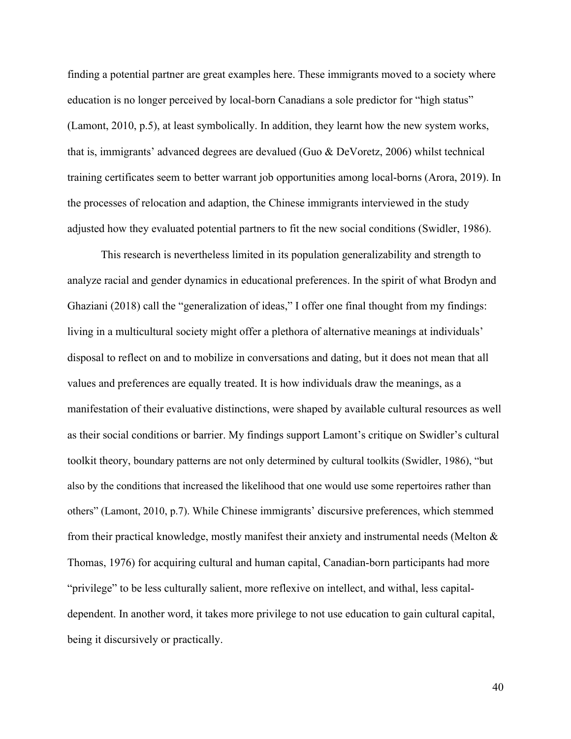finding a potential partner are great examples here. These immigrants moved to a society where education is no longer perceived by local-born Canadians a sole predictor for "high status" (Lamont, 2010, p.5), at least symbolically. In addition, they learnt how the new system works, that is, immigrants' advanced degrees are devalued (Guo & DeVoretz, 2006) whilst technical training certificates seem to better warrant job opportunities among local-borns (Arora, 2019). In the processes of relocation and adaption, the Chinese immigrants interviewed in the study adjusted how they evaluated potential partners to fit the new social conditions (Swidler, 1986).

This research is nevertheless limited in its population generalizability and strength to analyze racial and gender dynamics in educational preferences. In the spirit of what Brodyn and Ghaziani (2018) call the "generalization of ideas," I offer one final thought from my findings: living in a multicultural society might offer a plethora of alternative meanings at individuals' disposal to reflect on and to mobilize in conversations and dating, but it does not mean that all values and preferences are equally treated. It is how individuals draw the meanings, as a manifestation of their evaluative distinctions, were shaped by available cultural resources as well as their social conditions or barrier. My findings support Lamont's critique on Swidler's cultural toolkit theory, boundary patterns are not only determined by cultural toolkits (Swidler, 1986), "but also by the conditions that increased the likelihood that one would use some repertoires rather than others" (Lamont, 2010, p.7). While Chinese immigrants' discursive preferences, which stemmed from their practical knowledge, mostly manifest their anxiety and instrumental needs (Melton & Thomas, 1976) for acquiring cultural and human capital, Canadian-born participants had more "privilege" to be less culturally salient, more reflexive on intellect, and withal, less capital-dependent. In another word, it takes more privilege to not use education to gain cultural capital, being it discursively or practically.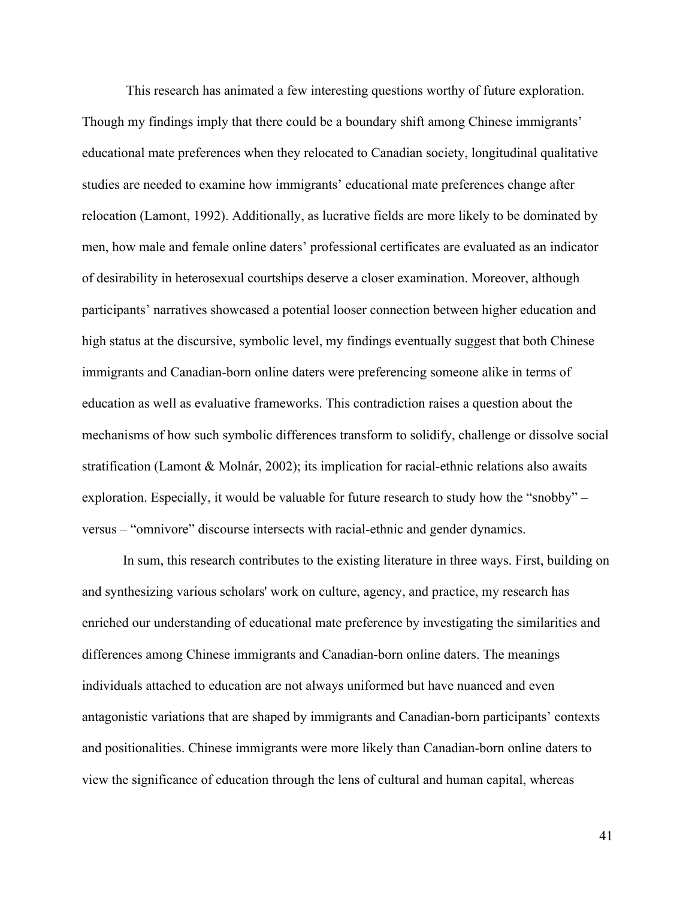This research has animated a few interesting questions worthy of future exploration. Though my findings imply that there could be a boundary shift among Chinese immigrants' educational mate preferences when they relocated to Canadian society, longitudinal qualitative studies are needed to examine how immigrants' educational mate preferences change after relocation (Lamont, 1992). Additionally, as lucrative fields are more likely to be dominated by men, how male and female online daters' professional certificates are evaluated as an indicator of desirability in heterosexual courtships deserve a closer examination. Moreover, although participants' narratives showcased a potential looser connection between higher education and high status at the discursive, symbolic level, my findings eventually suggest that both Chinese immigrants and Canadian-born online daters were preferencing someone alike in terms of education as well as evaluative frameworks. This contradiction raises a question about the mechanisms of how such symbolic differences transform to solidify, challenge or dissolve social stratification (Lamont & Molnár, 2002); its implication for racial-ethnic relations also awaits exploration. Especially, it would be valuable for future research to study how the "snobby" – versus – "omnivore" discourse intersects with racial-ethnic and gender dynamics.

In sum, this research contributes to the existing literature in three ways. First, building on and synthesizing various scholars' work on culture, agency, and practice, my research has enriched our understanding of educational mate preference by investigating the similarities and differences among Chinese immigrants and Canadian-born online daters. The meanings individuals attached to education are not always uniformed but have nuanced and even antagonistic variations that are shaped by immigrants and Canadian-born participants' contexts and positionalities. Chinese immigrants were more likely than Canadian-born online daters to view the significance of education through the lens of cultural and human capital, whereas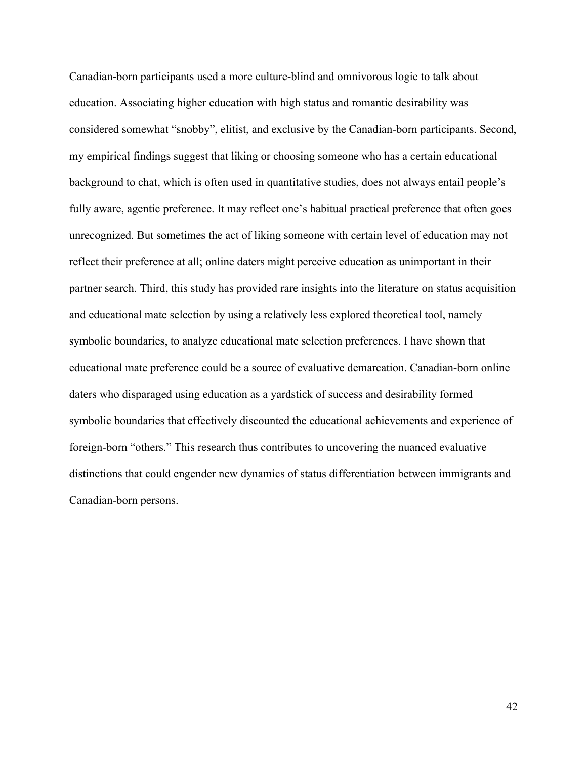Canadian-born participants used a more culture-blind and omnivorous logic to talk about education. Associating higher education with high status and romantic desirability was considered somewhat "snobby", elitist, and exclusive by the Canadian-born participants. Second, my empirical findings suggest that liking or choosing someone who has a certain educational background to chat, which is often used in quantitative studies, does not always entail people's fully aware, agentic preference. It may reflect one's habitual practical preference that often goes unrecognized. But sometimes the act of liking someone with certain level of education may not reflect their preference at all; online daters might perceive education as unimportant in their partner search. Third, this study has provided rare insights into the literature on status acquisition and educational mate selection by using a relatively less explored theoretical tool, namely symbolic boundaries, to analyze educational mate selection preferences. I have shown that educational mate preference could be a source of evaluative demarcation. Canadian-born online daters who disparaged using education as a yardstick of success and desirability formed symbolic boundaries that effectively discounted the educational achievements and experience of foreign-born "others." This research thus contributes to uncovering the nuanced evaluative distinctions that could engender new dynamics of status differentiation between immigrants and Canadian-born persons.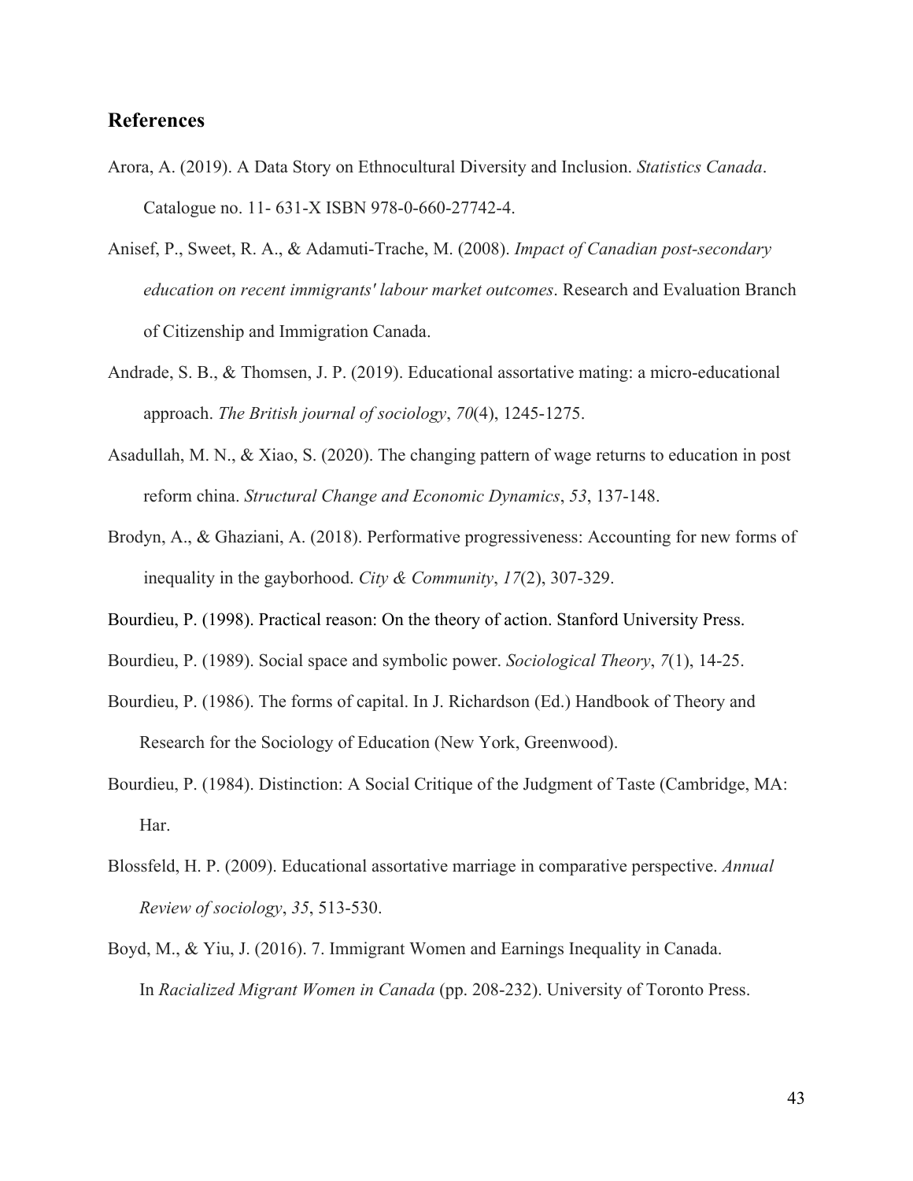## References

Arora, A. (2019). A Data Story on Ethnocultural Diversity and Inclusion. *Statistics Canada*. Catalogue no. 11- 631-X ISBN 978-0-660-27742-4.

Anisef, P., Sweet, R. A., & Adamuti-Trache, M. (2008). *Impact of Canadian post-secondary education on recent immigrants' labour market outcomes*. Research and Evaluation Branch of Citizenship and Immigration Canada.

Andrade, S. B., & Thomsen, J. P. (2019). Educational assortative mating: a micro-educational approach. *The British journal of sociology*, *70*(4), 1245-1275.

Asadullah, M. N., & Xiao, S. (2020). The changing pattern of wage returns to education in post reform china. *Structural Change and Economic Dynamics*, *53*, 137-148.

Brodyn, A., & Ghaziani, A. (2018). Performative progressiveness: Accounting for new forms of inequality in the gayborhood. *City & Community*, *17*(2), 307-329.

Bourdieu, P. (1998). Practical reason: On the theory of action. Stanford University Press.

Bourdieu, P. (1989). Social space and symbolic power. *Sociological Theory*, *7*(1), 14-25.

Bourdieu, P. (1986). The forms of capital. In J. Richardson (Ed.) Handbook of Theory and Research for the Sociology of Education (New York, Greenwood).

Bourdieu, P. (1984). Distinction: A Social Critique of the Judgment of Taste (Cambridge, MA: Har.

Blossfeld, H. P. (2009). Educational assortative marriage in comparative perspective. *Annual Review of sociology*, *35*, 513-530.

Boyd, M., & Yiu, J. (2016). 7. Immigrant Women and Earnings Inequality in Canada. In *Racialized Migrant Women in Canada* (pp. 208-232). University of Toronto Press.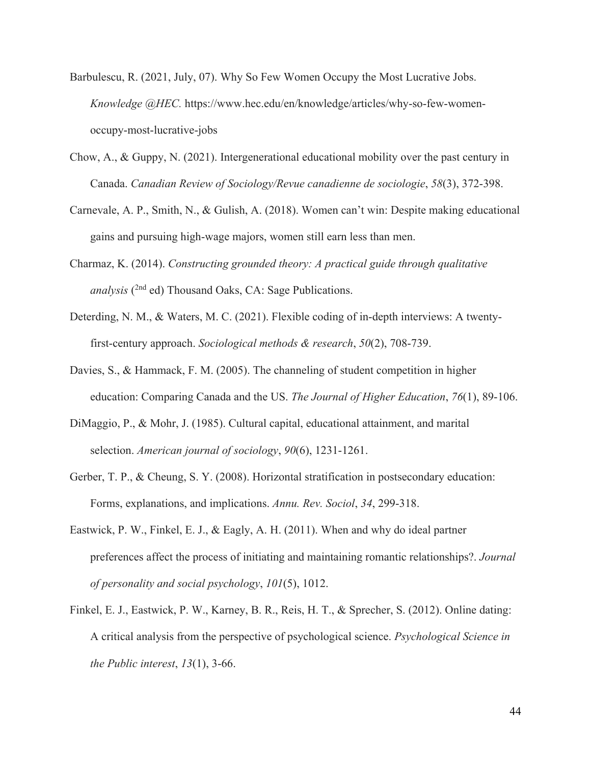Barbulescu, R. (2021, July, 07). Why So Few Women Occupy the Most Lucrative Jobs. *Knowledge @HEC.* https://www.hec.edu/en/knowledge/articles/why-so-few-women-occupy-most-lucrative-jobs

Chow, A., & Guppy, N. (2021). Intergenerational educational mobility over the past century in Canada. *Canadian Review of Sociology/Revue canadienne de sociologie*, *58*(3), 372-398.

Carnevale, A. P., Smith, N., & Gulish, A. (2018). Women can't win: Despite making educational gains and pursuing high-wage majors, women still earn less than men.

Charmaz, K. (2014). *Constructing grounded theory: A practical guide through qualitative analysis* (2nd ed) Thousand Oaks, CA: Sage Publications.

Deterding, N. M., & Waters, M. C. (2021). Flexible coding of in-depth interviews: A twenty-first-century approach. *Sociological methods & research*, *50*(2), 708-739.

Davies, S., & Hammack, F. M. (2005). The channeling of student competition in higher education: Comparing Canada and the US. *The Journal of Higher Education*, *76*(1), 89-106.

DiMaggio, P., & Mohr, J. (1985). Cultural capital, educational attainment, and marital selection. *American journal of sociology*, *90*(6), 1231-1261.

Gerber, T. P., & Cheung, S. Y. (2008). Horizontal stratification in postsecondary education: Forms, explanations, and implications. *Annu. Rev. Sociol*, *34*, 299-318.

Eastwick, P. W., Finkel, E. J., & Eagly, A. H. (2011). When and why do ideal partner preferences affect the process of initiating and maintaining romantic relationships?. *Journal of personality and social psychology*, *101*(5), 1012.

Finkel, E. J., Eastwick, P. W., Karney, B. R., Reis, H. T., & Sprecher, S. (2012). Online dating: A critical analysis from the perspective of psychological science. *Psychological Science in the Public interest*, *13*(1), 3-66.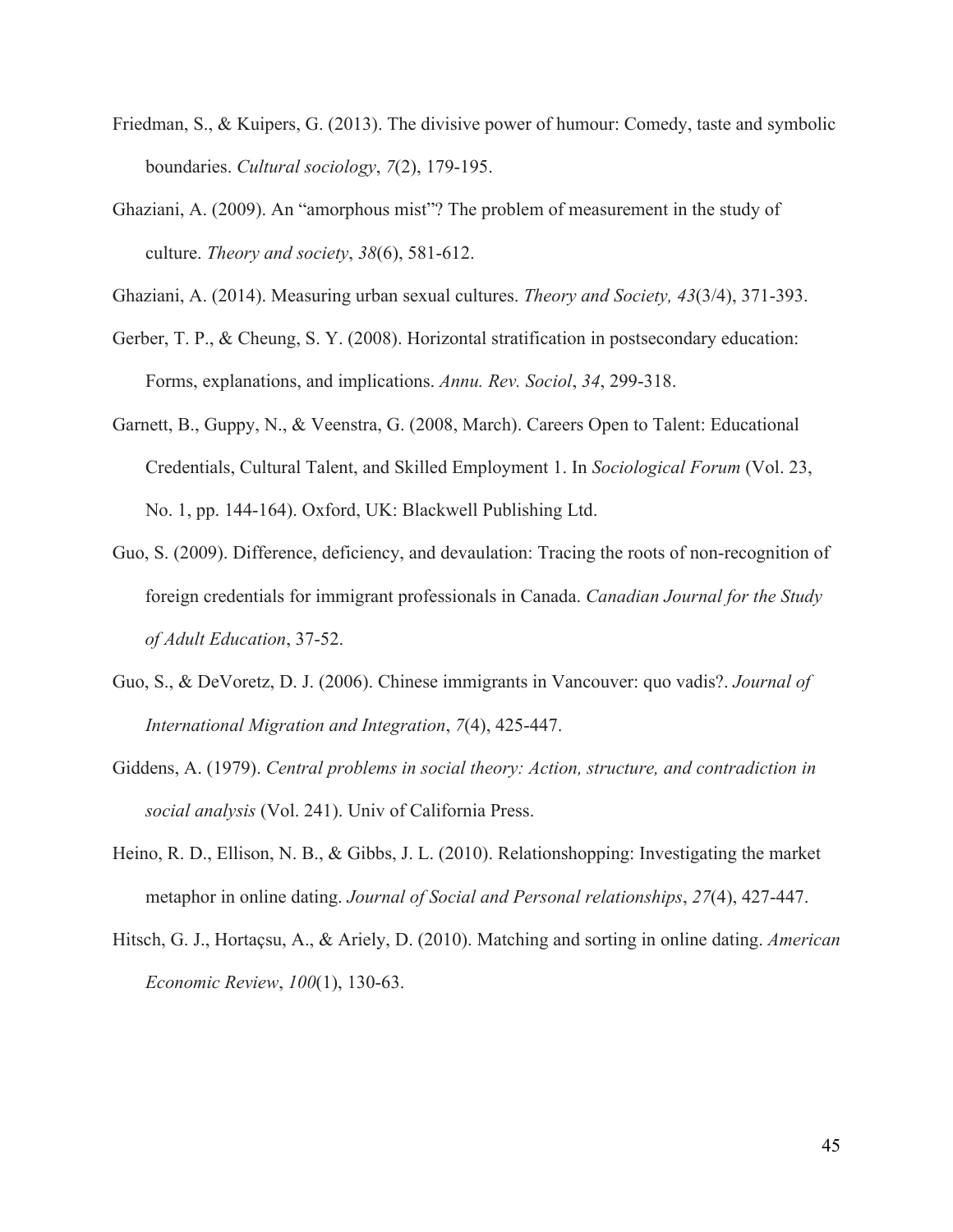Friedman, S., & Kuipers, G. (2013). The divisive power of humour: Comedy, taste and symbolic boundaries. *Cultural sociology*, *7*(2), 179-195.

Ghaziani, A. (2009). An "amorphous mist"? The problem of measurement in the study of culture. *Theory and society*, *38*(6), 581-612.

Ghaziani, A. (2014). Measuring urban sexual cultures. *Theory and Society, 43*(3/4), 371-393.

Gerber, T. P., & Cheung, S. Y. (2008). Horizontal stratification in postsecondary education: Forms, explanations, and implications. *Annu. Rev. Sociol*, *34*, 299-318.

Garnett, B., Guppy, N., & Veenstra, G. (2008, March). Careers Open to Talent: Educational Credentials, Cultural Talent, and Skilled Employment 1. In *Sociological Forum* (Vol. 23, No. 1, pp. 144-164). Oxford, UK: Blackwell Publishing Ltd.

Guo, S. (2009). Difference, deficiency, and devaulation: Tracing the roots of non-recognition of foreign credentials for immigrant professionals in Canada. *Canadian Journal for the Study of Adult Education*, 37-52.

Guo, S., & DeVoretz, D. J. (2006). Chinese immigrants in Vancouver: quo vadis?. *Journal of International Migration and Integration*, *7*(4), 425-447.

Giddens, A. (1979). *Central problems in social theory: Action, structure, and contradiction in social analysis* (Vol. 241). Univ of California Press.

Heino, R. D., Ellison, N. B., & Gibbs, J. L. (2010). Relationshopping: Investigating the market metaphor in online dating. *Journal of Social and Personal relationships*, *27*(4), 427-447.

Hitsch, G. J., Hortaçsu, A., & Ariely, D. (2010). Matching and sorting in online dating. *American Economic Review*, *100*(1), 130-63.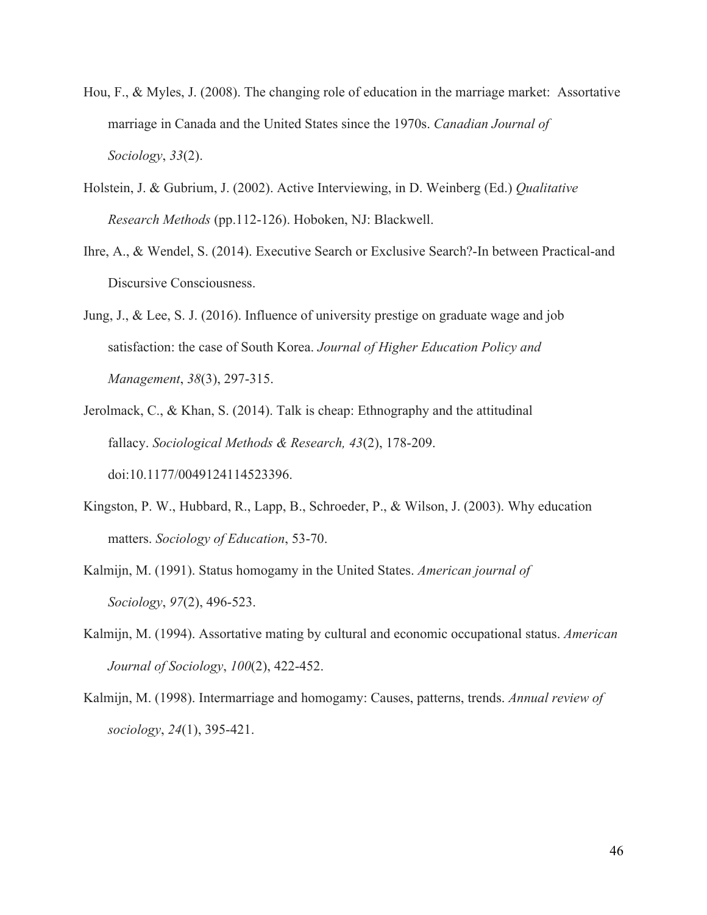Hou, F., & Myles, J. (2008). The changing role of education in the marriage market: Assortative marriage in Canada and the United States since the 1970s. *Canadian Journal of Sociology*, *33*(2).

Holstein, J. & Gubrium, J. (2002). Active Interviewing, in D. Weinberg (Ed.) *Qualitative Research Methods* (pp.112-126). Hoboken, NJ: Blackwell.

Ihre, A., & Wendel, S. (2014). Executive Search or Exclusive Search?-In between Practical-and Discursive Consciousness.

Jung, J., & Lee, S. J. (2016). Influence of university prestige on graduate wage and job satisfaction: the case of South Korea. *Journal of Higher Education Policy and Management*, *38*(3), 297-315.

Jerolmack, C., & Khan, S. (2014). Talk is cheap: Ethnography and the attitudinal fallacy. *Sociological Methods & Research, 43*(2), 178-209. doi:10.1177/0049124114523396.

Kingston, P. W., Hubbard, R., Lapp, B., Schroeder, P., & Wilson, J. (2003). Why education matters. *Sociology of Education*, 53-70.

Kalmijn, M. (1991). Status homogamy in the United States. *American journal of Sociology*, *97*(2), 496-523.

Kalmijn, M. (1994). Assortative mating by cultural and economic occupational status. *American Journal of Sociology*, *100*(2), 422-452.

Kalmijn, M. (1998). Intermarriage and homogamy: Causes, patterns, trends. *Annual review of sociology*, *24*(1), 395-421.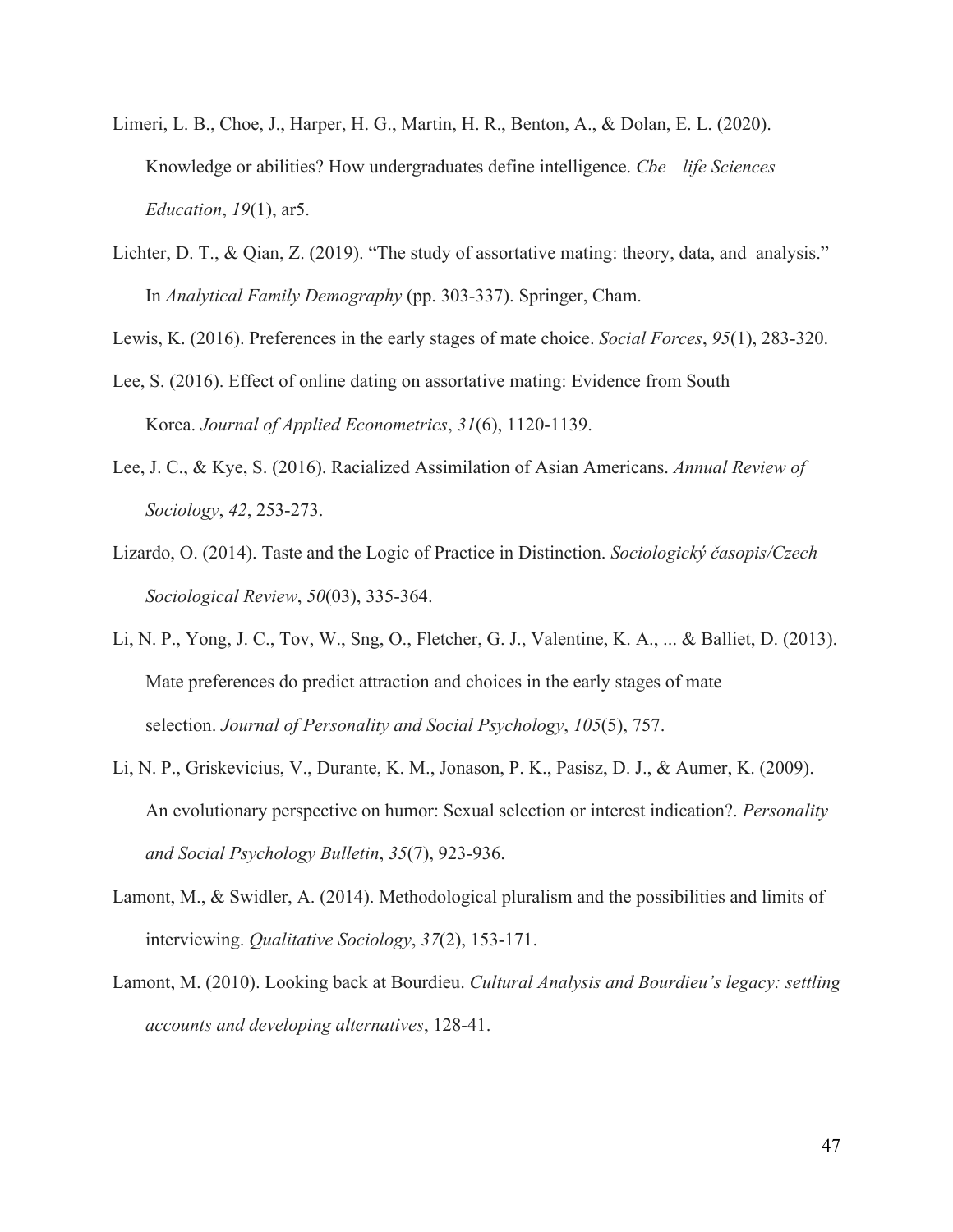Limeri, L. B., Choe, J., Harper, H. G., Martin, H. R., Benton, A., & Dolan, E. L. (2020). Knowledge or abilities? How undergraduates define intelligence. *Cbe—life Sciences Education*, *19*(1), ar5.

Lichter, D. T., & Qian, Z. (2019). "The study of assortative mating: theory, data, and analysis." In *Analytical Family Demography* (pp. 303-337). Springer, Cham.

Lewis, K. (2016). Preferences in the early stages of mate choice. *Social Forces*, *95*(1), 283-320.

Lee, S. (2016). Effect of online dating on assortative mating: Evidence from South Korea. *Journal of Applied Econometrics*, *31*(6), 1120-1139.

Lee, J. C., & Kye, S. (2016). Racialized Assimilation of Asian Americans. *Annual Review of Sociology*, *42*, 253-273.

Lizardo, O. (2014). Taste and the Logic of Practice in Distinction. *Sociologický časopis/Czech Sociological Review*, *50*(03), 335-364.

Li, N. P., Yong, J. C., Tov, W., Sng, O., Fletcher, G. J., Valentine, K. A., ... & Balliet, D. (2013). Mate preferences do predict attraction and choices in the early stages of mate selection. *Journal of Personality and Social Psychology*, *105*(5), 757.

Li, N. P., Griskevicius, V., Durante, K. M., Jonason, P. K., Pasisz, D. J., & Aumer, K. (2009). An evolutionary perspective on humor: Sexual selection or interest indication?. *Personality and Social Psychology Bulletin*, *35*(7), 923-936.

Lamont, M., & Swidler, A. (2014). Methodological pluralism and the possibilities and limits of interviewing. *Qualitative Sociology*, *37*(2), 153-171.

Lamont, M. (2010). Looking back at Bourdieu. *Cultural Analysis and Bourdieu's legacy: settling accounts and developing alternatives*, 128-41.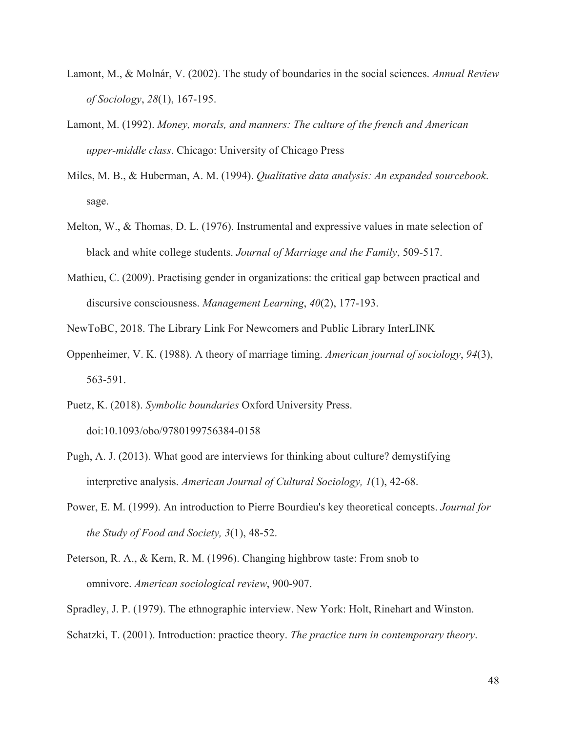Lamont, M., & Molnár, V. (2002). The study of boundaries in the social sciences. *Annual Review of Sociology*, *28*(1), 167-195.

Lamont, M. (1992). *Money, morals, and manners: The culture of the french and American upper-middle class*. Chicago: University of Chicago Press

Miles, M. B., & Huberman, A. M. (1994). *Qualitative data analysis: An expanded sourcebook*. sage.

Melton, W., & Thomas, D. L. (1976). Instrumental and expressive values in mate selection of black and white college students. *Journal of Marriage and the Family*, 509-517.

Mathieu, C. (2009). Practising gender in organizations: the critical gap between practical and discursive consciousness. *Management Learning*, *40*(2), 177-193.

NewToBC, 2018. The Library Link For Newcomers and Public Library InterLINK

Oppenheimer, V. K. (1988). A theory of marriage timing. *American journal of sociology*, *94*(3), 563-591.

Puetz, K. (2018). *Symbolic boundaries* Oxford University Press. doi:10.1093/obo/9780199756384-0158

Pugh, A. J. (2013). What good are interviews for thinking about culture? demystifying interpretive analysis. *American Journal of Cultural Sociology, 1*(1), 42-68.

Power, E. M. (1999). An introduction to Pierre Bourdieu's key theoretical concepts. *Journal for the Study of Food and Society, 3*(1), 48-52.

Peterson, R. A., & Kern, R. M. (1996). Changing highbrow taste: From snob to omnivore. *American sociological review*, 900-907.

Spradley, J. P. (1979). The ethnographic interview. New York: Holt, Rinehart and Winston.

Schatzki, T. (2001). Introduction: practice theory. *The practice turn in contemporary theory*.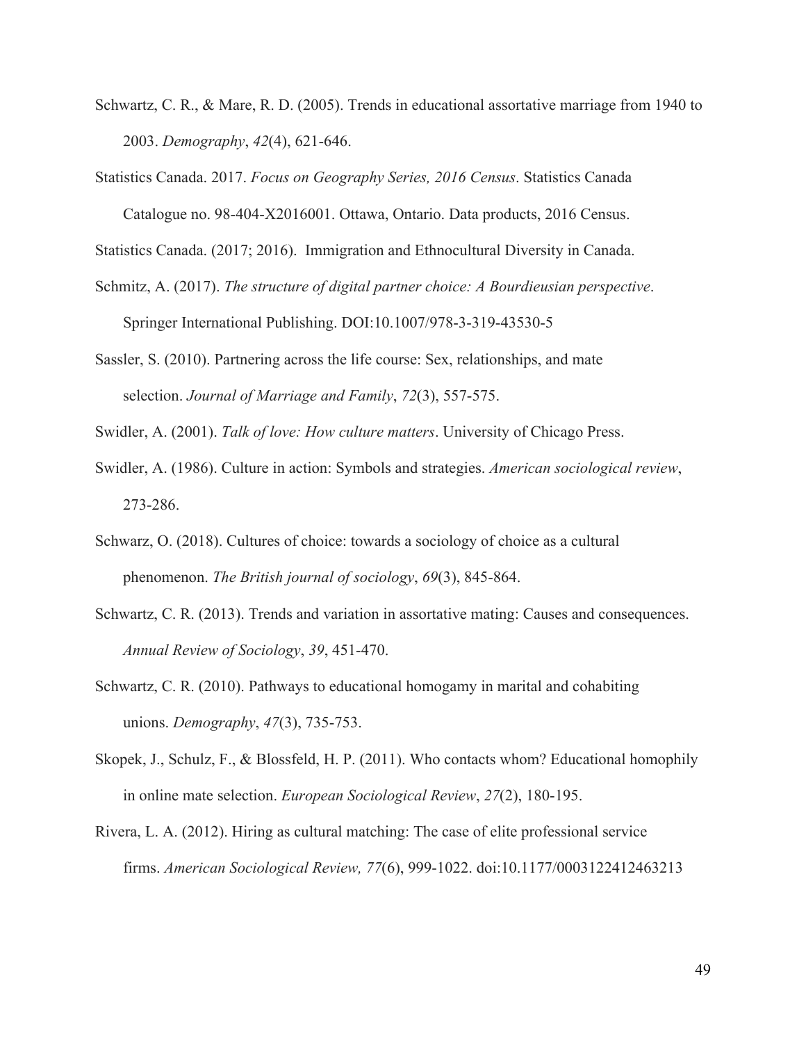Schwartz, C. R., & Mare, R. D. (2005). Trends in educational assortative marriage from 1940 to 2003. *Demography*, *42*(4), 621-646.

Statistics Canada. 2017. *Focus on Geography Series, 2016 Census*. Statistics Canada Catalogue no. 98-404-X2016001. Ottawa, Ontario. Data products, 2016 Census.

Statistics Canada. (2017; 2016). Immigration and Ethnocultural Diversity in Canada.

Schmitz, A. (2017). *The structure of digital partner choice: A Bourdieusian perspective*. Springer International Publishing. DOI:10.1007/978-3-319-43530-5

Sassler, S. (2010). Partnering across the life course: Sex, relationships, and mate selection. *Journal of Marriage and Family*, *72*(3), 557-575.

Swidler, A. (2001). *Talk of love: How culture matters*. University of Chicago Press.

Swidler, A. (1986). Culture in action: Symbols and strategies. *American sociological review*, 273-286.

Schwarz, O. (2018). Cultures of choice: towards a sociology of choice as a cultural phenomenon. *The British journal of sociology*, *69*(3), 845-864.

Schwartz, C. R. (2013). Trends and variation in assortative mating: Causes and consequences. *Annual Review of Sociology*, *39*, 451-470.

Schwartz, C. R. (2010). Pathways to educational homogamy in marital and cohabiting unions. *Demography*, *47*(3), 735-753.

Skopek, J., Schulz, F., & Blossfeld, H. P. (2011). Who contacts whom? Educational homophily in online mate selection. *European Sociological Review*, *27*(2), 180-195.

Rivera, L. A. (2012). Hiring as cultural matching: The case of elite professional service firms. *American Sociological Review, 77*(6), 999-1022. doi:10.1177/0003122412463213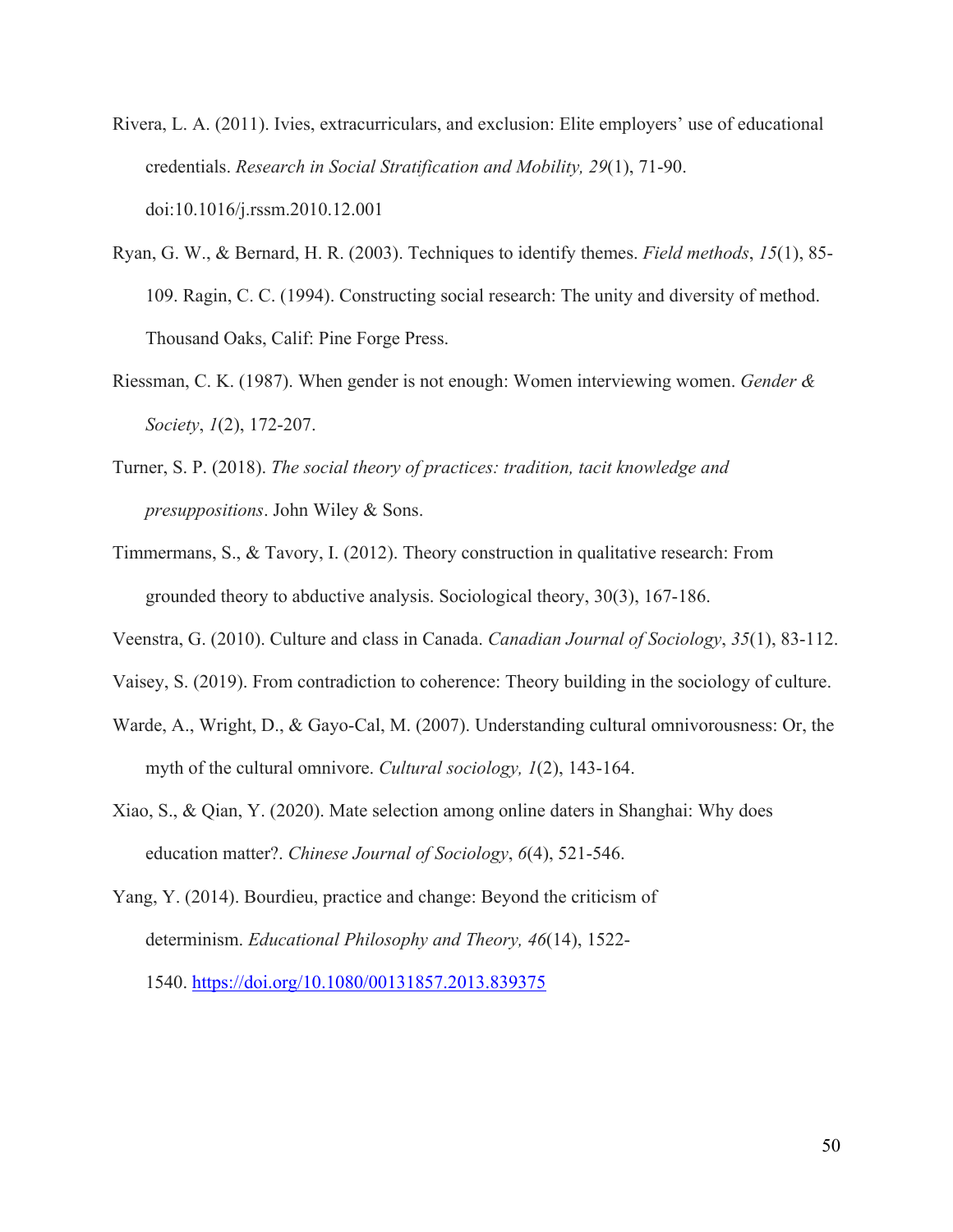Rivera, L. A. (2011). Ivies, extracurriculars, and exclusion: Elite employers' use of educational credentials. *Research in Social Stratification and Mobility, 29*(1), 71-90. doi:10.1016/j.rssm.2010.12.001

Ryan, G. W., & Bernard, H. R. (2003). Techniques to identify themes. *Field methods*, *15*(1), 85-109. Ragin, C. C. (1994). Constructing social research: The unity and diversity of method. Thousand Oaks, Calif: Pine Forge Press.

Riessman, C. K. (1987). When gender is not enough: Women interviewing women. *Gender & Society*, *1*(2), 172-207.

Turner, S. P. (2018). *The social theory of practices: tradition, tacit knowledge and presuppositions*. John Wiley & Sons.

Timmermans, S., & Tavory, I. (2012). Theory construction in qualitative research: From grounded theory to abductive analysis. Sociological theory, 30(3), 167-186.

Veenstra, G. (2010). Culture and class in Canada. *Canadian Journal of Sociology*, *35*(1), 83-112.

Vaisey, S. (2019). From contradiction to coherence: Theory building in the sociology of culture.

Warde, A., Wright, D., & Gayo-Cal, M. (2007). Understanding cultural omnivorousness: Or, the myth of the cultural omnivore. *Cultural sociology, 1*(2), 143-164.

Xiao, S., & Qian, Y. (2020). Mate selection among online daters in Shanghai: Why does education matter?. *Chinese Journal of Sociology*, *6*(4), 521-546.

Yang, Y. (2014). Bourdieu, practice and change: Beyond the criticism of determinism. *Educational Philosophy and Theory, 46*(14), 1522-1540. https://doi.org/10.1080/00131857.2013.839375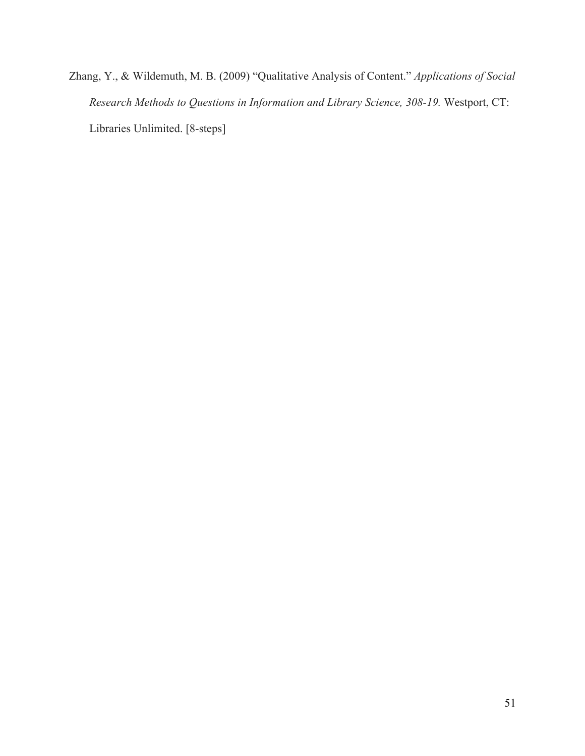Zhang, Y., & Wildemuth, M. B. (2009) "Qualitative Analysis of Content." *Applications of Social Research Methods to Questions in Information and Library Science, 308-19.* Westport, CT: Libraries Unlimited. [8-steps]